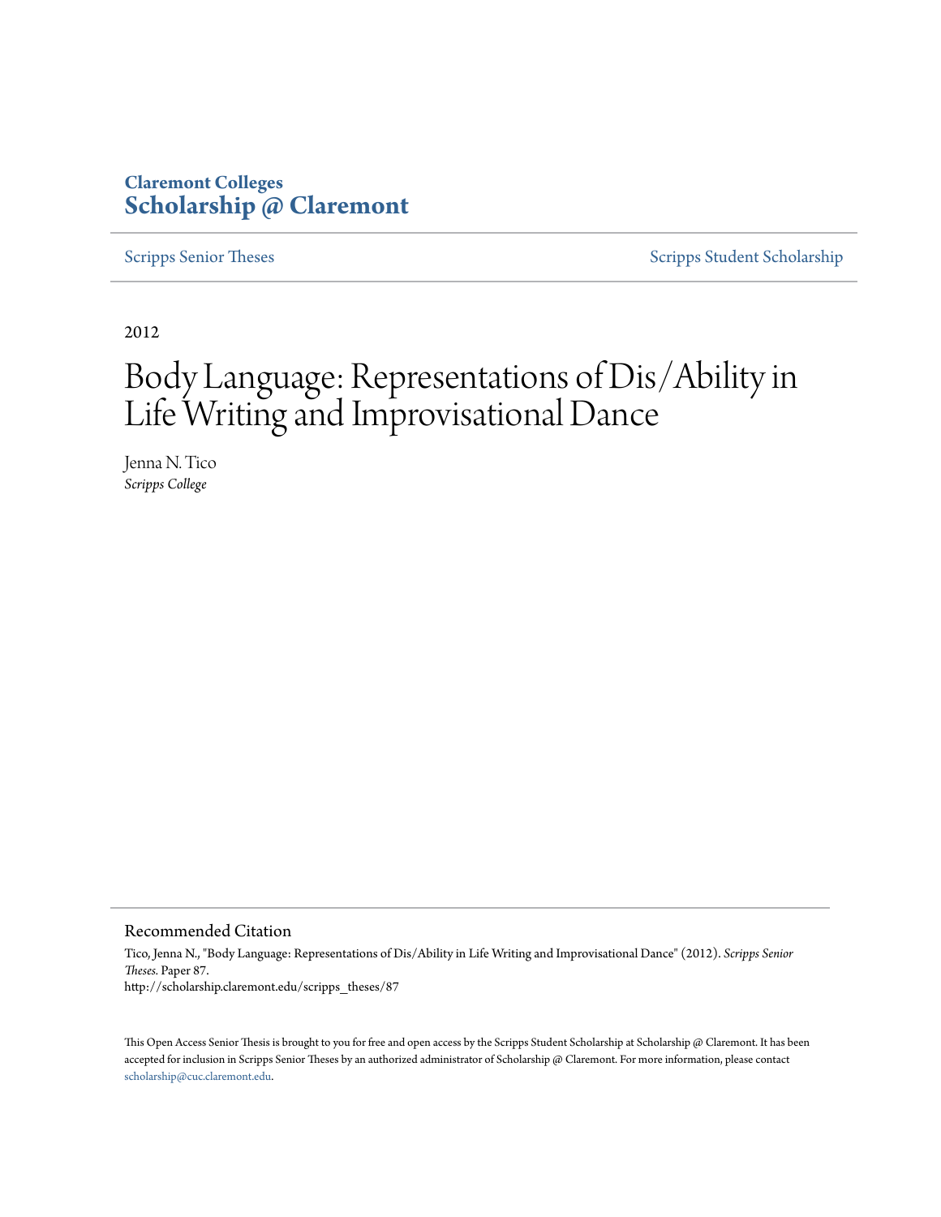**Claremont Colleges**
**Scholarship @ Claremont**

Scripps Senior Theses | Scripps Student Scholarship

2012

# Body Language: Representations of Dis/Ability in Life Writing and Improvisational Dance

Jenna N. Tico
*Scripps College*

## Recommended Citation

Tico, Jenna N., "Body Language: Representations of Dis/Ability in Life Writing and Improvisational Dance" (2012). *Scripps Senior Theses.* Paper 87.
http://scholarship.claremont.edu/scripps_theses/87

This Open Access Senior Thesis is brought to you for free and open access by the Scripps Student Scholarship at Scholarship @ Claremont. It has been accepted for inclusion in Scripps Senior Theses by an authorized administrator of Scholarship @ Claremont. For more information, please contact scholarship@cuc.claremont.edu.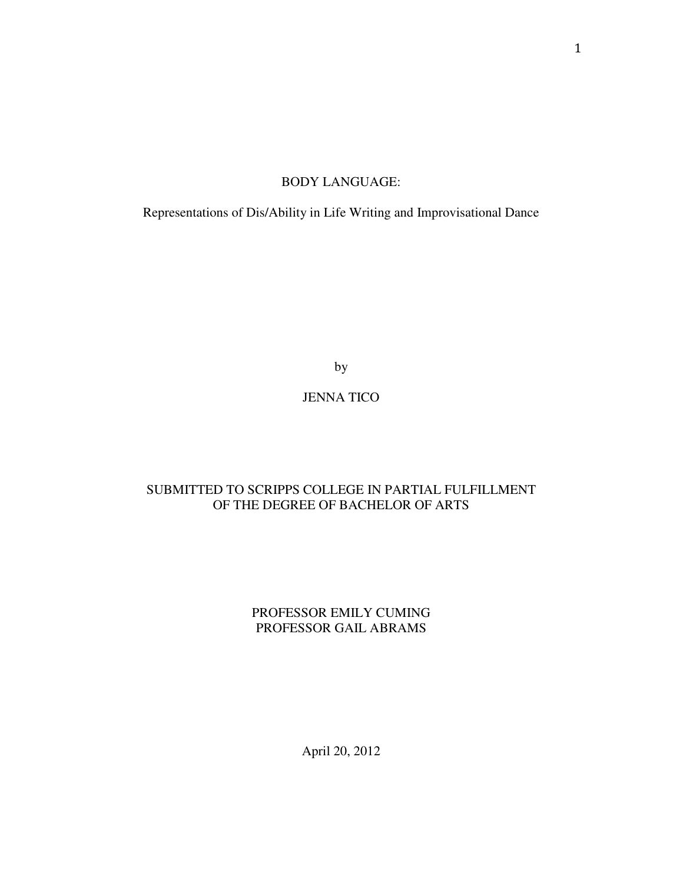# BODY LANGUAGE:

## Representations of Dis/Ability in Life Writing and Improvisational Dance

by

JENNA TICO

SUBMITTED TO SCRIPPS COLLEGE IN PARTIAL FULFILLMENT
OF THE DEGREE OF BACHELOR OF ARTS

PROFESSOR EMILY CUMING
PROFESSOR GAIL ABRAMS

April 20, 2012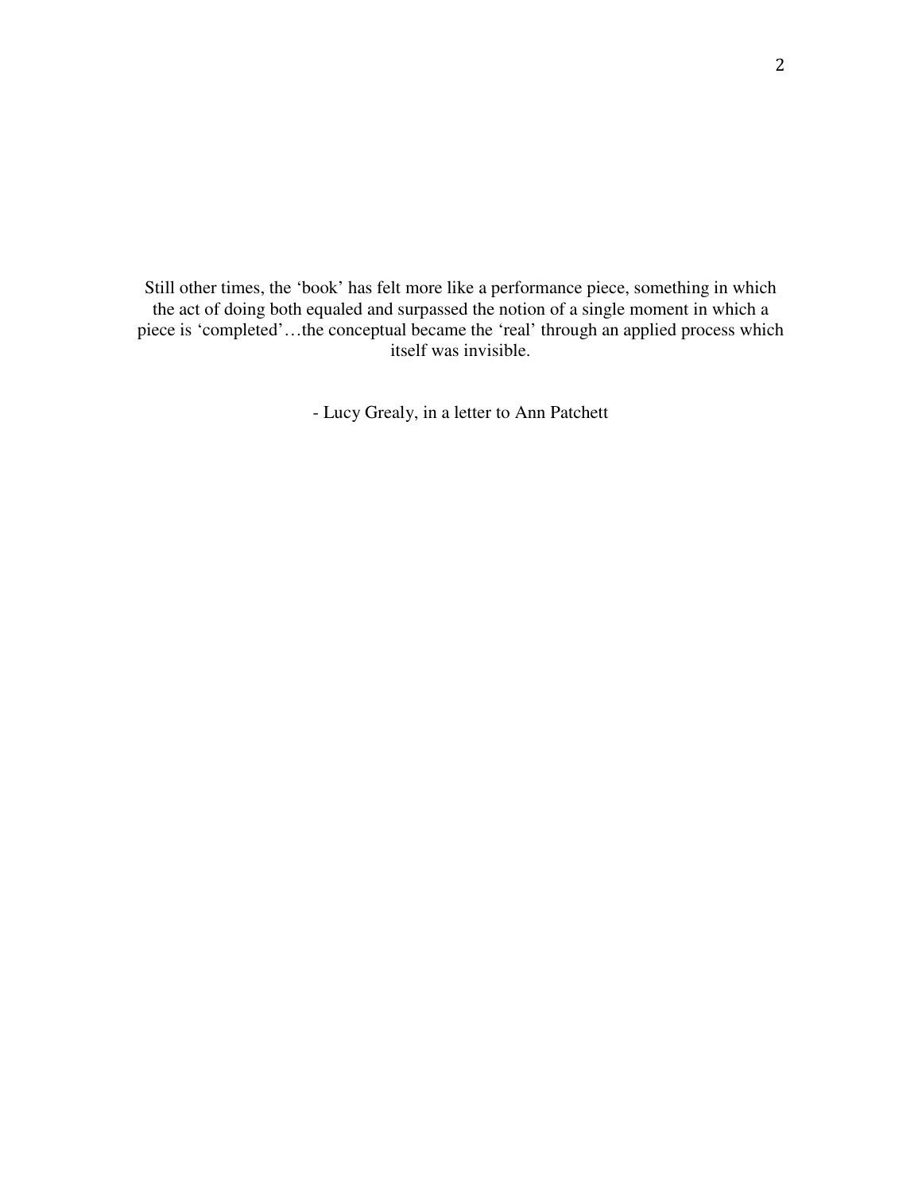Still other times, the ‘book’ has felt more like a performance piece, something in which the act of doing both equaled and surpassed the notion of a single moment in which a piece is ‘completed’…the conceptual became the ‘real’ through an applied process which itself was invisible.

- Lucy Grealy, in a letter to Ann Patchett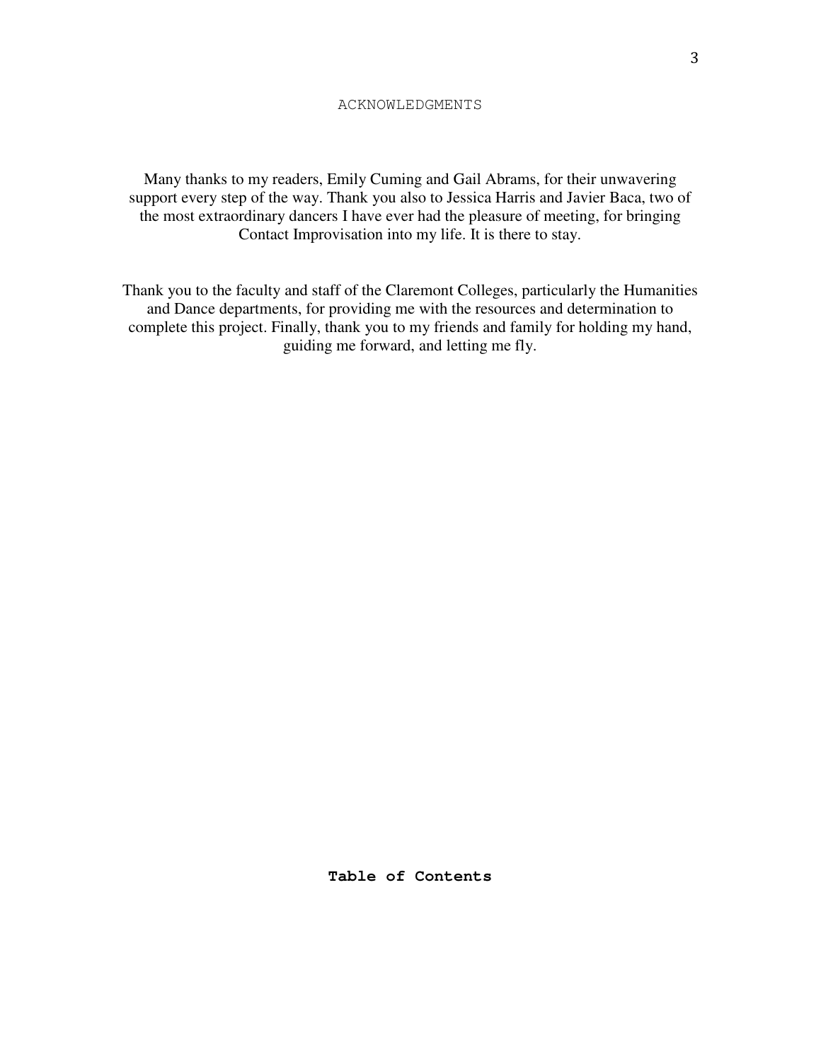# ACKNOWLEDGMENTS

Many thanks to my readers, Emily Cuming and Gail Abrams, for their unwavering support every step of the way. Thank you also to Jessica Harris and Javier Baca, two of the most extraordinary dancers I have ever had the pleasure of meeting, for bringing Contact Improvisation into my life. It is there to stay.

Thank you to the faculty and staff of the Claremont Colleges, particularly the Humanities and Dance departments, for providing me with the resources and determination to complete this project. Finally, thank you to my friends and family for holding my hand, guiding me forward, and letting me fly.

**Table of Contents**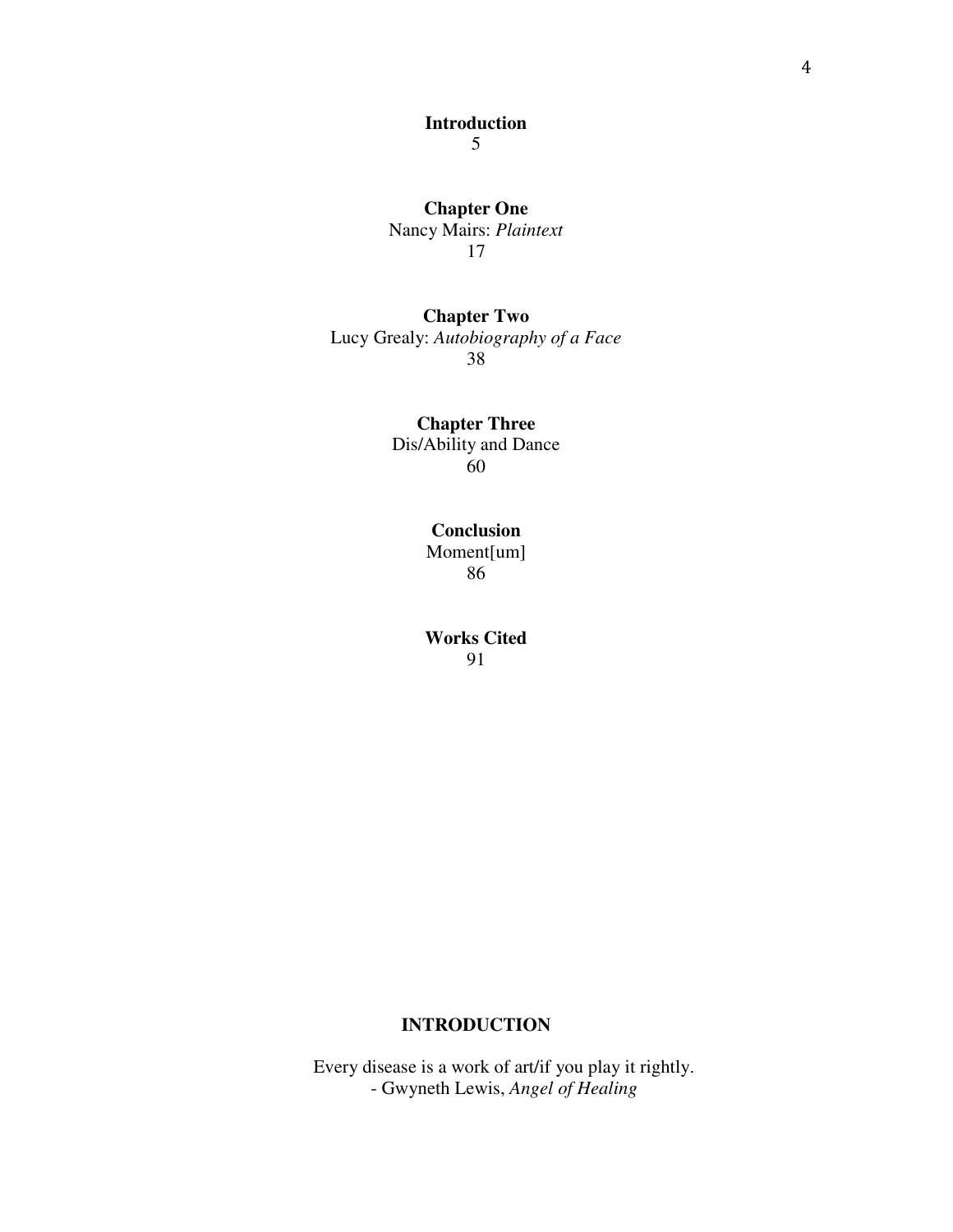**Introduction**
5

**Chapter One**
Nancy Mairs: *Plaintext*
17

**Chapter Two**
Lucy Grealy: *Autobiography of a Face*
38

**Chapter Three**
Dis/Ability and Dance
60

**Conclusion**
Moment[um]
86

**Works Cited**
91

# INTRODUCTION

Every disease is a work of art/if you play it rightly.
- Gwyneth Lewis, *Angel of Healing*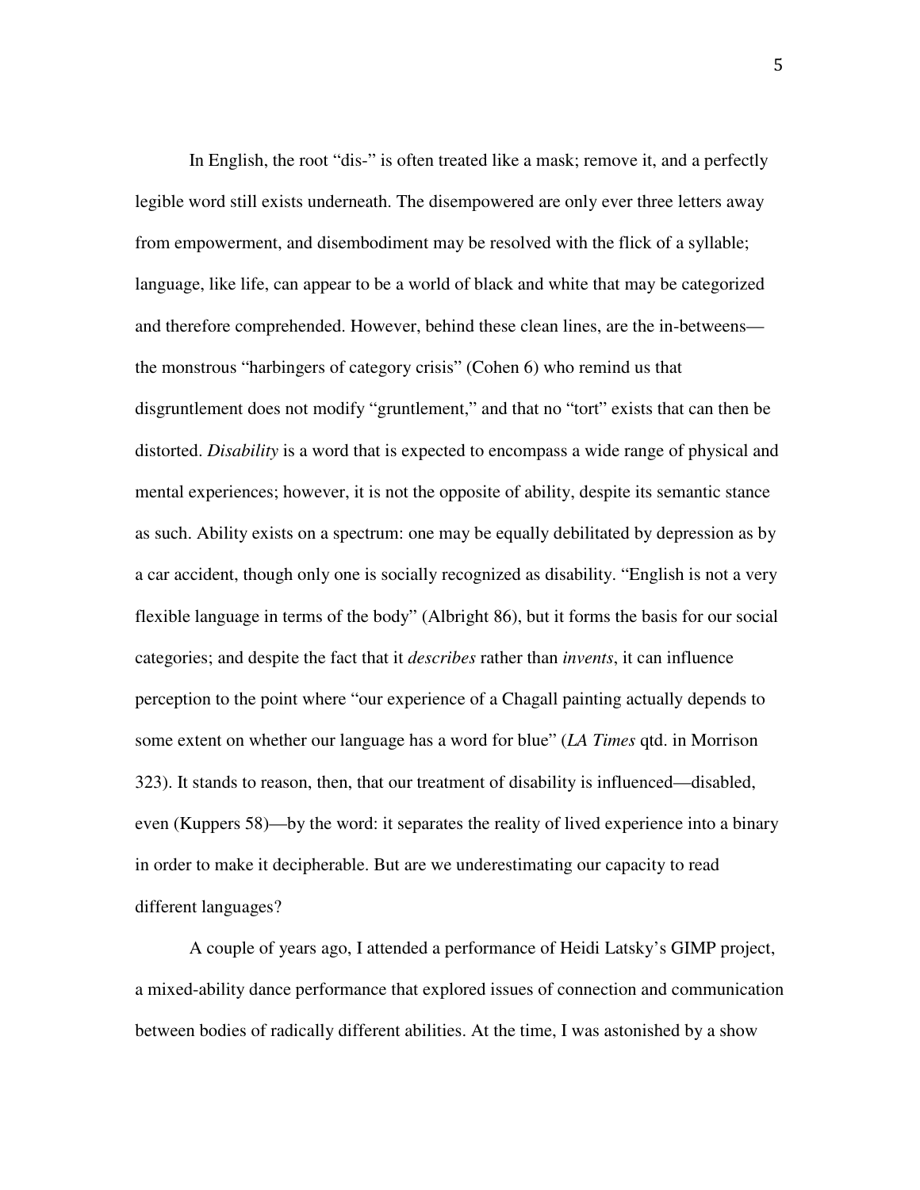In English, the root "dis-" is often treated like a mask; remove it, and a perfectly legible word still exists underneath. The disempowered are only ever three letters away from empowerment, and disembodiment may be resolved with the flick of a syllable; language, like life, can appear to be a world of black and white that may be categorized and therefore comprehended. However, behind these clean lines, are the in-betweens—the monstrous "harbingers of category crisis" (Cohen 6) who remind us that disgruntlement does not modify "gruntlement," and that no "tort" exists that can then be distorted. *Disability* is a word that is expected to encompass a wide range of physical and mental experiences; however, it is not the opposite of ability, despite its semantic stance as such. Ability exists on a spectrum: one may be equally debilitated by depression as by a car accident, though only one is socially recognized as disability. "English is not a very flexible language in terms of the body" (Albright 86), but it forms the basis for our social categories; and despite the fact that it *describes* rather than *invents*, it can influence perception to the point where "our experience of a Chagall painting actually depends to some extent on whether our language has a word for blue" (*LA Times* qtd. in Morrison 323). It stands to reason, then, that our treatment of disability is influenced—disabled, even (Kuppers 58)—by the word: it separates the reality of lived experience into a binary in order to make it decipherable. But are we underestimating our capacity to read different languages?

A couple of years ago, I attended a performance of Heidi Latsky's GIMP project, a mixed-ability dance performance that explored issues of connection and communication between bodies of radically different abilities. At the time, I was astonished by a show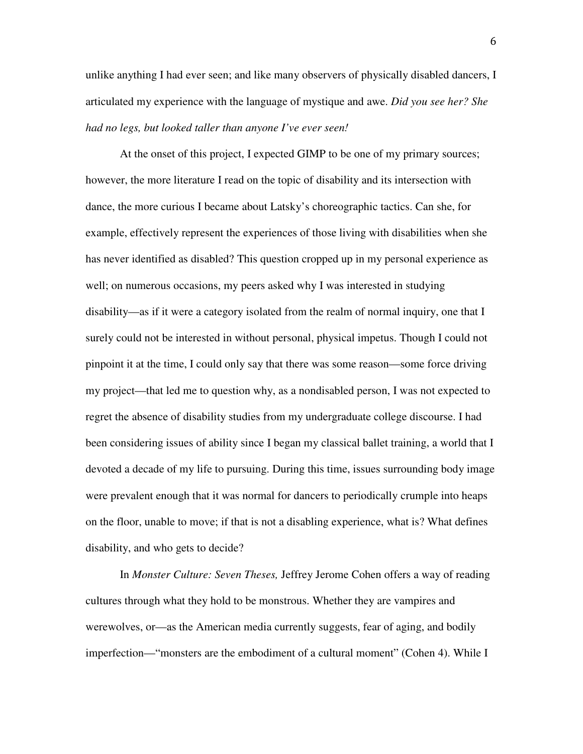unlike anything I had ever seen; and like many observers of physically disabled dancers, I articulated my experience with the language of mystique and awe. *Did you see her? She had no legs, but looked taller than anyone I've ever seen!*

At the onset of this project, I expected GIMP to be one of my primary sources; however, the more literature I read on the topic of disability and its intersection with dance, the more curious I became about Latsky's choreographic tactics. Can she, for example, effectively represent the experiences of those living with disabilities when she has never identified as disabled? This question cropped up in my personal experience as well; on numerous occasions, my peers asked why I was interested in studying disability—as if it were a category isolated from the realm of normal inquiry, one that I surely could not be interested in without personal, physical impetus. Though I could not pinpoint it at the time, I could only say that there was some reason—some force driving my project—that led me to question why, as a nondisabled person, I was not expected to regret the absence of disability studies from my undergraduate college discourse. I had been considering issues of ability since I began my classical ballet training, a world that I devoted a decade of my life to pursuing. During this time, issues surrounding body image were prevalent enough that it was normal for dancers to periodically crumple into heaps on the floor, unable to move; if that is not a disabling experience, what is? What defines disability, and who gets to decide?

In *Monster Culture: Seven Theses,* Jeffrey Jerome Cohen offers a way of reading cultures through what they hold to be monstrous. Whether they are vampires and werewolves, or—as the American media currently suggests, fear of aging, and bodily imperfection—"monsters are the embodiment of a cultural moment" (Cohen 4). While I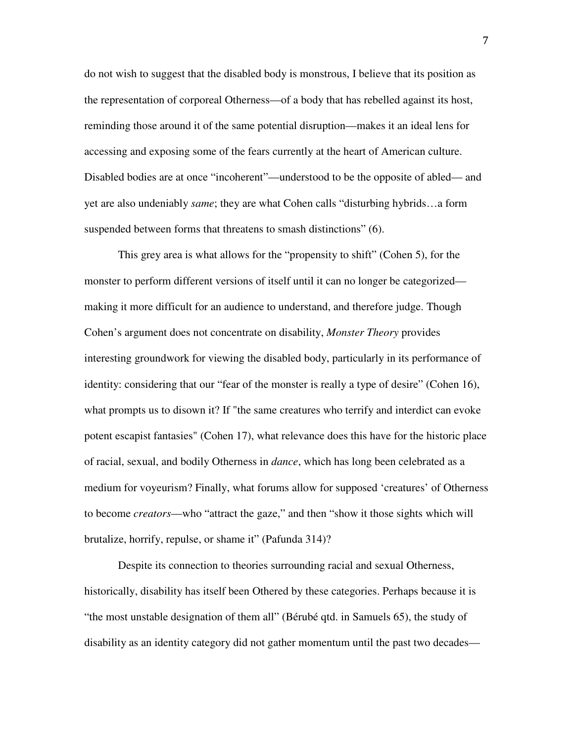do not wish to suggest that the disabled body is monstrous, I believe that its position as the representation of corporeal Otherness—of a body that has rebelled against its host, reminding those around it of the same potential disruption—makes it an ideal lens for accessing and exposing some of the fears currently at the heart of American culture. Disabled bodies are at once "incoherent"—understood to be the opposite of abled— and yet are also undeniably *same*; they are what Cohen calls "disturbing hybrids…a form suspended between forms that threatens to smash distinctions" (6).

This grey area is what allows for the "propensity to shift" (Cohen 5), for the monster to perform different versions of itself until it can no longer be categorized—making it more difficult for an audience to understand, and therefore judge. Though Cohen's argument does not concentrate on disability, *Monster Theory* provides interesting groundwork for viewing the disabled body, particularly in its performance of identity: considering that our "fear of the monster is really a type of desire" (Cohen 16), what prompts us to disown it? If "the same creatures who terrify and interdict can evoke potent escapist fantasies" (Cohen 17), what relevance does this have for the historic place of racial, sexual, and bodily Otherness in *dance*, which has long been celebrated as a medium for voyeurism? Finally, what forums allow for supposed 'creatures' of Otherness to become *creators*—who "attract the gaze," and then "show it those sights which will brutalize, horrify, repulse, or shame it" (Pafunda 314)?

Despite its connection to theories surrounding racial and sexual Otherness, historically, disability has itself been Othered by these categories. Perhaps because it is "the most unstable designation of them all" (Bérubé qtd. in Samuels 65), the study of disability as an identity category did not gather momentum until the past two decades—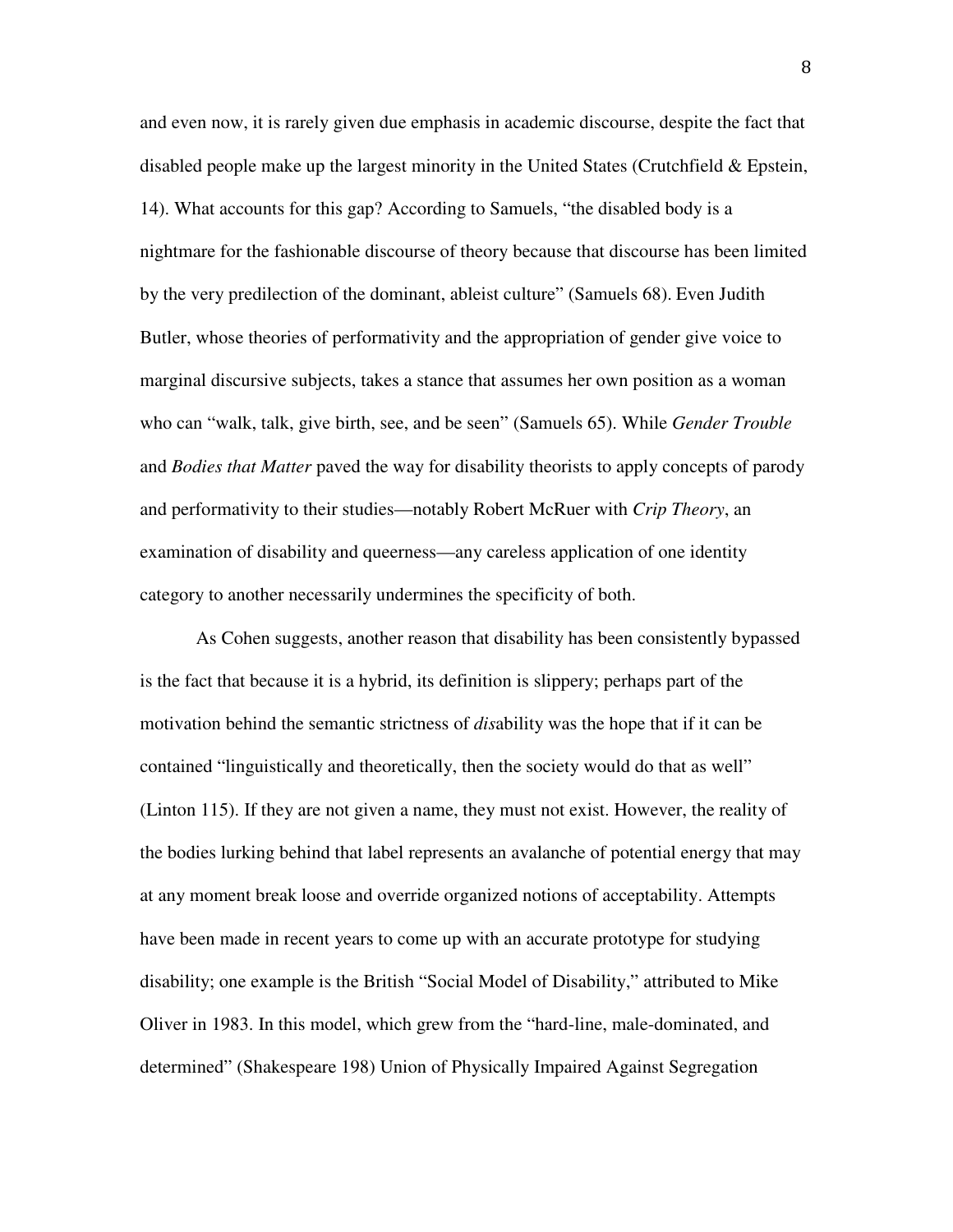and even now, it is rarely given due emphasis in academic discourse, despite the fact that disabled people make up the largest minority in the United States (Crutchfield & Epstein, 14). What accounts for this gap? According to Samuels, "the disabled body is a nightmare for the fashionable discourse of theory because that discourse has been limited by the very predilection of the dominant, ableist culture" (Samuels 68). Even Judith Butler, whose theories of performativity and the appropriation of gender give voice to marginal discursive subjects, takes a stance that assumes her own position as a woman who can "walk, talk, give birth, see, and be seen" (Samuels 65). While *Gender Trouble* and *Bodies that Matter* paved the way for disability theorists to apply concepts of parody and performativity to their studies—notably Robert McRuer with *Crip Theory*, an examination of disability and queerness—any careless application of one identity category to another necessarily undermines the specificity of both.

As Cohen suggests, another reason that disability has been consistently bypassed is the fact that because it is a hybrid, its definition is slippery; perhaps part of the motivation behind the semantic strictness of *dis*ability was the hope that if it can be contained "linguistically and theoretically, then the society would do that as well" (Linton 115). If they are not given a name, they must not exist. However, the reality of the bodies lurking behind that label represents an avalanche of potential energy that may at any moment break loose and override organized notions of acceptability. Attempts have been made in recent years to come up with an accurate prototype for studying disability; one example is the British "Social Model of Disability," attributed to Mike Oliver in 1983. In this model, which grew from the "hard-line, male-dominated, and determined" (Shakespeare 198) Union of Physically Impaired Against Segregation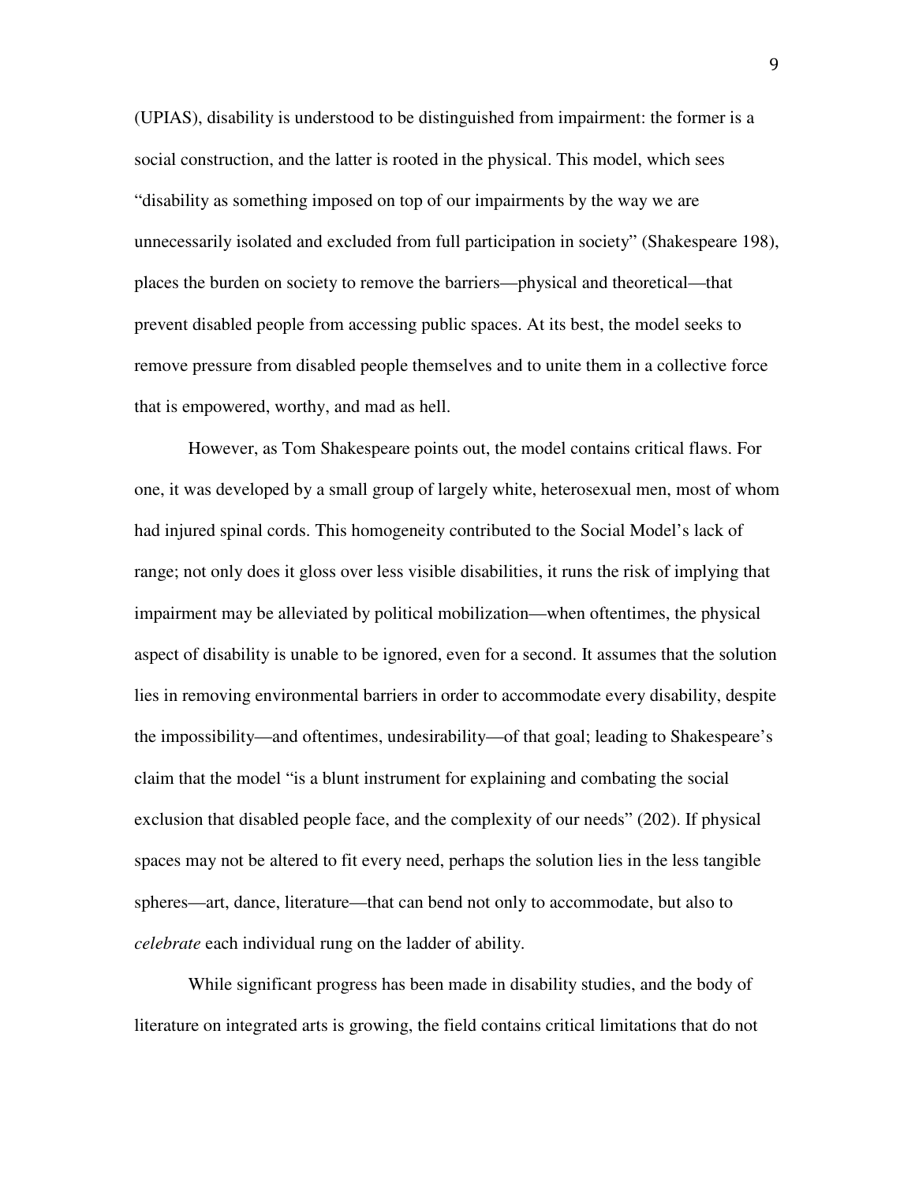(UPIAS), disability is understood to be distinguished from impairment: the former is a social construction, and the latter is rooted in the physical. This model, which sees "disability as something imposed on top of our impairments by the way we are unnecessarily isolated and excluded from full participation in society" (Shakespeare 198), places the burden on society to remove the barriers—physical and theoretical—that prevent disabled people from accessing public spaces. At its best, the model seeks to remove pressure from disabled people themselves and to unite them in a collective force that is empowered, worthy, and mad as hell.

However, as Tom Shakespeare points out, the model contains critical flaws. For one, it was developed by a small group of largely white, heterosexual men, most of whom had injured spinal cords. This homogeneity contributed to the Social Model's lack of range; not only does it gloss over less visible disabilities, it runs the risk of implying that impairment may be alleviated by political mobilization—when oftentimes, the physical aspect of disability is unable to be ignored, even for a second. It assumes that the solution lies in removing environmental barriers in order to accommodate every disability, despite the impossibility—and oftentimes, undesirability—of that goal; leading to Shakespeare's claim that the model "is a blunt instrument for explaining and combating the social exclusion that disabled people face, and the complexity of our needs" (202). If physical spaces may not be altered to fit every need, perhaps the solution lies in the less tangible spheres—art, dance, literature—that can bend not only to accommodate, but also to *celebrate* each individual rung on the ladder of ability.

While significant progress has been made in disability studies, and the body of literature on integrated arts is growing, the field contains critical limitations that do not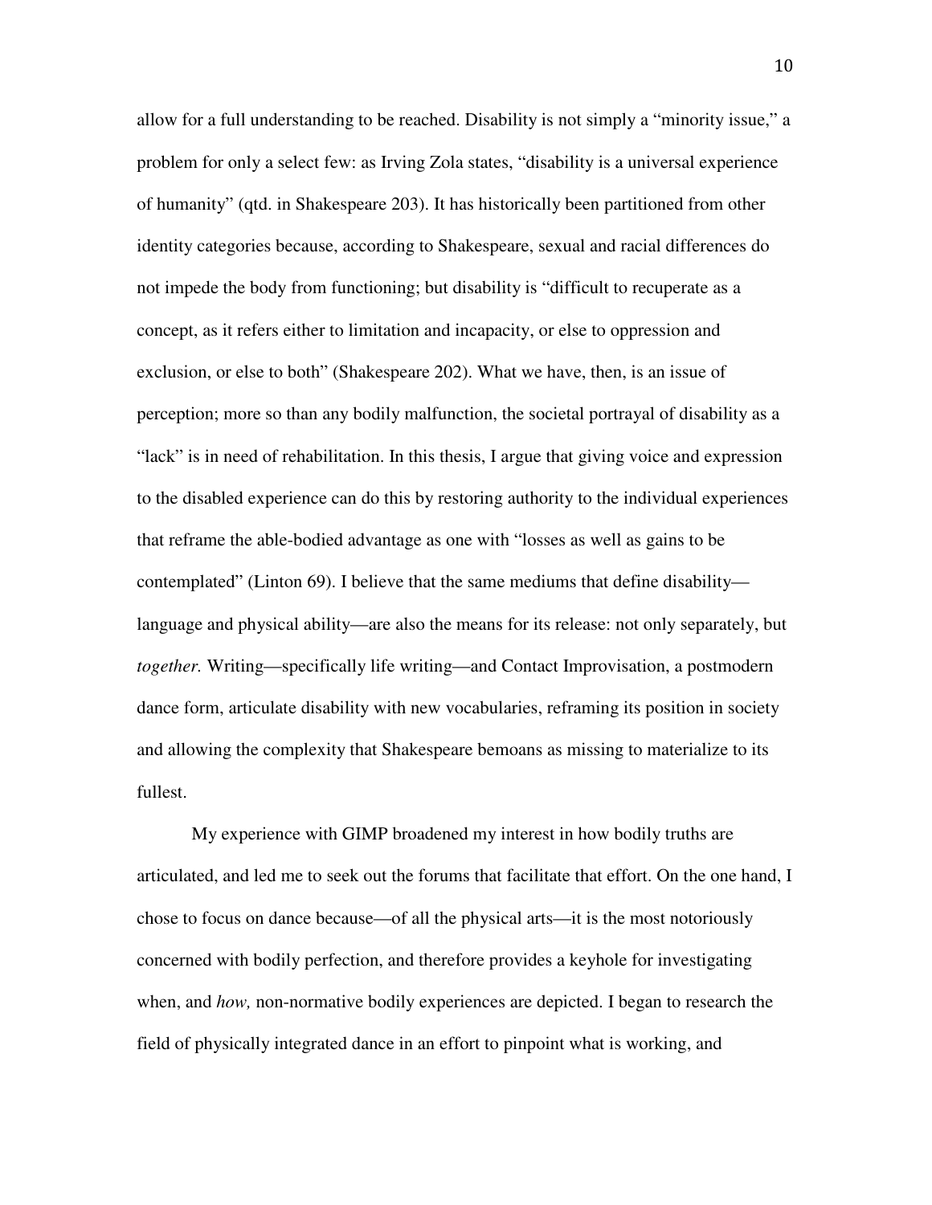allow for a full understanding to be reached. Disability is not simply a "minority issue," a problem for only a select few: as Irving Zola states, "disability is a universal experience of humanity" (qtd. in Shakespeare 203). It has historically been partitioned from other identity categories because, according to Shakespeare, sexual and racial differences do not impede the body from functioning; but disability is "difficult to recuperate as a concept, as it refers either to limitation and incapacity, or else to oppression and exclusion, or else to both" (Shakespeare 202). What we have, then, is an issue of perception; more so than any bodily malfunction, the societal portrayal of disability as a "lack" is in need of rehabilitation. In this thesis, I argue that giving voice and expression to the disabled experience can do this by restoring authority to the individual experiences that reframe the able-bodied advantage as one with "losses as well as gains to be contemplated" (Linton 69). I believe that the same mediums that define disability—language and physical ability—are also the means for its release: not only separately, but *together.* Writing—specifically life writing—and Contact Improvisation, a postmodern dance form, articulate disability with new vocabularies, reframing its position in society and allowing the complexity that Shakespeare bemoans as missing to materialize to its fullest.

My experience with GIMP broadened my interest in how bodily truths are articulated, and led me to seek out the forums that facilitate that effort. On the one hand, I chose to focus on dance because—of all the physical arts—it is the most notoriously concerned with bodily perfection, and therefore provides a keyhole for investigating when, and *how,* non-normative bodily experiences are depicted. I began to research the field of physically integrated dance in an effort to pinpoint what is working, and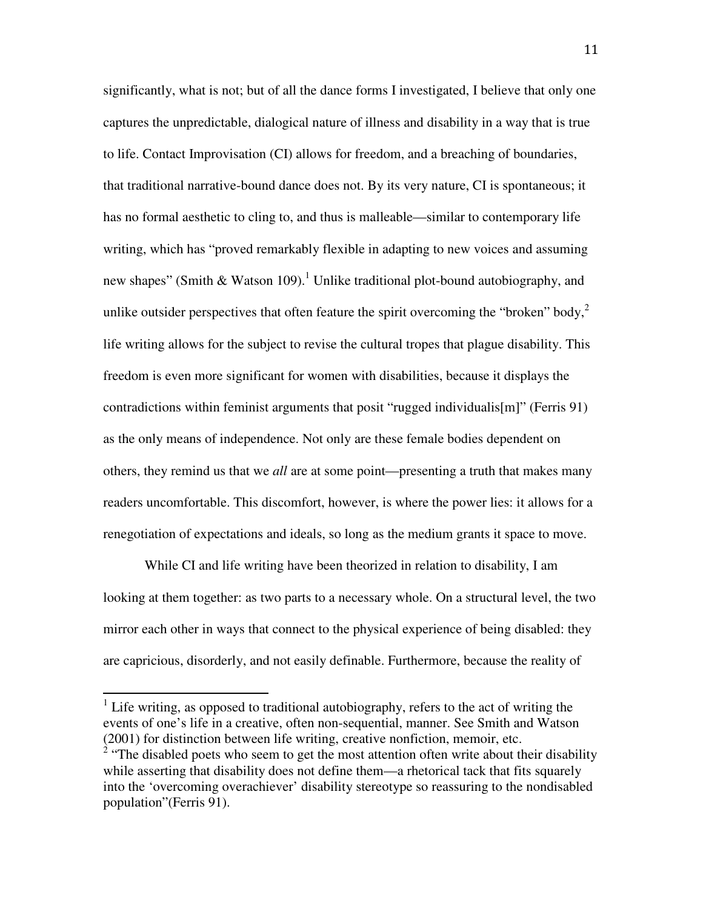significantly, what is not; but of all the dance forms I investigated, I believe that only one captures the unpredictable, dialogical nature of illness and disability in a way that is true to life. Contact Improvisation (CI) allows for freedom, and a breaching of boundaries, that traditional narrative-bound dance does not. By its very nature, CI is spontaneous; it has no formal aesthetic to cling to, and thus is malleable—similar to contemporary life writing, which has "proved remarkably flexible in adapting to new voices and assuming new shapes" (Smith & Watson 109).[1] Unlike traditional plot-bound autobiography, and unlike outsider perspectives that often feature the spirit overcoming the "broken" body,[2] life writing allows for the subject to revise the cultural tropes that plague disability. This freedom is even more significant for women with disabilities, because it displays the contradictions within feminist arguments that posit "rugged individualis[m]" (Ferris 91) as the only means of independence. Not only are these female bodies dependent on others, they remind us that we *all* are at some point—presenting a truth that makes many readers uncomfortable. This discomfort, however, is where the power lies: it allows for a renegotiation of expectations and ideals, so long as the medium grants it space to move.

While CI and life writing have been theorized in relation to disability, I am looking at them together: as two parts to a necessary whole. On a structural level, the two mirror each other in ways that connect to the physical experience of being disabled: they are capricious, disorderly, and not easily definable. Furthermore, because the reality of

---

[1] Life writing, as opposed to traditional autobiography, refers to the act of writing the events of one's life in a creative, often non-sequential, manner. See Smith and Watson (2001) for distinction between life writing, creative nonfiction, memoir, etc.

[2] "The disabled poets who seem to get the most attention often write about their disability while asserting that disability does not define them—a rhetorical tack that fits squarely into the 'overcoming overachiever' disability stereotype so reassuring to the nondisabled population"(Ferris 91).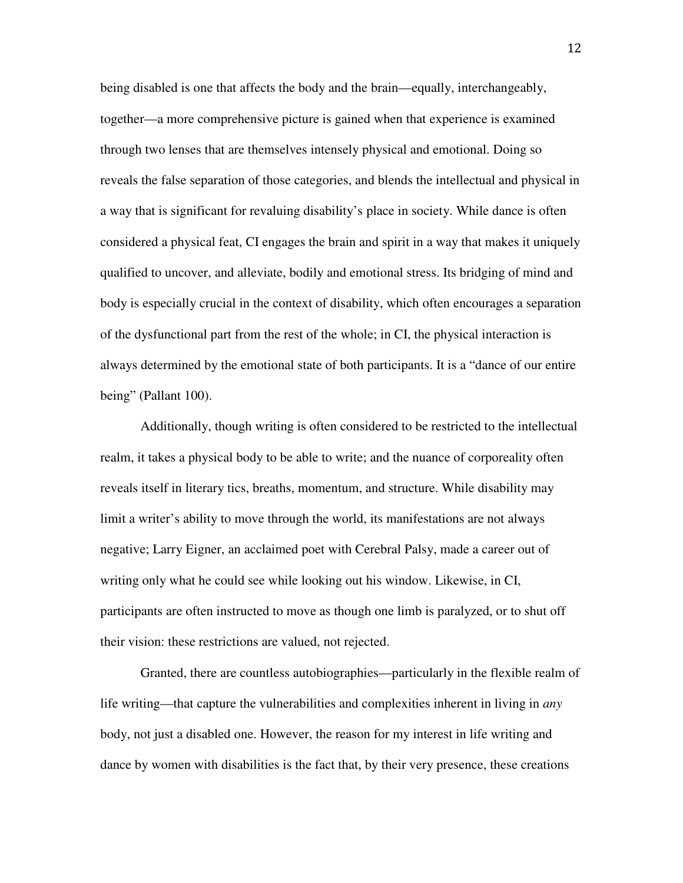being disabled is one that affects the body and the brain—equally, interchangeably, together—a more comprehensive picture is gained when that experience is examined through two lenses that are themselves intensely physical and emotional. Doing so reveals the false separation of those categories, and blends the intellectual and physical in a way that is significant for revaluing disability's place in society. While dance is often considered a physical feat, CI engages the brain and spirit in a way that makes it uniquely qualified to uncover, and alleviate, bodily and emotional stress. Its bridging of mind and body is especially crucial in the context of disability, which often encourages a separation of the dysfunctional part from the rest of the whole; in CI, the physical interaction is always determined by the emotional state of both participants. It is a "dance of our entire being" (Pallant 100).

Additionally, though writing is often considered to be restricted to the intellectual realm, it takes a physical body to be able to write; and the nuance of corporeality often reveals itself in literary tics, breaths, momentum, and structure. While disability may limit a writer's ability to move through the world, its manifestations are not always negative; Larry Eigner, an acclaimed poet with Cerebral Palsy, made a career out of writing only what he could see while looking out his window. Likewise, in CI, participants are often instructed to move as though one limb is paralyzed, or to shut off their vision: these restrictions are valued, not rejected.

Granted, there are countless autobiographies—particularly in the flexible realm of life writing—that capture the vulnerabilities and complexities inherent in living in *any* body, not just a disabled one. However, the reason for my interest in life writing and dance by women with disabilities is the fact that, by their very presence, these creations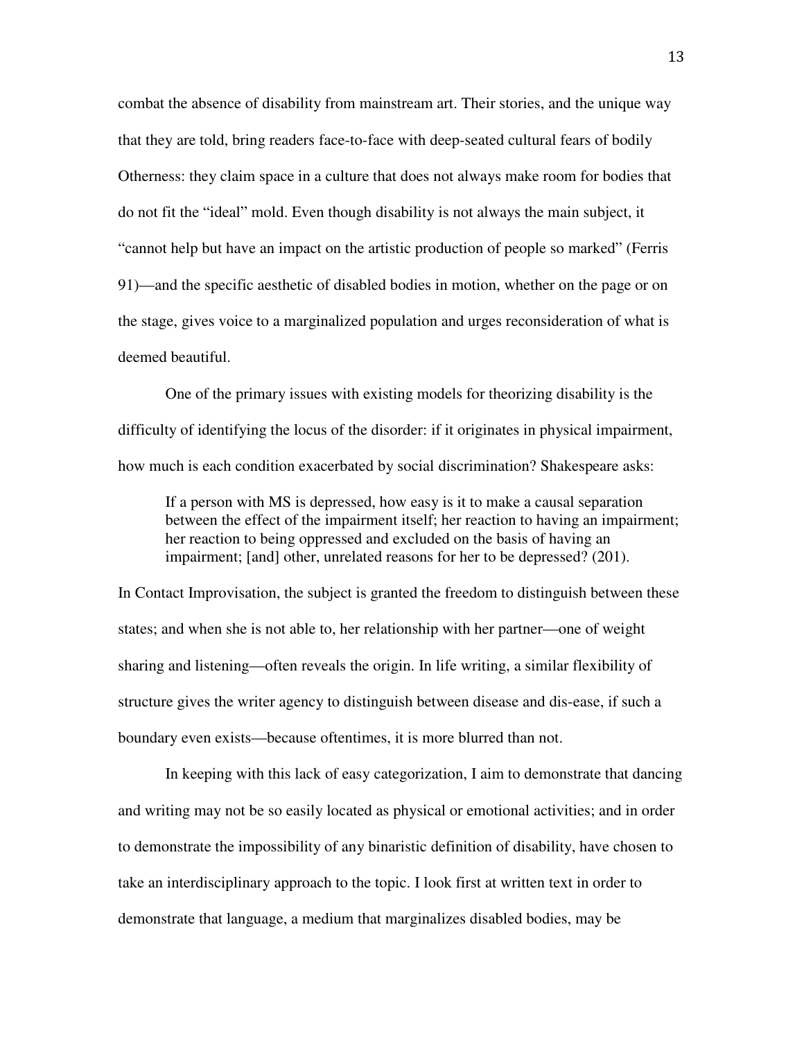combat the absence of disability from mainstream art. Their stories, and the unique way that they are told, bring readers face-to-face with deep-seated cultural fears of bodily Otherness: they claim space in a culture that does not always make room for bodies that do not fit the "ideal" mold. Even though disability is not always the main subject, it "cannot help but have an impact on the artistic production of people so marked" (Ferris 91)—and the specific aesthetic of disabled bodies in motion, whether on the page or on the stage, gives voice to a marginalized population and urges reconsideration of what is deemed beautiful.

One of the primary issues with existing models for theorizing disability is the difficulty of identifying the locus of the disorder: if it originates in physical impairment, how much is each condition exacerbated by social discrimination? Shakespeare asks:

> If a person with MS is depressed, how easy is it to make a causal separation between the effect of the impairment itself; her reaction to having an impairment; her reaction to being oppressed and excluded on the basis of having an impairment; [and] other, unrelated reasons for her to be depressed? (201).

In Contact Improvisation, the subject is granted the freedom to distinguish between these states; and when she is not able to, her relationship with her partner—one of weight sharing and listening—often reveals the origin. In life writing, a similar flexibility of structure gives the writer agency to distinguish between disease and dis-ease, if such a boundary even exists—because oftentimes, it is more blurred than not.

In keeping with this lack of easy categorization, I aim to demonstrate that dancing and writing may not be so easily located as physical or emotional activities; and in order to demonstrate the impossibility of any binaristic definition of disability, have chosen to take an interdisciplinary approach to the topic. I look first at written text in order to demonstrate that language, a medium that marginalizes disabled bodies, may be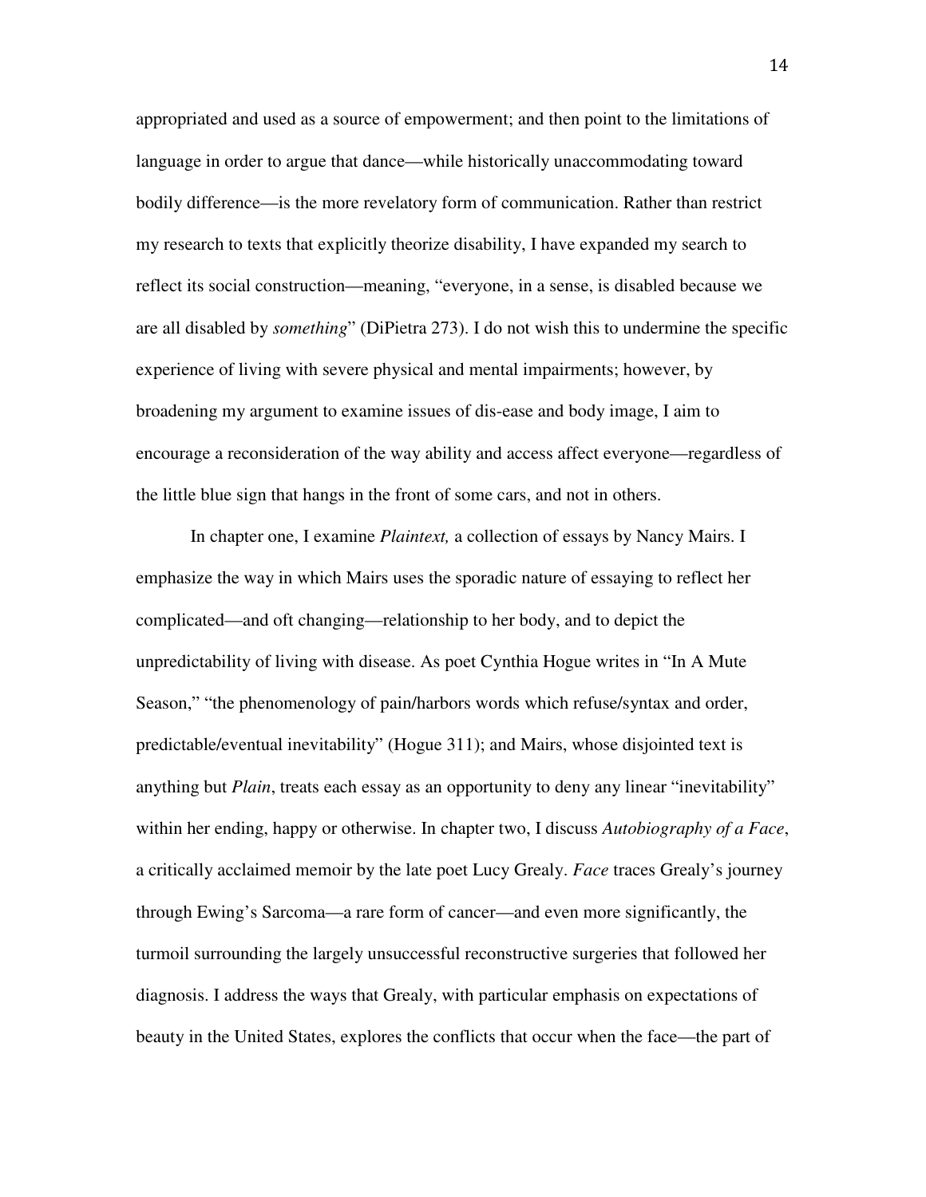appropriated and used as a source of empowerment; and then point to the limitations of language in order to argue that dance—while historically unaccommodating toward bodily difference—is the more revelatory form of communication. Rather than restrict my research to texts that explicitly theorize disability, I have expanded my search to reflect its social construction—meaning, "everyone, in a sense, is disabled because we are all disabled by *something*" (DiPietra 273). I do not wish this to undermine the specific experience of living with severe physical and mental impairments; however, by broadening my argument to examine issues of dis-ease and body image, I aim to encourage a reconsideration of the way ability and access affect everyone—regardless of the little blue sign that hangs in the front of some cars, and not in others.

In chapter one, I examine *Plaintext,* a collection of essays by Nancy Mairs. I emphasize the way in which Mairs uses the sporadic nature of essaying to reflect her complicated—and oft changing—relationship to her body, and to depict the unpredictability of living with disease. As poet Cynthia Hogue writes in "In A Mute Season," "the phenomenology of pain/harbors words which refuse/syntax and order, predictable/eventual inevitability" (Hogue 311); and Mairs, whose disjointed text is anything but *Plain*, treats each essay as an opportunity to deny any linear "inevitability" within her ending, happy or otherwise. In chapter two, I discuss *Autobiography of a Face*, a critically acclaimed memoir by the late poet Lucy Grealy. *Face* traces Grealy's journey through Ewing's Sarcoma—a rare form of cancer—and even more significantly, the turmoil surrounding the largely unsuccessful reconstructive surgeries that followed her diagnosis. I address the ways that Grealy, with particular emphasis on expectations of beauty in the United States, explores the conflicts that occur when the face—the part of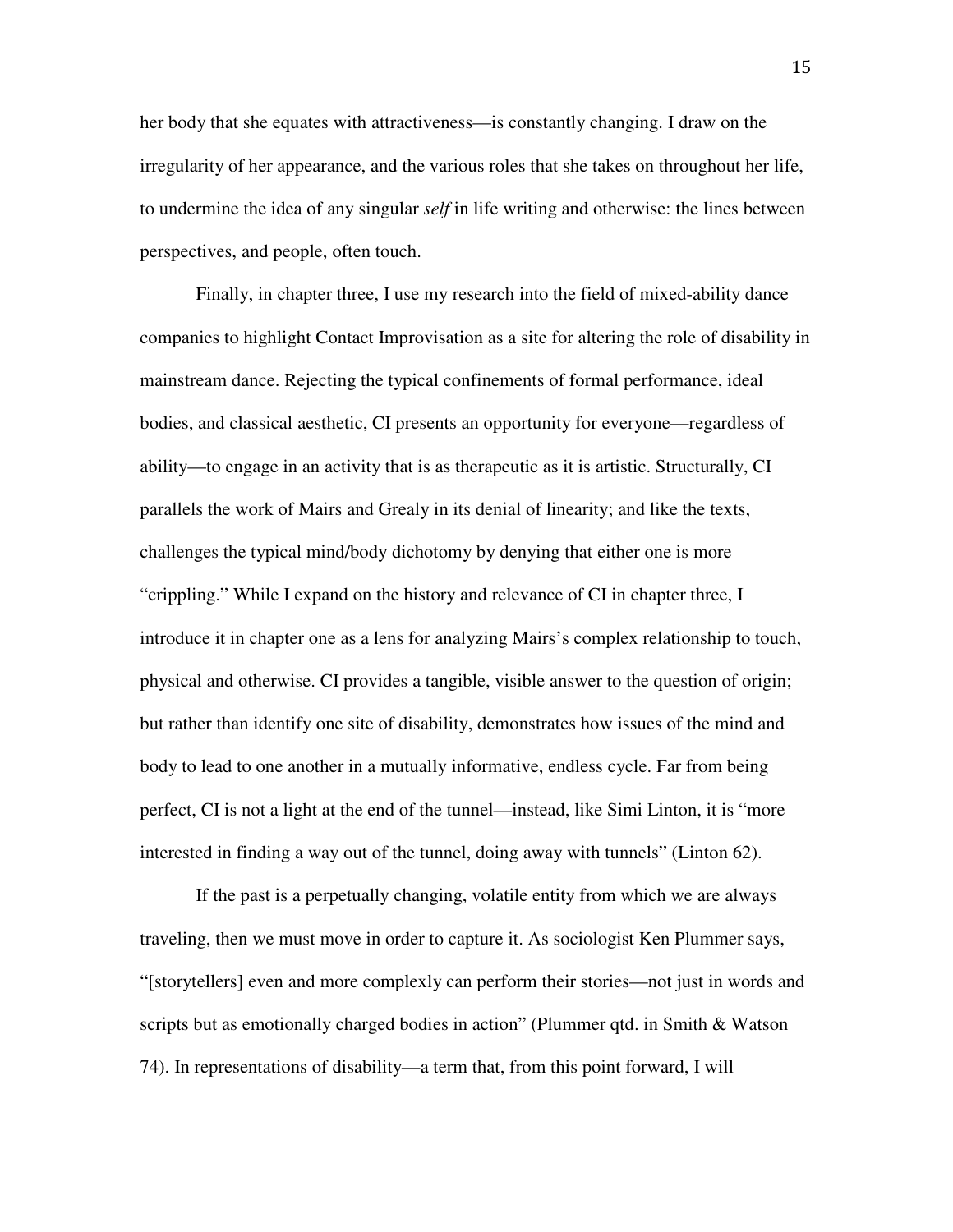her body that she equates with attractiveness—is constantly changing. I draw on the irregularity of her appearance, and the various roles that she takes on throughout her life, to undermine the idea of any singular *self* in life writing and otherwise: the lines between perspectives, and people, often touch.

Finally, in chapter three, I use my research into the field of mixed-ability dance companies to highlight Contact Improvisation as a site for altering the role of disability in mainstream dance. Rejecting the typical confinements of formal performance, ideal bodies, and classical aesthetic, CI presents an opportunity for everyone—regardless of ability—to engage in an activity that is as therapeutic as it is artistic. Structurally, CI parallels the work of Mairs and Grealy in its denial of linearity; and like the texts, challenges the typical mind/body dichotomy by denying that either one is more "crippling." While I expand on the history and relevance of CI in chapter three, I introduce it in chapter one as a lens for analyzing Mairs's complex relationship to touch, physical and otherwise. CI provides a tangible, visible answer to the question of origin; but rather than identify one site of disability, demonstrates how issues of the mind and body to lead to one another in a mutually informative, endless cycle. Far from being perfect, CI is not a light at the end of the tunnel—instead, like Simi Linton, it is "more interested in finding a way out of the tunnel, doing away with tunnels" (Linton 62).

If the past is a perpetually changing, volatile entity from which we are always traveling, then we must move in order to capture it. As sociologist Ken Plummer says, "[storytellers] even and more complexly can perform their stories—not just in words and scripts but as emotionally charged bodies in action" (Plummer qtd. in Smith & Watson 74). In representations of disability—a term that, from this point forward, I will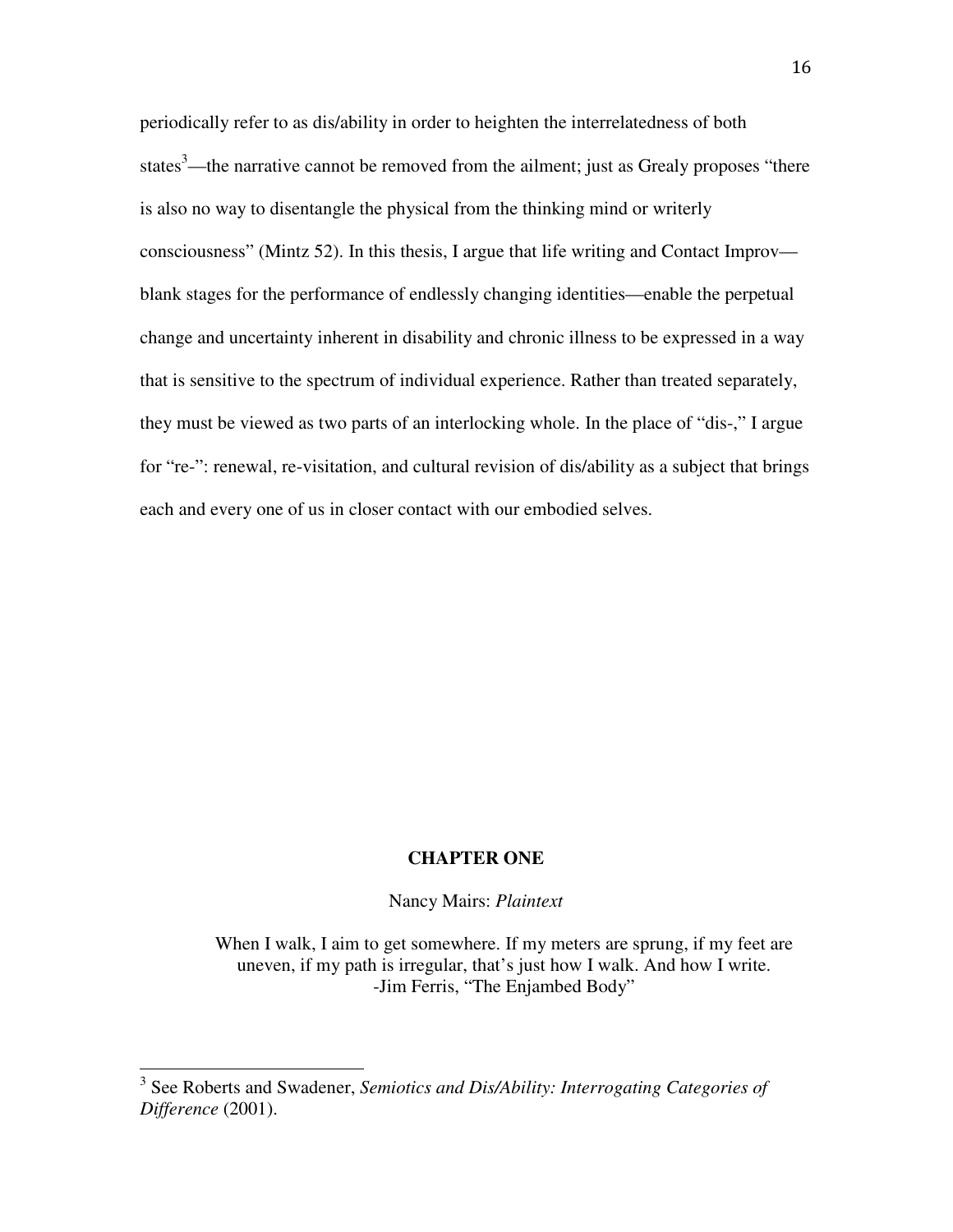periodically refer to as dis/ability in order to heighten the interrelatedness of both states[3]—the narrative cannot be removed from the ailment; just as Grealy proposes "there is also no way to disentangle the physical from the thinking mind or writerly consciousness" (Mintz 52). In this thesis, I argue that life writing and Contact Improv—blank stages for the performance of endlessly changing identities—enable the perpetual change and uncertainty inherent in disability and chronic illness to be expressed in a way that is sensitive to the spectrum of individual experience. Rather than treated separately, they must be viewed as two parts of an interlocking whole. In the place of "dis-," I argue for "re-": renewal, re-visitation, and cultural revision of dis/ability as a subject that brings each and every one of us in closer contact with our embodied selves.

# CHAPTER ONE

## Nancy Mairs: *Plaintext*

> When I walk, I aim to get somewhere. If my meters are sprung, if my feet are uneven, if my path is irregular, that's just how I walk. And how I write.
> -Jim Ferris, "The Enjambed Body"

[3] See Roberts and Swadener, *Semiotics and Dis/Ability: Interrogating Categories of Difference* (2001).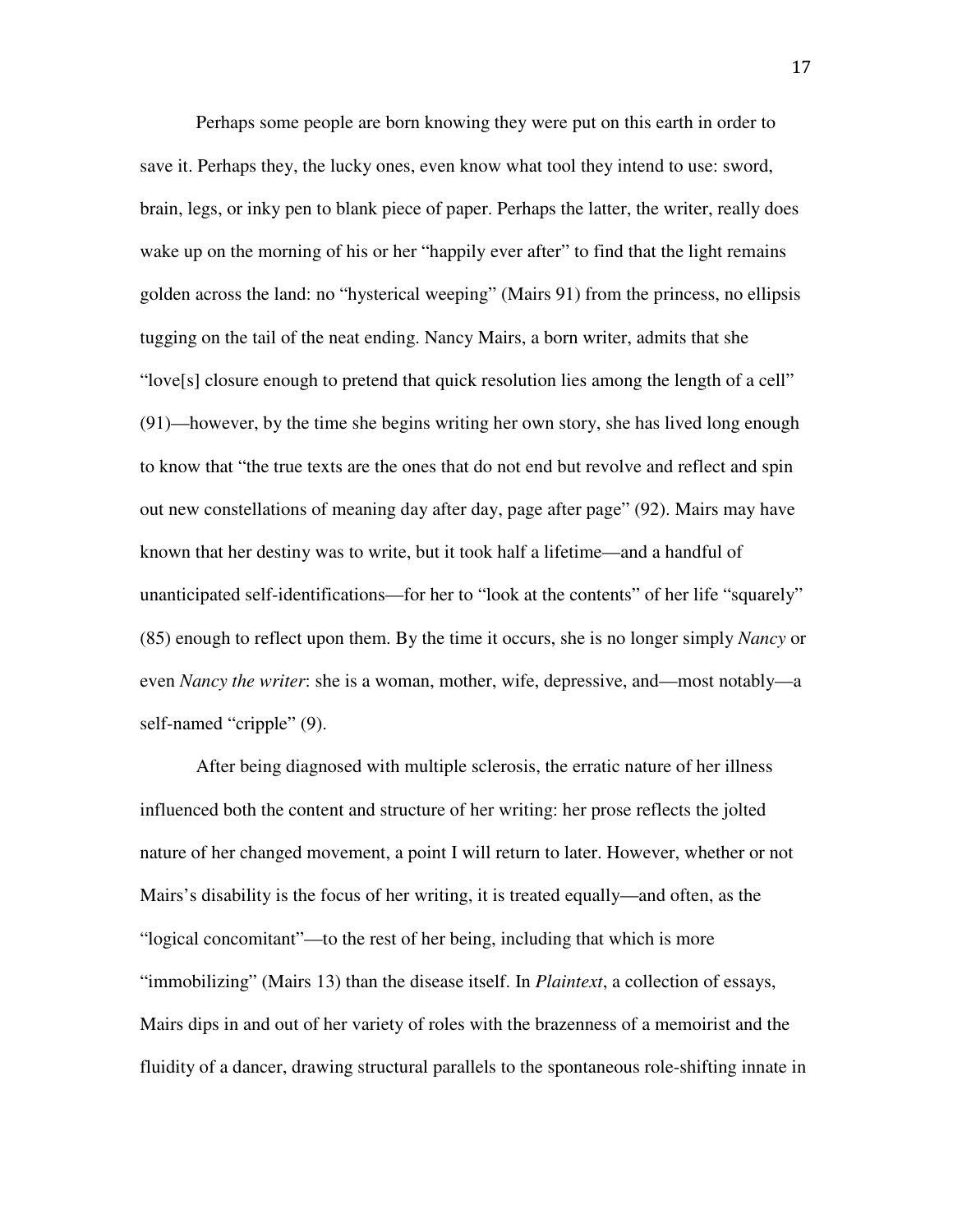Perhaps some people are born knowing they were put on this earth in order to save it. Perhaps they, the lucky ones, even know what tool they intend to use: sword, brain, legs, or inky pen to blank piece of paper. Perhaps the latter, the writer, really does wake up on the morning of his or her "happily ever after" to find that the light remains golden across the land: no "hysterical weeping" (Mairs 91) from the princess, no ellipsis tugging on the tail of the neat ending. Nancy Mairs, a born writer, admits that she "love[s] closure enough to pretend that quick resolution lies among the length of a cell" (91)—however, by the time she begins writing her own story, she has lived long enough to know that "the true texts are the ones that do not end but revolve and reflect and spin out new constellations of meaning day after day, page after page" (92). Mairs may have known that her destiny was to write, but it took half a lifetime—and a handful of unanticipated self-identifications—for her to "look at the contents" of her life "squarely" (85) enough to reflect upon them. By the time it occurs, she is no longer simply *Nancy* or even *Nancy the writer*: she is a woman, mother, wife, depressive, and—most notably—a self-named "cripple" (9).

After being diagnosed with multiple sclerosis, the erratic nature of her illness influenced both the content and structure of her writing: her prose reflects the jolted nature of her changed movement, a point I will return to later. However, whether or not Mairs's disability is the focus of her writing, it is treated equally—and often, as the "logical concomitant"—to the rest of her being, including that which is more "immobilizing" (Mairs 13) than the disease itself. In *Plaintext*, a collection of essays, Mairs dips in and out of her variety of roles with the brazenness of a memoirist and the fluidity of a dancer, drawing structural parallels to the spontaneous role-shifting innate in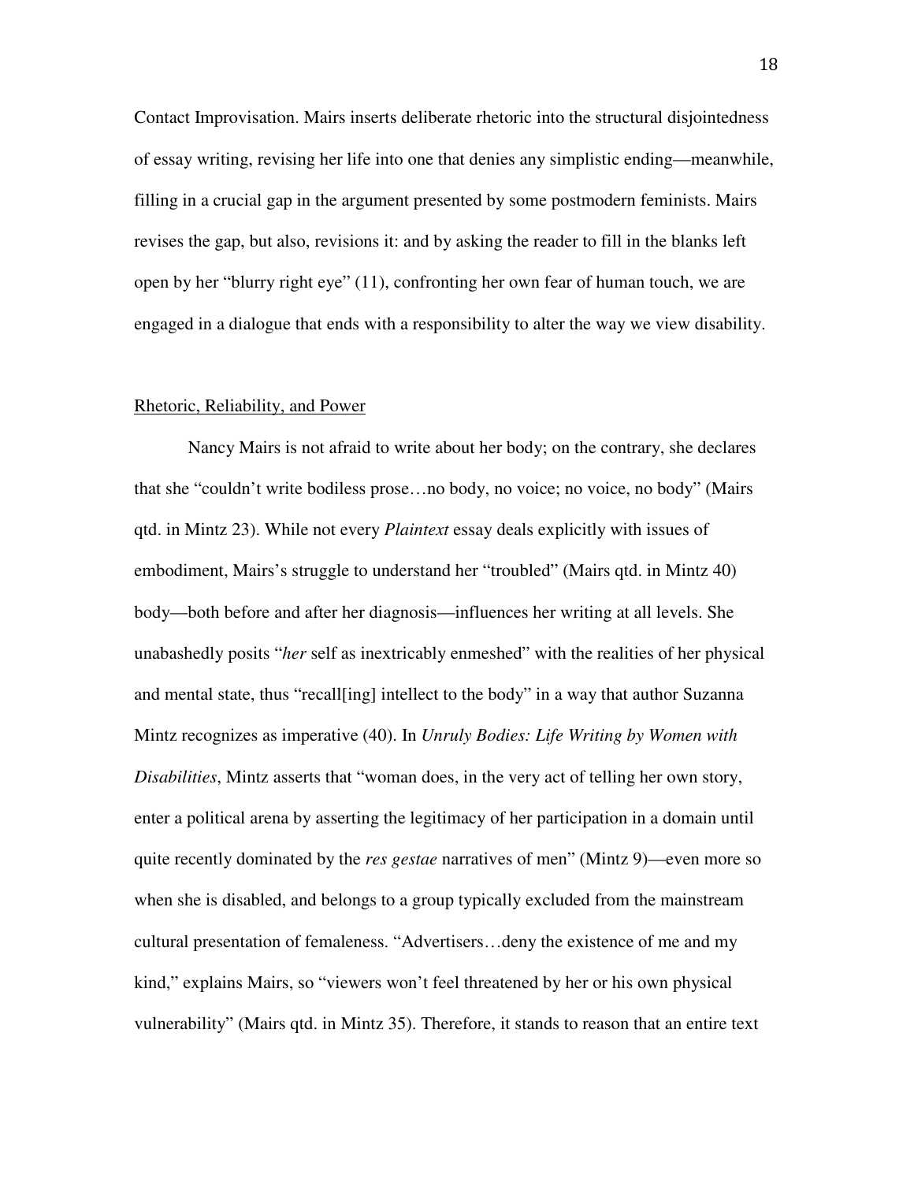Contact Improvisation. Mairs inserts deliberate rhetoric into the structural disjointedness of essay writing, revising her life into one that denies any simplistic ending—meanwhile, filling in a crucial gap in the argument presented by some postmodern feminists. Mairs revises the gap, but also, revisions it: and by asking the reader to fill in the blanks left open by her "blurry right eye" (11), confronting her own fear of human touch, we are engaged in a dialogue that ends with a responsibility to alter the way we view disability.

## Rhetoric, Reliability, and Power

Nancy Mairs is not afraid to write about her body; on the contrary, she declares that she "couldn't write bodiless prose…no body, no voice; no voice, no body" (Mairs qtd. in Mintz 23). While not every *Plaintext* essay deals explicitly with issues of embodiment, Mairs's struggle to understand her "troubled" (Mairs qtd. in Mintz 40) body—both before and after her diagnosis—influences her writing at all levels. She unabashedly posits "*her* self as inextricably enmeshed" with the realities of her physical and mental state, thus "recall[ing] intellect to the body" in a way that author Suzanna Mintz recognizes as imperative (40). In *Unruly Bodies: Life Writing by Women with Disabilities*, Mintz asserts that "woman does, in the very act of telling her own story, enter a political arena by asserting the legitimacy of her participation in a domain until quite recently dominated by the *res gestae* narratives of men" (Mintz 9)—even more so when she is disabled, and belongs to a group typically excluded from the mainstream cultural presentation of femaleness. "Advertisers…deny the existence of me and my kind," explains Mairs, so "viewers won't feel threatened by her or his own physical vulnerability" (Mairs qtd. in Mintz 35). Therefore, it stands to reason that an entire text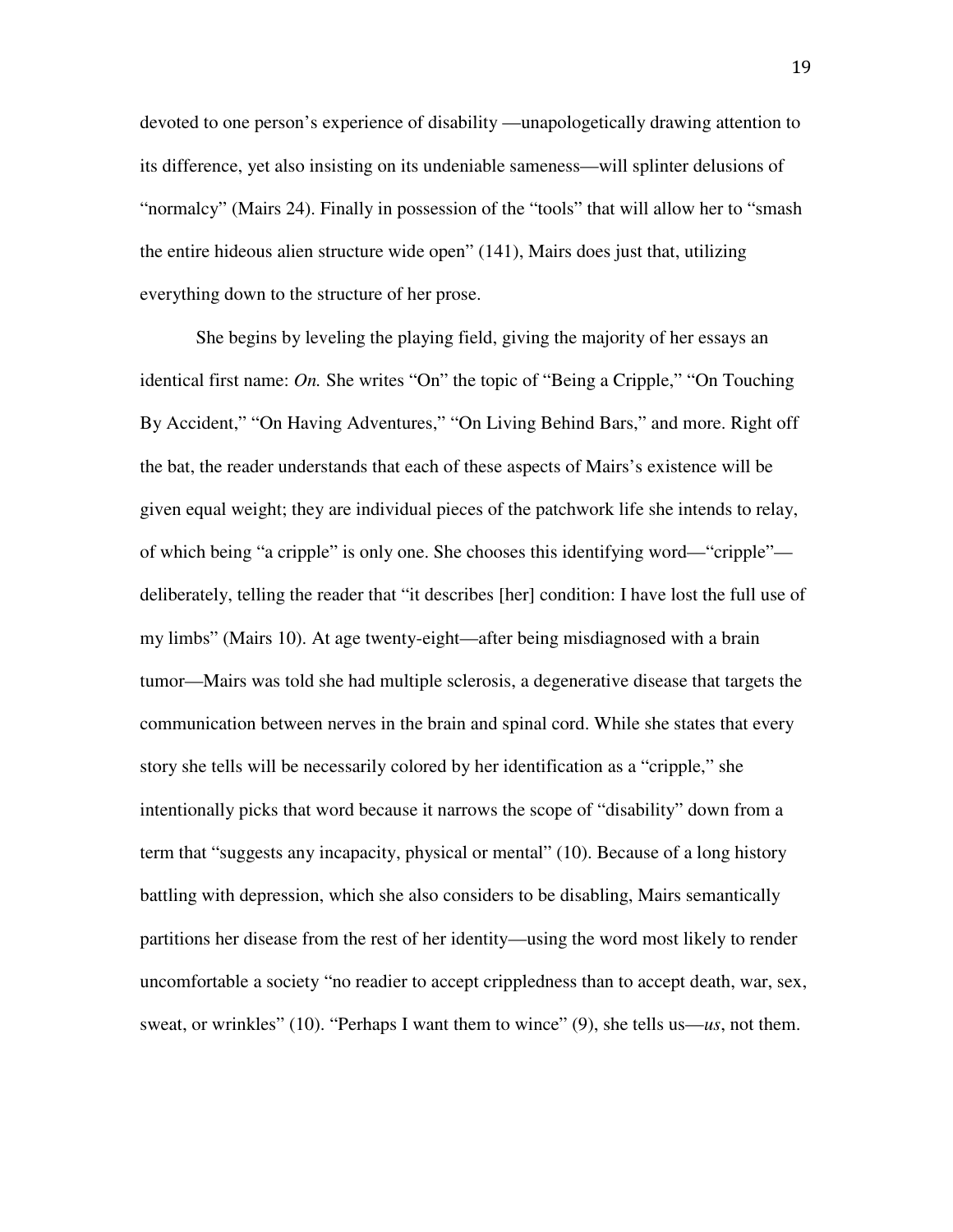devoted to one person's experience of disability —unapologetically drawing attention to its difference, yet also insisting on its undeniable sameness—will splinter delusions of "normalcy" (Mairs 24). Finally in possession of the "tools" that will allow her to "smash the entire hideous alien structure wide open" (141), Mairs does just that, utilizing everything down to the structure of her prose.

She begins by leveling the playing field, giving the majority of her essays an identical first name: *On.* She writes "On" the topic of "Being a Cripple," "On Touching By Accident," "On Having Adventures," "On Living Behind Bars," and more. Right off the bat, the reader understands that each of these aspects of Mairs's existence will be given equal weight; they are individual pieces of the patchwork life she intends to relay, of which being "a cripple" is only one. She chooses this identifying word—"cripple"—deliberately, telling the reader that "it describes [her] condition: I have lost the full use of my limbs" (Mairs 10). At age twenty-eight—after being misdiagnosed with a brain tumor—Mairs was told she had multiple sclerosis, a degenerative disease that targets the communication between nerves in the brain and spinal cord. While she states that every story she tells will be necessarily colored by her identification as a "cripple," she intentionally picks that word because it narrows the scope of "disability" down from a term that "suggests any incapacity, physical or mental" (10). Because of a long history battling with depression, which she also considers to be disabling, Mairs semantically partitions her disease from the rest of her identity—using the word most likely to render uncomfortable a society "no readier to accept crippledness than to accept death, war, sex, sweat, or wrinkles" (10). "Perhaps I want them to wince" (9), she tells us—*us*, not them.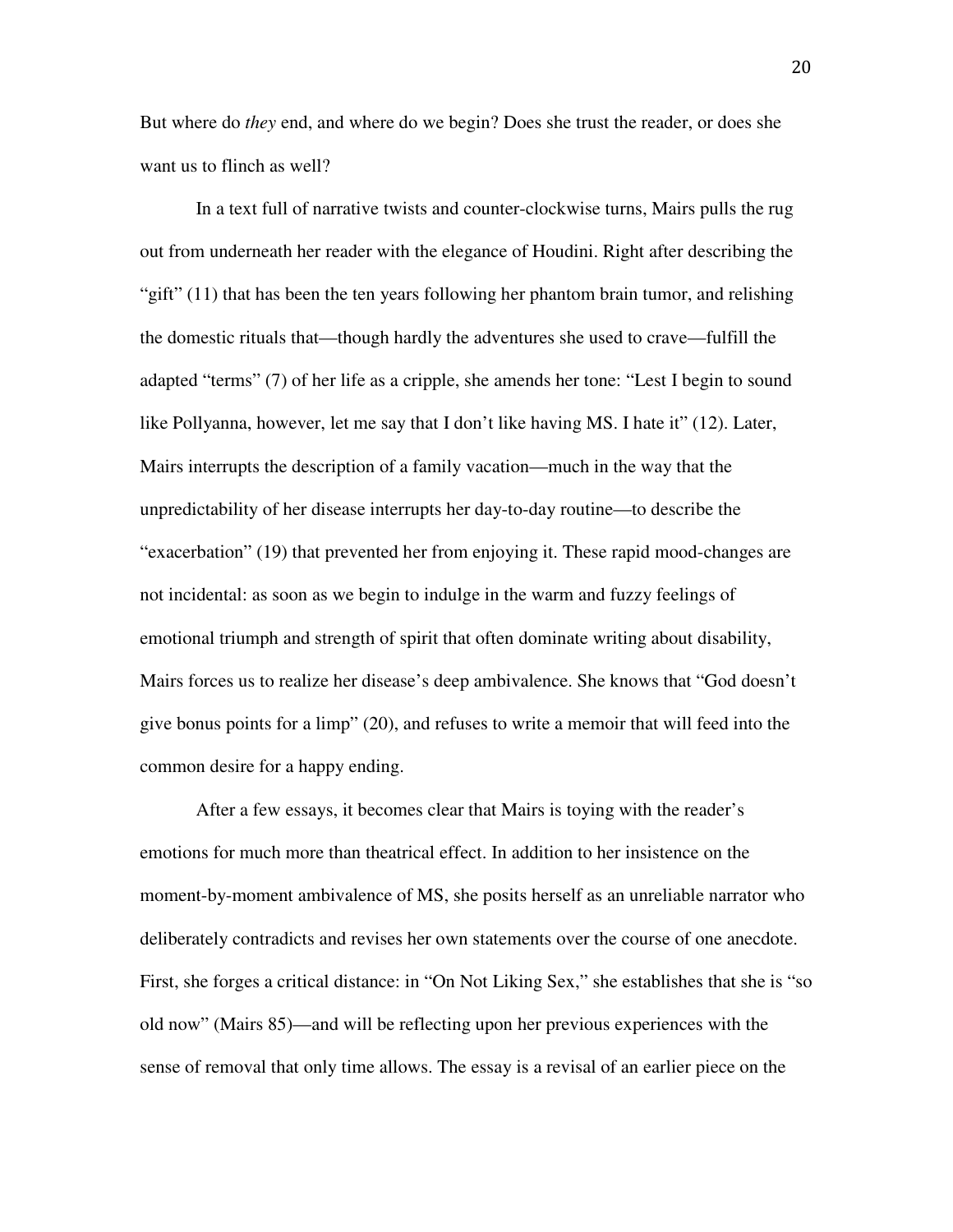But where do *they* end, and where do we begin? Does she trust the reader, or does she want us to flinch as well?

In a text full of narrative twists and counter-clockwise turns, Mairs pulls the rug out from underneath her reader with the elegance of Houdini. Right after describing the "gift" (11) that has been the ten years following her phantom brain tumor, and relishing the domestic rituals that—though hardly the adventures she used to crave—fulfill the adapted "terms" (7) of her life as a cripple, she amends her tone: "Lest I begin to sound like Pollyanna, however, let me say that I don't like having MS. I hate it" (12). Later, Mairs interrupts the description of a family vacation—much in the way that the unpredictability of her disease interrupts her day-to-day routine—to describe the "exacerbation" (19) that prevented her from enjoying it. These rapid mood-changes are not incidental: as soon as we begin to indulge in the warm and fuzzy feelings of emotional triumph and strength of spirit that often dominate writing about disability, Mairs forces us to realize her disease's deep ambivalence. She knows that "God doesn't give bonus points for a limp" (20), and refuses to write a memoir that will feed into the common desire for a happy ending.

After a few essays, it becomes clear that Mairs is toying with the reader's emotions for much more than theatrical effect. In addition to her insistence on the moment-by-moment ambivalence of MS, she posits herself as an unreliable narrator who deliberately contradicts and revises her own statements over the course of one anecdote. First, she forges a critical distance: in "On Not Liking Sex," she establishes that she is "so old now" (Mairs 85)—and will be reflecting upon her previous experiences with the sense of removal that only time allows. The essay is a revisal of an earlier piece on the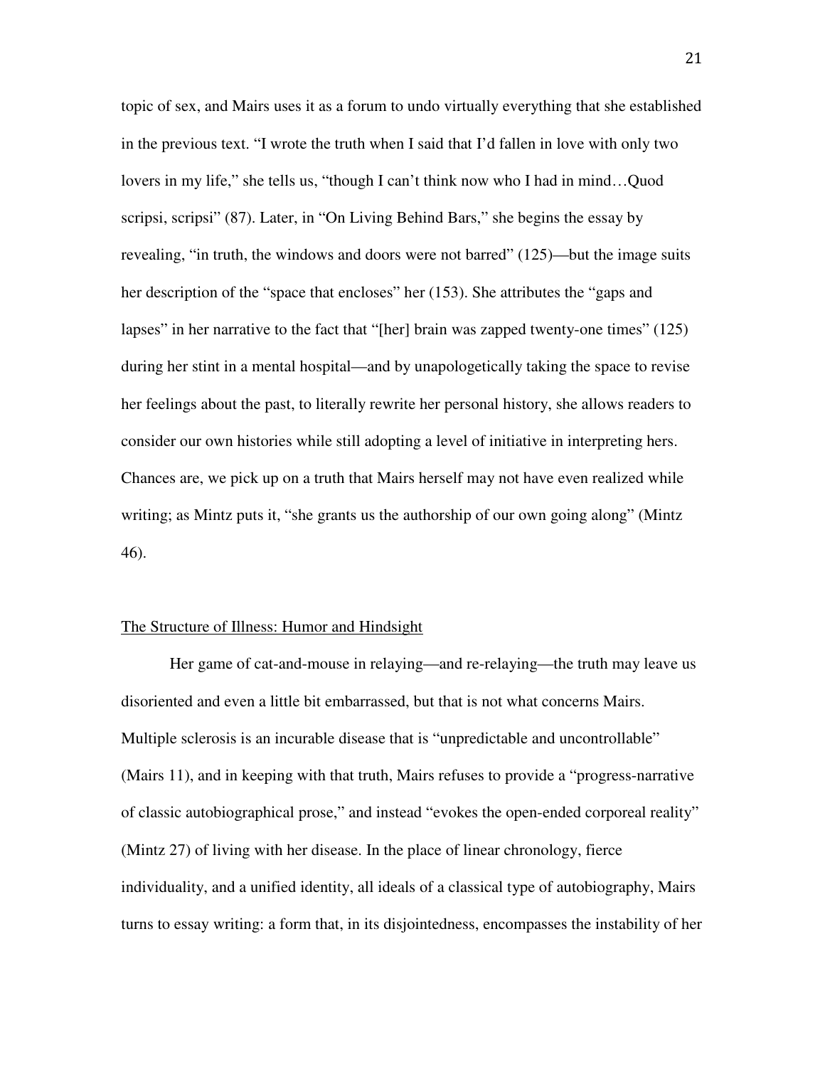topic of sex, and Mairs uses it as a forum to undo virtually everything that she established in the previous text. "I wrote the truth when I said that I'd fallen in love with only two lovers in my life," she tells us, "though I can't think now who I had in mind…Quod scripsi, scripsi" (87). Later, in "On Living Behind Bars," she begins the essay by revealing, "in truth, the windows and doors were not barred" (125)—but the image suits her description of the "space that encloses" her (153). She attributes the "gaps and lapses" in her narrative to the fact that "[her] brain was zapped twenty-one times" (125) during her stint in a mental hospital—and by unapologetically taking the space to revise her feelings about the past, to literally rewrite her personal history, she allows readers to consider our own histories while still adopting a level of initiative in interpreting hers. Chances are, we pick up on a truth that Mairs herself may not have even realized while writing; as Mintz puts it, "she grants us the authorship of our own going along" (Mintz 46).

## The Structure of Illness: Humor and Hindsight

Her game of cat-and-mouse in relaying—and re-relaying—the truth may leave us disoriented and even a little bit embarrassed, but that is not what concerns Mairs. Multiple sclerosis is an incurable disease that is "unpredictable and uncontrollable" (Mairs 11), and in keeping with that truth, Mairs refuses to provide a "progress-narrative of classic autobiographical prose," and instead "evokes the open-ended corporeal reality" (Mintz 27) of living with her disease. In the place of linear chronology, fierce individuality, and a unified identity, all ideals of a classical type of autobiography, Mairs turns to essay writing: a form that, in its disjointedness, encompasses the instability of her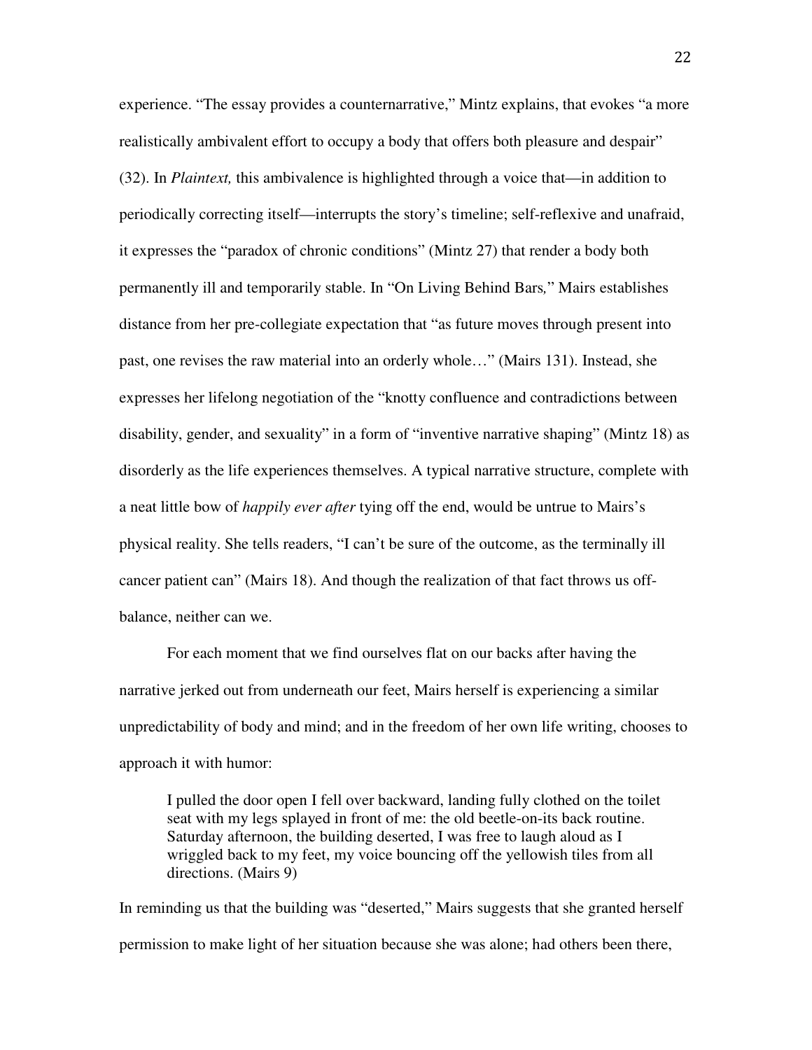experience. "The essay provides a counternarrative," Mintz explains, that evokes "a more realistically ambivalent effort to occupy a body that offers both pleasure and despair" (32). In *Plaintext,* this ambivalence is highlighted through a voice that—in addition to periodically correcting itself—interrupts the story's timeline; self-reflexive and unafraid, it expresses the "paradox of chronic conditions" (Mintz 27) that render a body both permanently ill and temporarily stable. In "On Living Behind Bars*,*" Mairs establishes distance from her pre-collegiate expectation that "as future moves through present into past, one revises the raw material into an orderly whole…" (Mairs 131). Instead, she expresses her lifelong negotiation of the "knotty confluence and contradictions between disability, gender, and sexuality" in a form of "inventive narrative shaping" (Mintz 18) as disorderly as the life experiences themselves. A typical narrative structure, complete with a neat little bow of *happily ever after* tying off the end, would be untrue to Mairs's physical reality. She tells readers, "I can't be sure of the outcome, as the terminally ill cancer patient can" (Mairs 18). And though the realization of that fact throws us off-balance, neither can we.

For each moment that we find ourselves flat on our backs after having the narrative jerked out from underneath our feet, Mairs herself is experiencing a similar unpredictability of body and mind; and in the freedom of her own life writing, chooses to approach it with humor:

> I pulled the door open I fell over backward, landing fully clothed on the toilet seat with my legs splayed in front of me: the old beetle-on-its back routine. Saturday afternoon, the building deserted, I was free to laugh aloud as I wriggled back to my feet, my voice bouncing off the yellowish tiles from all directions. (Mairs 9)

In reminding us that the building was "deserted," Mairs suggests that she granted herself permission to make light of her situation because she was alone; had others been there,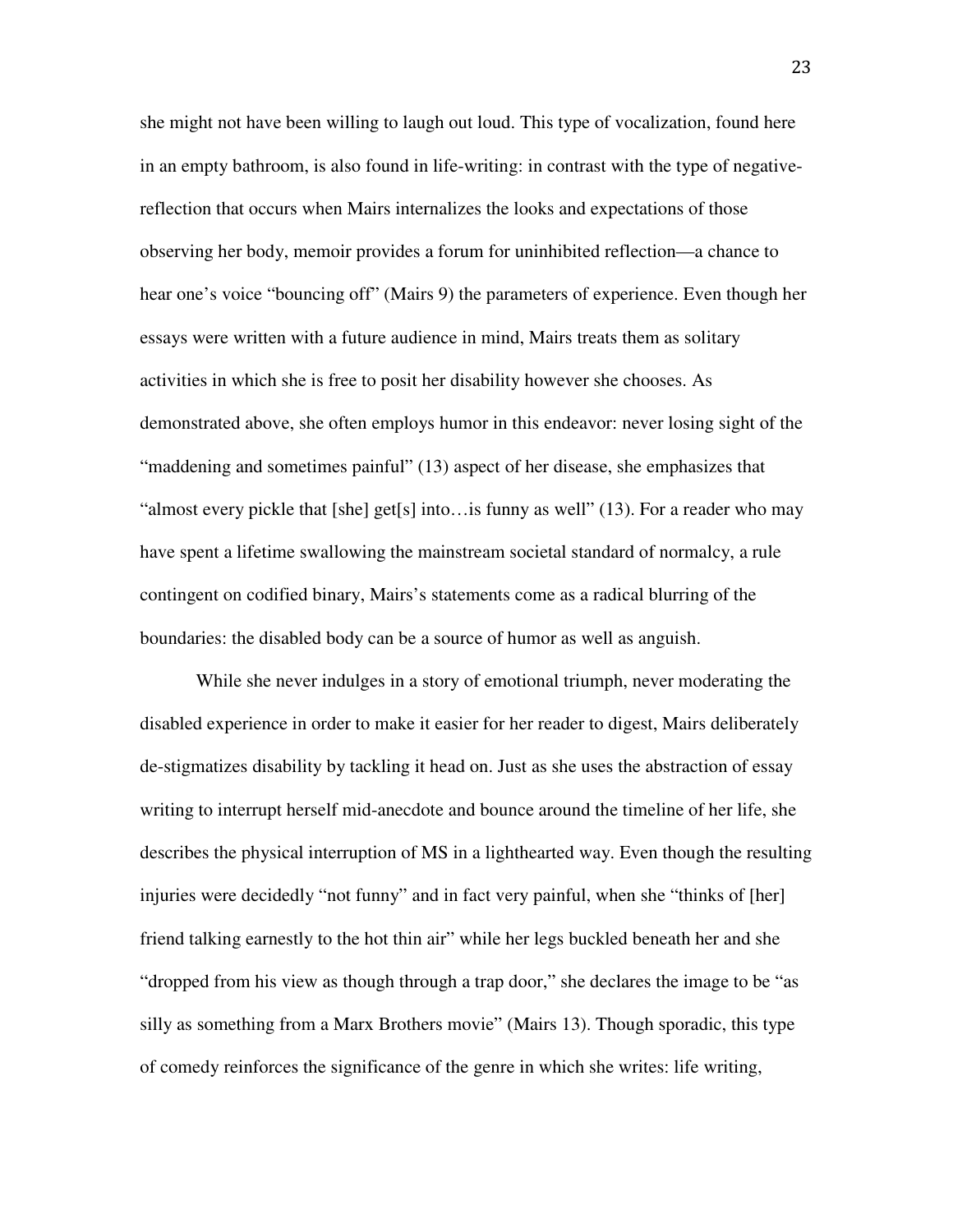she might not have been willing to laugh out loud. This type of vocalization, found here in an empty bathroom, is also found in life-writing: in contrast with the type of negative-reflection that occurs when Mairs internalizes the looks and expectations of those observing her body, memoir provides a forum for uninhibited reflection—a chance to hear one's voice "bouncing off" (Mairs 9) the parameters of experience. Even though her essays were written with a future audience in mind, Mairs treats them as solitary activities in which she is free to posit her disability however she chooses. As demonstrated above, she often employs humor in this endeavor: never losing sight of the "maddening and sometimes painful" (13) aspect of her disease, she emphasizes that "almost every pickle that [she] get[s] into…is funny as well" (13). For a reader who may have spent a lifetime swallowing the mainstream societal standard of normalcy, a rule contingent on codified binary, Mairs's statements come as a radical blurring of the boundaries: the disabled body can be a source of humor as well as anguish.

While she never indulges in a story of emotional triumph, never moderating the disabled experience in order to make it easier for her reader to digest, Mairs deliberately de-stigmatizes disability by tackling it head on. Just as she uses the abstraction of essay writing to interrupt herself mid-anecdote and bounce around the timeline of her life, she describes the physical interruption of MS in a lighthearted way. Even though the resulting injuries were decidedly "not funny" and in fact very painful, when she "thinks of [her] friend talking earnestly to the hot thin air" while her legs buckled beneath her and she "dropped from his view as though through a trap door," she declares the image to be "as silly as something from a Marx Brothers movie" (Mairs 13). Though sporadic, this type of comedy reinforces the significance of the genre in which she writes: life writing,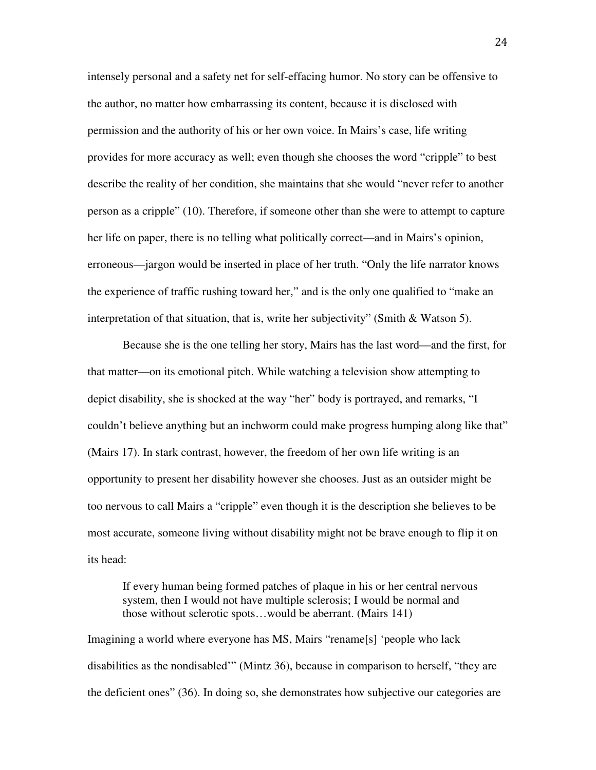intensely personal and a safety net for self-effacing humor. No story can be offensive to the author, no matter how embarrassing its content, because it is disclosed with permission and the authority of his or her own voice. In Mairs's case, life writing provides for more accuracy as well; even though she chooses the word "cripple" to best describe the reality of her condition, she maintains that she would "never refer to another person as a cripple" (10). Therefore, if someone other than she were to attempt to capture her life on paper, there is no telling what politically correct—and in Mairs's opinion, erroneous—jargon would be inserted in place of her truth. "Only the life narrator knows the experience of traffic rushing toward her," and is the only one qualified to "make an interpretation of that situation, that is, write her subjectivity" (Smith & Watson 5).

Because she is the one telling her story, Mairs has the last word—and the first, for that matter—on its emotional pitch. While watching a television show attempting to depict disability, she is shocked at the way "her" body is portrayed, and remarks, "I couldn't believe anything but an inchworm could make progress humping along like that" (Mairs 17). In stark contrast, however, the freedom of her own life writing is an opportunity to present her disability however she chooses. Just as an outsider might be too nervous to call Mairs a "cripple" even though it is the description she believes to be most accurate, someone living without disability might not be brave enough to flip it on its head:

> If every human being formed patches of plaque in his or her central nervous system, then I would not have multiple sclerosis; I would be normal and those without sclerotic spots…would be aberrant. (Mairs 141)

Imagining a world where everyone has MS, Mairs "rename[s] 'people who lack disabilities as the nondisabled'" (Mintz 36), because in comparison to herself, "they are the deficient ones" (36). In doing so, she demonstrates how subjective our categories are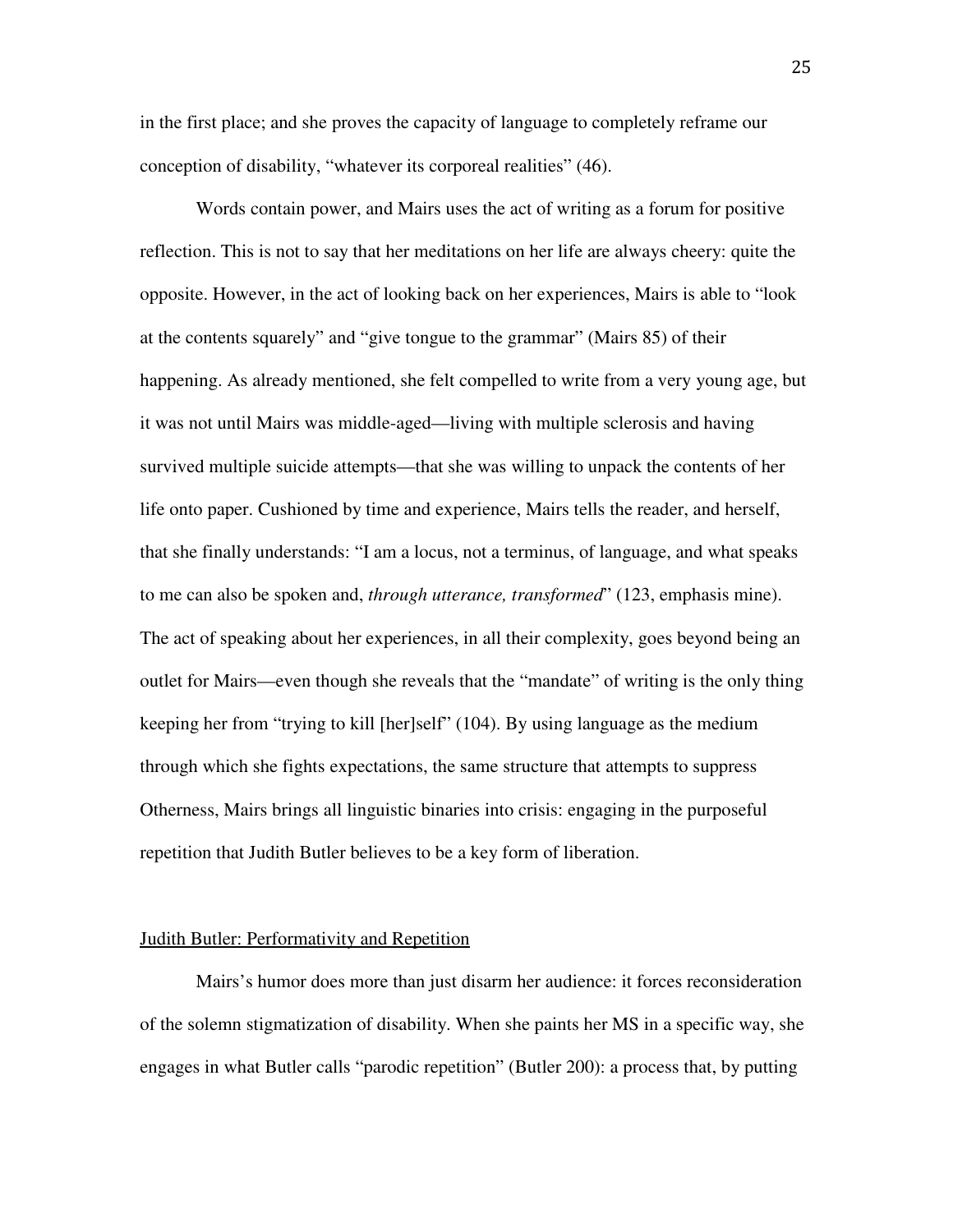in the first place; and she proves the capacity of language to completely reframe our conception of disability, "whatever its corporeal realities" (46).

Words contain power, and Mairs uses the act of writing as a forum for positive reflection. This is not to say that her meditations on her life are always cheery: quite the opposite. However, in the act of looking back on her experiences, Mairs is able to "look at the contents squarely" and "give tongue to the grammar" (Mairs 85) of their happening. As already mentioned, she felt compelled to write from a very young age, but it was not until Mairs was middle-aged—living with multiple sclerosis and having survived multiple suicide attempts—that she was willing to unpack the contents of her life onto paper. Cushioned by time and experience, Mairs tells the reader, and herself, that she finally understands: "I am a locus, not a terminus, of language, and what speaks to me can also be spoken and, *through utterance, transformed*" (123, emphasis mine). The act of speaking about her experiences, in all their complexity, goes beyond being an outlet for Mairs—even though she reveals that the "mandate" of writing is the only thing keeping her from "trying to kill [her]self" (104). By using language as the medium through which she fights expectations, the same structure that attempts to suppress Otherness, Mairs brings all linguistic binaries into crisis: engaging in the purposeful repetition that Judith Butler believes to be a key form of liberation.

## Judith Butler: Performativity and Repetition

Mairs's humor does more than just disarm her audience: it forces reconsideration of the solemn stigmatization of disability. When she paints her MS in a specific way, she engages in what Butler calls "parodic repetition" (Butler 200): a process that, by putting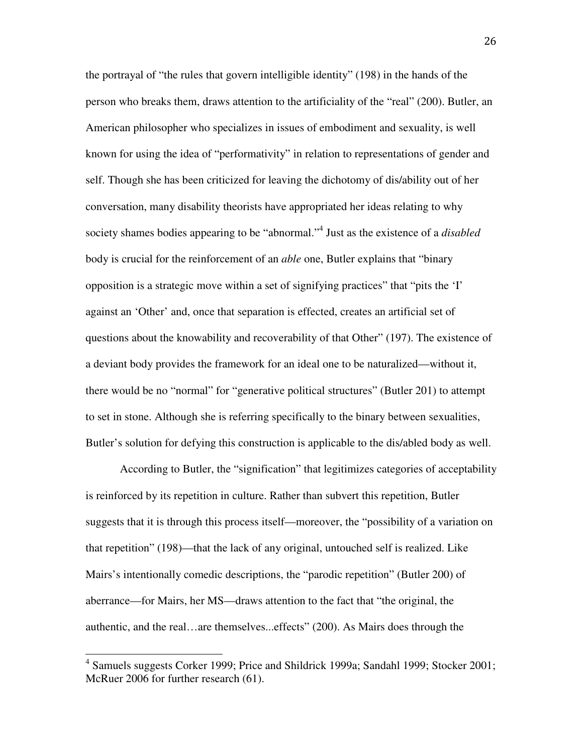the portrayal of "the rules that govern intelligible identity" (198) in the hands of the person who breaks them, draws attention to the artificiality of the "real" (200). Butler, an American philosopher who specializes in issues of embodiment and sexuality, is well known for using the idea of "performativity" in relation to representations of gender and self. Though she has been criticized for leaving the dichotomy of dis/ability out of her conversation, many disability theorists have appropriated her ideas relating to why society shames bodies appearing to be "abnormal."[4] Just as the existence of a *disabled* body is crucial for the reinforcement of an *able* one, Butler explains that "binary opposition is a strategic move within a set of signifying practices" that "pits the 'I' against an 'Other' and, once that separation is effected, creates an artificial set of questions about the knowability and recoverability of that Other" (197). The existence of a deviant body provides the framework for an ideal one to be naturalized—without it, there would be no "normal" for "generative political structures" (Butler 201) to attempt to set in stone. Although she is referring specifically to the binary between sexualities, Butler's solution for defying this construction is applicable to the dis/abled body as well.

According to Butler, the "signification" that legitimizes categories of acceptability is reinforced by its repetition in culture. Rather than subvert this repetition, Butler suggests that it is through this process itself—moreover, the "possibility of a variation on that repetition" (198)—that the lack of any original, untouched self is realized. Like Mairs's intentionally comedic descriptions, the "parodic repetition" (Butler 200) of aberrance—for Mairs, her MS—draws attention to the fact that "the original, the authentic, and the real…are themselves...effects" (200). As Mairs does through the

[4] Samuels suggests Corker 1999; Price and Shildrick 1999a; Sandahl 1999; Stocker 2001; McRuer 2006 for further research (61).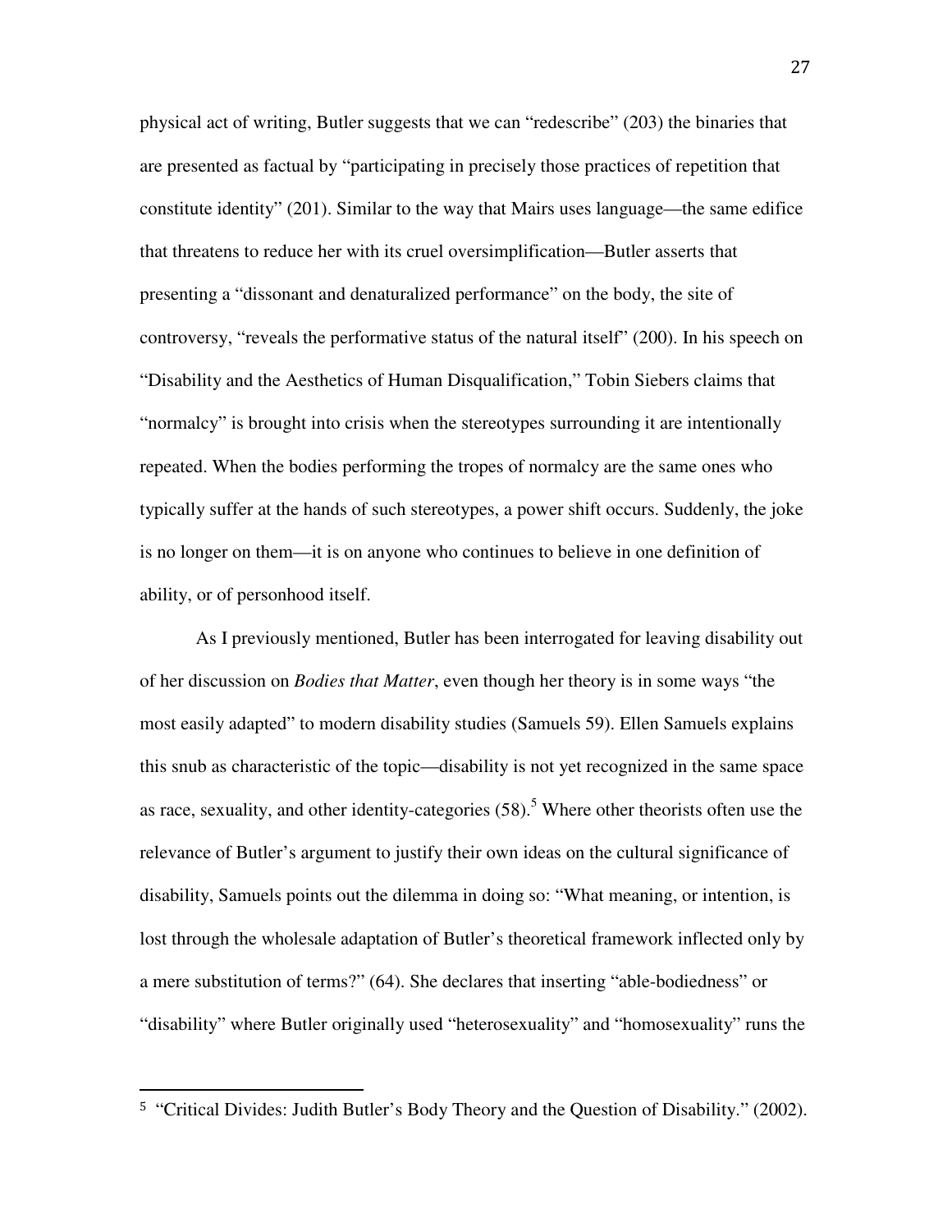physical act of writing, Butler suggests that we can "redescribe" (203) the binaries that are presented as factual by "participating in precisely those practices of repetition that constitute identity" (201). Similar to the way that Mairs uses language—the same edifice that threatens to reduce her with its cruel oversimplification—Butler asserts that presenting a "dissonant and denaturalized performance" on the body, the site of controversy, "reveals the performative status of the natural itself" (200). In his speech on "Disability and the Aesthetics of Human Disqualification," Tobin Siebers claims that "normalcy" is brought into crisis when the stereotypes surrounding it are intentionally repeated. When the bodies performing the tropes of normalcy are the same ones who typically suffer at the hands of such stereotypes, a power shift occurs. Suddenly, the joke is no longer on them—it is on anyone who continues to believe in one definition of ability, or of personhood itself.

As I previously mentioned, Butler has been interrogated for leaving disability out of her discussion on *Bodies that Matter*, even though her theory is in some ways "the most easily adapted" to modern disability studies (Samuels 59). Ellen Samuels explains this snub as characteristic of the topic—disability is not yet recognized in the same space as race, sexuality, and other identity-categories (58).[5] Where other theorists often use the relevance of Butler's argument to justify their own ideas on the cultural significance of disability, Samuels points out the dilemma in doing so: "What meaning, or intention, is lost through the wholesale adaptation of Butler's theoretical framework inflected only by a mere substitution of terms?" (64). She declares that inserting "able-bodiedness" or "disability" where Butler originally used "heterosexuality" and "homosexuality" runs the

---

[5] "Critical Divides: Judith Butler's Body Theory and the Question of Disability." (2002).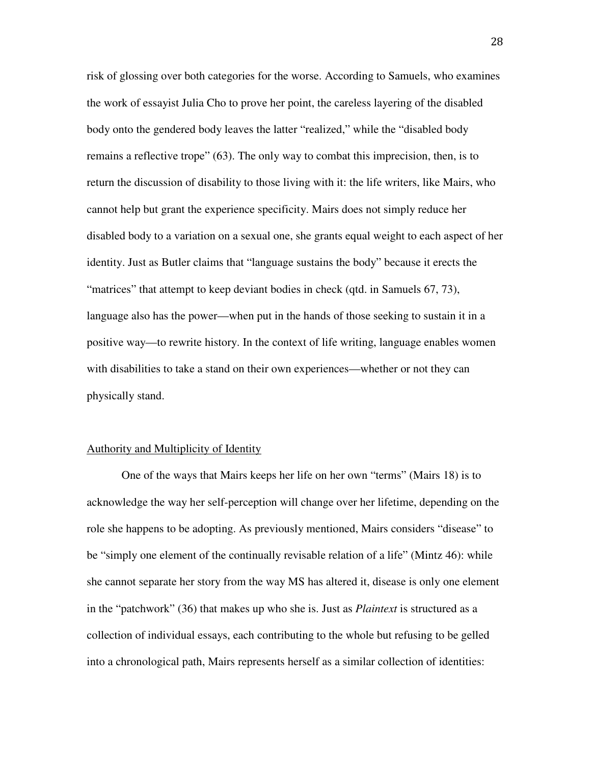risk of glossing over both categories for the worse. According to Samuels, who examines the work of essayist Julia Cho to prove her point, the careless layering of the disabled body onto the gendered body leaves the latter "realized," while the "disabled body remains a reflective trope" (63). The only way to combat this imprecision, then, is to return the discussion of disability to those living with it: the life writers, like Mairs, who cannot help but grant the experience specificity. Mairs does not simply reduce her disabled body to a variation on a sexual one, she grants equal weight to each aspect of her identity. Just as Butler claims that "language sustains the body" because it erects the "matrices" that attempt to keep deviant bodies in check (qtd. in Samuels 67, 73), language also has the power—when put in the hands of those seeking to sustain it in a positive way—to rewrite history. In the context of life writing, language enables women with disabilities to take a stand on their own experiences—whether or not they can physically stand.

## Authority and Multiplicity of Identity

One of the ways that Mairs keeps her life on her own "terms" (Mairs 18) is to acknowledge the way her self-perception will change over her lifetime, depending on the role she happens to be adopting. As previously mentioned, Mairs considers "disease" to be "simply one element of the continually revisable relation of a life" (Mintz 46): while she cannot separate her story from the way MS has altered it, disease is only one element in the "patchwork" (36) that makes up who she is. Just as *Plaintext* is structured as a collection of individual essays, each contributing to the whole but refusing to be gelled into a chronological path, Mairs represents herself as a similar collection of identities: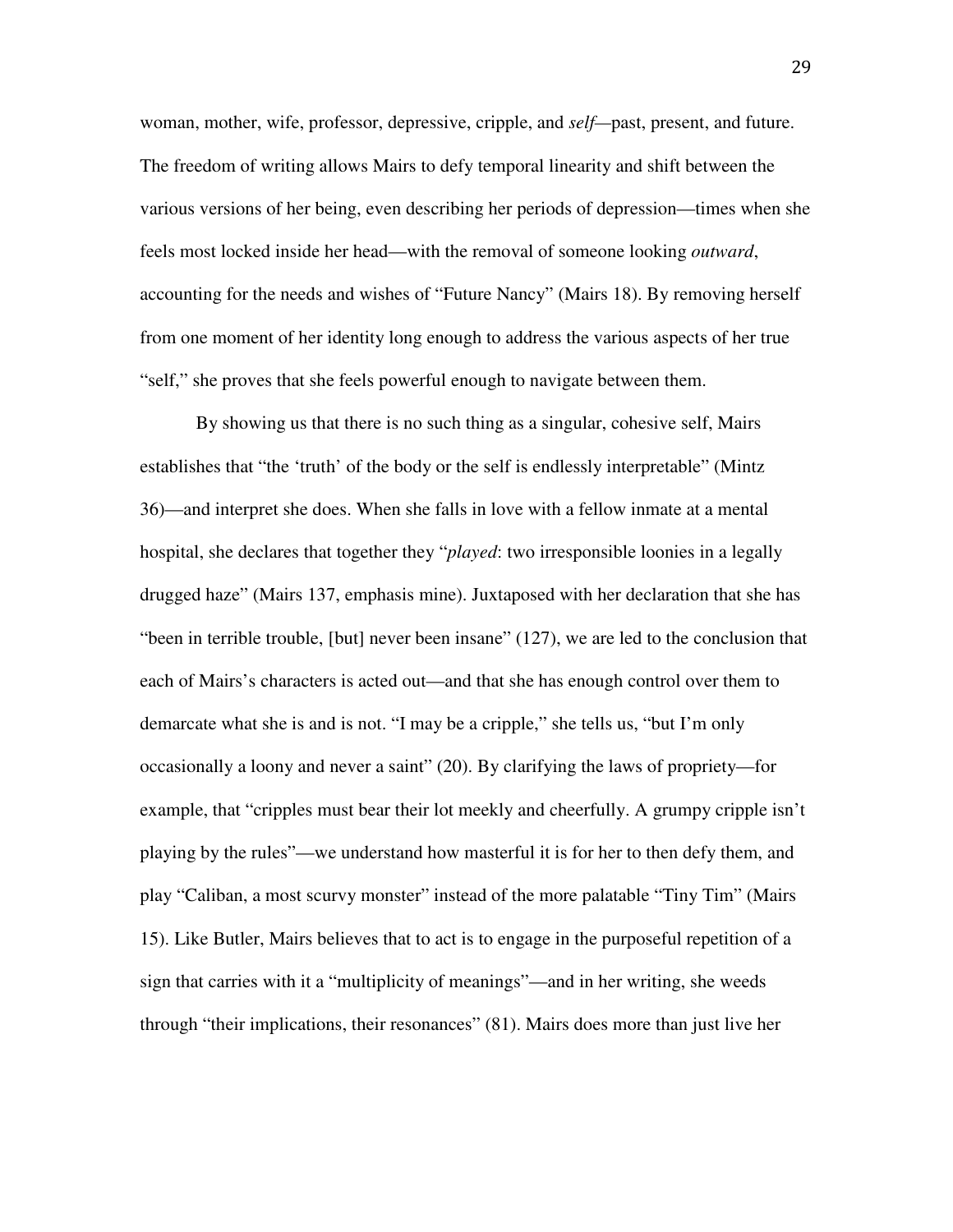woman, mother, wife, professor, depressive, cripple, and *self*—past, present, and future. The freedom of writing allows Mairs to defy temporal linearity and shift between the various versions of her being, even describing her periods of depression—times when she feels most locked inside her head—with the removal of someone looking *outward*, accounting for the needs and wishes of "Future Nancy" (Mairs 18). By removing herself from one moment of her identity long enough to address the various aspects of her true "self," she proves that she feels powerful enough to navigate between them.

By showing us that there is no such thing as a singular, cohesive self, Mairs establishes that "the 'truth' of the body or the self is endlessly interpretable" (Mintz 36)—and interpret she does. When she falls in love with a fellow inmate at a mental hospital, she declares that together they "*played*: two irresponsible loonies in a legally drugged haze" (Mairs 137, emphasis mine). Juxtaposed with her declaration that she has "been in terrible trouble, [but] never been insane" (127), we are led to the conclusion that each of Mairs's characters is acted out—and that she has enough control over them to demarcate what she is and is not. "I may be a cripple," she tells us, "but I'm only occasionally a loony and never a saint" (20). By clarifying the laws of propriety—for example, that "cripples must bear their lot meekly and cheerfully. A grumpy cripple isn't playing by the rules"—we understand how masterful it is for her to then defy them, and play "Caliban, a most scurvy monster" instead of the more palatable "Tiny Tim" (Mairs 15). Like Butler, Mairs believes that to act is to engage in the purposeful repetition of a sign that carries with it a "multiplicity of meanings"—and in her writing, she weeds through "their implications, their resonances" (81). Mairs does more than just live her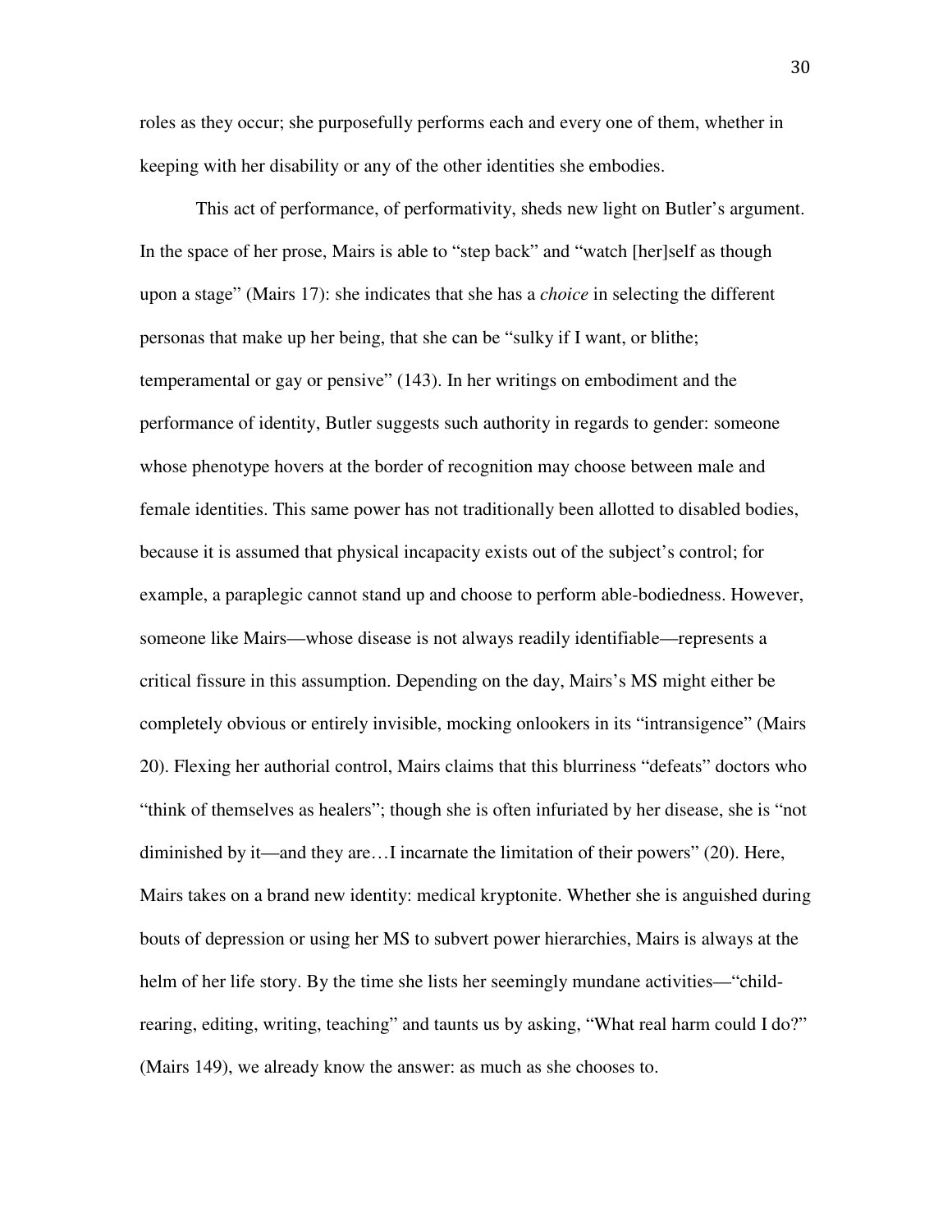roles as they occur; she purposefully performs each and every one of them, whether in keeping with her disability or any of the other identities she embodies.

This act of performance, of performativity, sheds new light on Butler's argument. In the space of her prose, Mairs is able to "step back" and "watch [her]self as though upon a stage" (Mairs 17): she indicates that she has a *choice* in selecting the different personas that make up her being, that she can be "sulky if I want, or blithe; temperamental or gay or pensive" (143). In her writings on embodiment and the performance of identity, Butler suggests such authority in regards to gender: someone whose phenotype hovers at the border of recognition may choose between male and female identities. This same power has not traditionally been allotted to disabled bodies, because it is assumed that physical incapacity exists out of the subject's control; for example, a paraplegic cannot stand up and choose to perform able-bodiedness. However, someone like Mairs—whose disease is not always readily identifiable—represents a critical fissure in this assumption. Depending on the day, Mairs's MS might either be completely obvious or entirely invisible, mocking onlookers in its "intransigence" (Mairs 20). Flexing her authorial control, Mairs claims that this blurriness "defeats" doctors who "think of themselves as healers"; though she is often infuriated by her disease, she is "not diminished by it—and they are…I incarnate the limitation of their powers" (20). Here, Mairs takes on a brand new identity: medical kryptonite. Whether she is anguished during bouts of depression or using her MS to subvert power hierarchies, Mairs is always at the helm of her life story. By the time she lists her seemingly mundane activities—"child-rearing, editing, writing, teaching" and taunts us by asking, "What real harm could I do?" (Mairs 149), we already know the answer: as much as she chooses to.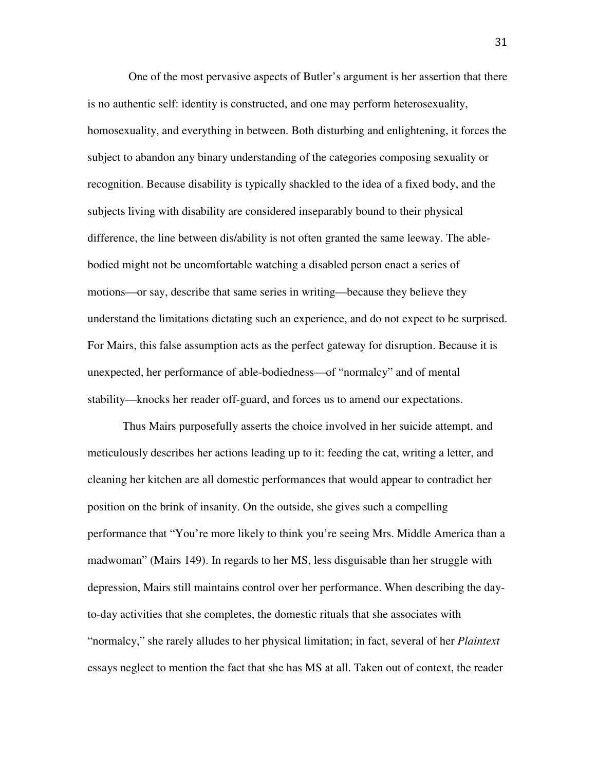One of the most pervasive aspects of Butler's argument is her assertion that there is no authentic self: identity is constructed, and one may perform heterosexuality, homosexuality, and everything in between. Both disturbing and enlightening, it forces the subject to abandon any binary understanding of the categories composing sexuality or recognition. Because disability is typically shackled to the idea of a fixed body, and the subjects living with disability are considered inseparably bound to their physical difference, the line between dis/ability is not often granted the same leeway. The able-bodied might not be uncomfortable watching a disabled person enact a series of motions—or say, describe that same series in writing—because they believe they understand the limitations dictating such an experience, and do not expect to be surprised. For Mairs, this false assumption acts as the perfect gateway for disruption. Because it is unexpected, her performance of able-bodiedness—of "normalcy" and of mental stability—knocks her reader off-guard, and forces us to amend our expectations.

Thus Mairs purposefully asserts the choice involved in her suicide attempt, and meticulously describes her actions leading up to it: feeding the cat, writing a letter, and cleaning her kitchen are all domestic performances that would appear to contradict her position on the brink of insanity. On the outside, she gives such a compelling performance that "You're more likely to think you're seeing Mrs. Middle America than a madwoman" (Mairs 149). In regards to her MS, less disguisable than her struggle with depression, Mairs still maintains control over her performance. When describing the day-to-day activities that she completes, the domestic rituals that she associates with "normalcy," she rarely alludes to her physical limitation; in fact, several of her *Plaintext* essays neglect to mention the fact that she has MS at all. Taken out of context, the reader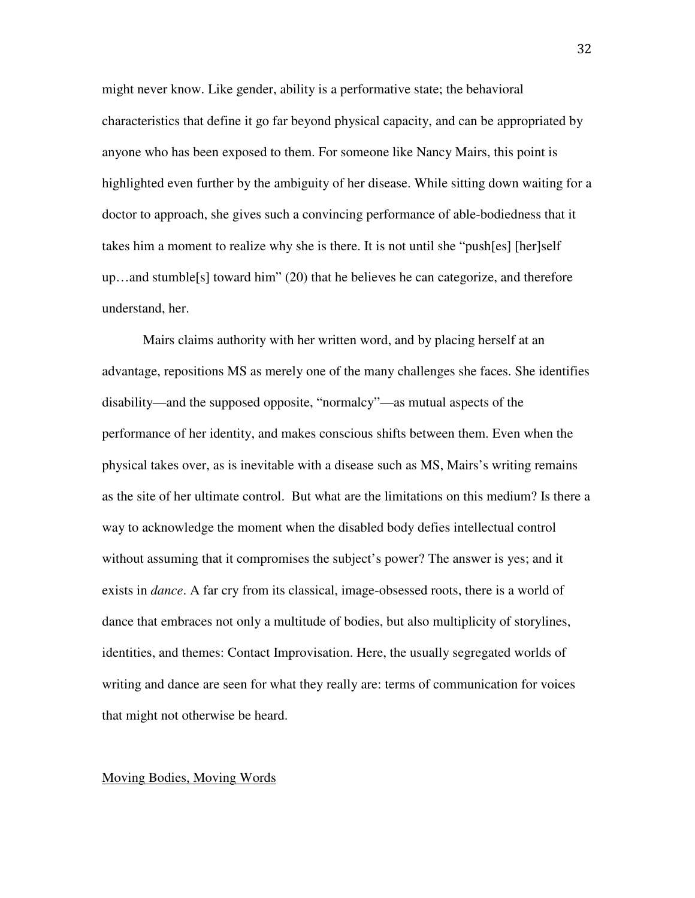might never know. Like gender, ability is a performative state; the behavioral characteristics that define it go far beyond physical capacity, and can be appropriated by anyone who has been exposed to them. For someone like Nancy Mairs, this point is highlighted even further by the ambiguity of her disease. While sitting down waiting for a doctor to approach, she gives such a convincing performance of able-bodiedness that it takes him a moment to realize why she is there. It is not until she "push[es] [her]self up…and stumble[s] toward him" (20) that he believes he can categorize, and therefore understand, her.

Mairs claims authority with her written word, and by placing herself at an advantage, repositions MS as merely one of the many challenges she faces. She identifies disability—and the supposed opposite, "normalcy"—as mutual aspects of the performance of her identity, and makes conscious shifts between them. Even when the physical takes over, as is inevitable with a disease such as MS, Mairs's writing remains as the site of her ultimate control. But what are the limitations on this medium? Is there a way to acknowledge the moment when the disabled body defies intellectual control without assuming that it compromises the subject's power? The answer is yes; and it exists in *dance*. A far cry from its classical, image-obsessed roots, there is a world of dance that embraces not only a multitude of bodies, but also multiplicity of storylines, identities, and themes: Contact Improvisation. Here, the usually segregated worlds of writing and dance are seen for what they really are: terms of communication for voices that might not otherwise be heard.

## Moving Bodies, Moving Words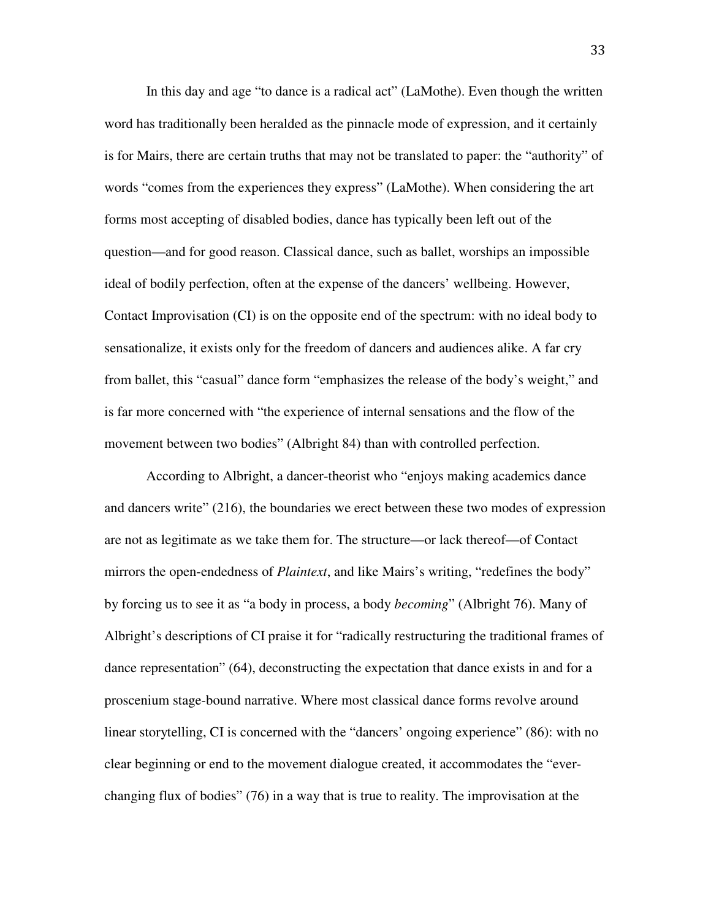In this day and age "to dance is a radical act" (LaMothe). Even though the written word has traditionally been heralded as the pinnacle mode of expression, and it certainly is for Mairs, there are certain truths that may not be translated to paper: the "authority" of words "comes from the experiences they express" (LaMothe). When considering the art forms most accepting of disabled bodies, dance has typically been left out of the question—and for good reason. Classical dance, such as ballet, worships an impossible ideal of bodily perfection, often at the expense of the dancers' wellbeing. However, Contact Improvisation (CI) is on the opposite end of the spectrum: with no ideal body to sensationalize, it exists only for the freedom of dancers and audiences alike. A far cry from ballet, this "casual" dance form "emphasizes the release of the body's weight," and is far more concerned with "the experience of internal sensations and the flow of the movement between two bodies" (Albright 84) than with controlled perfection.

According to Albright, a dancer-theorist who "enjoys making academics dance and dancers write" (216), the boundaries we erect between these two modes of expression are not as legitimate as we take them for. The structure—or lack thereof—of Contact mirrors the open-endedness of *Plaintext*, and like Mairs's writing, "redefines the body" by forcing us to see it as "a body in process, a body *becoming*" (Albright 76). Many of Albright's descriptions of CI praise it for "radically restructuring the traditional frames of dance representation" (64), deconstructing the expectation that dance exists in and for a proscenium stage-bound narrative. Where most classical dance forms revolve around linear storytelling, CI is concerned with the "dancers' ongoing experience" (86): with no clear beginning or end to the movement dialogue created, it accommodates the "ever-changing flux of bodies" (76) in a way that is true to reality. The improvisation at the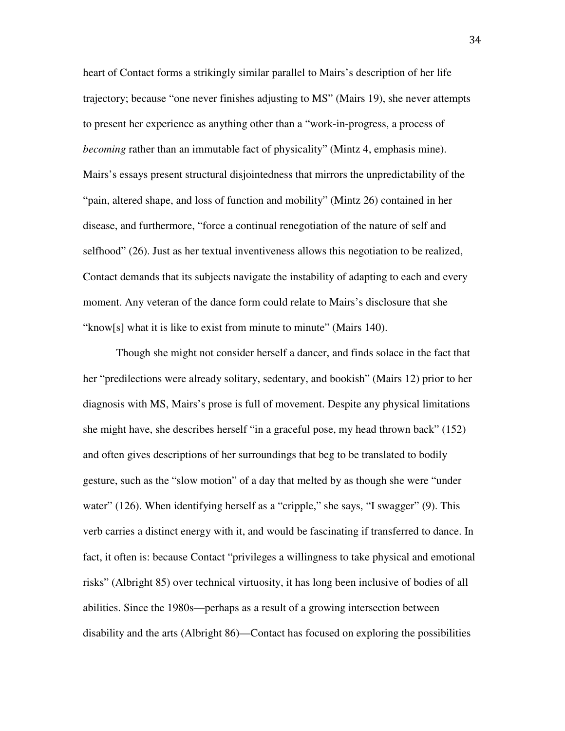heart of Contact forms a strikingly similar parallel to Mairs's description of her life trajectory; because "one never finishes adjusting to MS" (Mairs 19), she never attempts to present her experience as anything other than a "work-in-progress, a process of *becoming* rather than an immutable fact of physicality" (Mintz 4, emphasis mine). Mairs's essays present structural disjointedness that mirrors the unpredictability of the "pain, altered shape, and loss of function and mobility" (Mintz 26) contained in her disease, and furthermore, "force a continual renegotiation of the nature of self and selfhood" (26). Just as her textual inventiveness allows this negotiation to be realized, Contact demands that its subjects navigate the instability of adapting to each and every moment. Any veteran of the dance form could relate to Mairs's disclosure that she "know[s] what it is like to exist from minute to minute" (Mairs 140).

Though she might not consider herself a dancer, and finds solace in the fact that her "predilections were already solitary, sedentary, and bookish" (Mairs 12) prior to her diagnosis with MS, Mairs's prose is full of movement. Despite any physical limitations she might have, she describes herself "in a graceful pose, my head thrown back" (152) and often gives descriptions of her surroundings that beg to be translated to bodily gesture, such as the "slow motion" of a day that melted by as though she were "under water" (126). When identifying herself as a "cripple," she says, "I swagger" (9). This verb carries a distinct energy with it, and would be fascinating if transferred to dance. In fact, it often is: because Contact "privileges a willingness to take physical and emotional risks" (Albright 85) over technical virtuosity, it has long been inclusive of bodies of all abilities. Since the 1980s—perhaps as a result of a growing intersection between disability and the arts (Albright 86)—Contact has focused on exploring the possibilities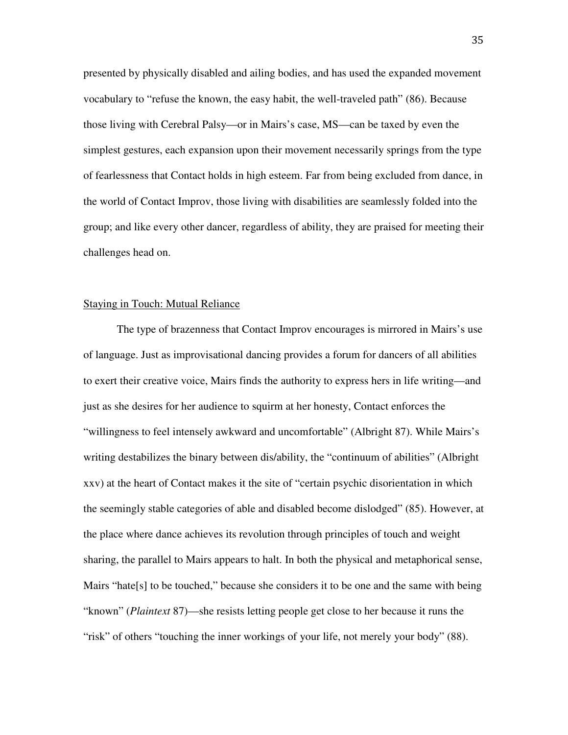presented by physically disabled and ailing bodies, and has used the expanded movement vocabulary to "refuse the known, the easy habit, the well-traveled path" (86). Because those living with Cerebral Palsy—or in Mairs's case, MS—can be taxed by even the simplest gestures, each expansion upon their movement necessarily springs from the type of fearlessness that Contact holds in high esteem. Far from being excluded from dance, in the world of Contact Improv, those living with disabilities are seamlessly folded into the group; and like every other dancer, regardless of ability, they are praised for meeting their challenges head on.

<u>Staying in Touch: Mutual Reliance</u>

The type of brazenness that Contact Improv encourages is mirrored in Mairs's use of language. Just as improvisational dancing provides a forum for dancers of all abilities to exert their creative voice, Mairs finds the authority to express hers in life writing—and just as she desires for her audience to squirm at her honesty, Contact enforces the "willingness to feel intensely awkward and uncomfortable" (Albright 87). While Mairs's writing destabilizes the binary between dis/ability, the "continuum of abilities" (Albright xxv) at the heart of Contact makes it the site of "certain psychic disorientation in which the seemingly stable categories of able and disabled become dislodged" (85). However, at the place where dance achieves its revolution through principles of touch and weight sharing, the parallel to Mairs appears to halt. In both the physical and metaphorical sense, Mairs "hate[s] to be touched," because she considers it to be one and the same with being "known" (*Plaintext* 87)—she resists letting people get close to her because it runs the "risk" of others "touching the inner workings of your life, not merely your body" (88).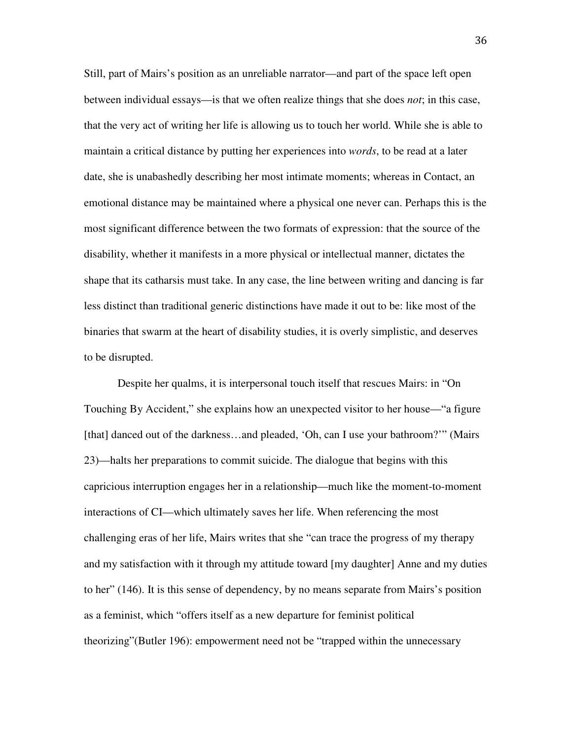Still, part of Mairs's position as an unreliable narrator—and part of the space left open between individual essays—is that we often realize things that she does *not*; in this case, that the very act of writing her life is allowing us to touch her world. While she is able to maintain a critical distance by putting her experiences into *words*, to be read at a later date, she is unabashedly describing her most intimate moments; whereas in Contact, an emotional distance may be maintained where a physical one never can. Perhaps this is the most significant difference between the two formats of expression: that the source of the disability, whether it manifests in a more physical or intellectual manner, dictates the shape that its catharsis must take. In any case, the line between writing and dancing is far less distinct than traditional generic distinctions have made it out to be: like most of the binaries that swarm at the heart of disability studies, it is overly simplistic, and deserves to be disrupted.

Despite her qualms, it is interpersonal touch itself that rescues Mairs: in "On Touching By Accident," she explains how an unexpected visitor to her house—"a figure [that] danced out of the darkness…and pleaded, 'Oh, can I use your bathroom?'" (Mairs 23)—halts her preparations to commit suicide. The dialogue that begins with this capricious interruption engages her in a relationship—much like the moment-to-moment interactions of CI—which ultimately saves her life. When referencing the most challenging eras of her life, Mairs writes that she "can trace the progress of my therapy and my satisfaction with it through my attitude toward [my daughter] Anne and my duties to her" (146). It is this sense of dependency, by no means separate from Mairs's position as a feminist, which "offers itself as a new departure for feminist political theorizing"(Butler 196): empowerment need not be "trapped within the unnecessary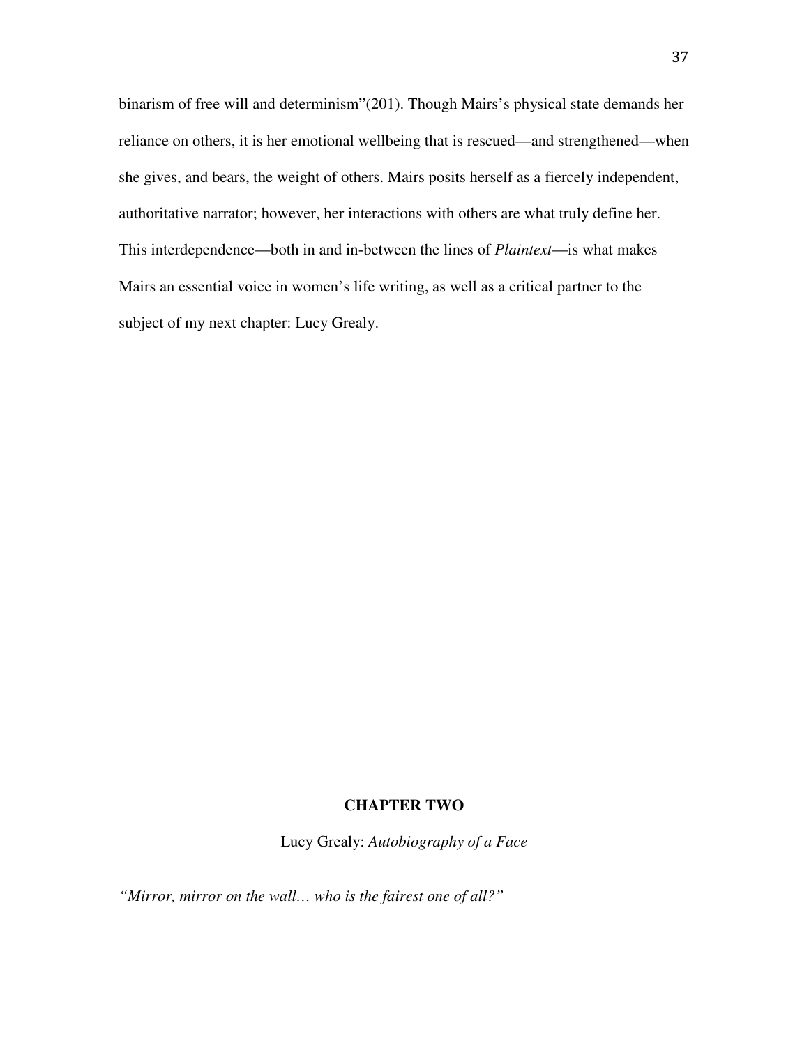binarism of free will and determinism"(201). Though Mairs's physical state demands her reliance on others, it is her emotional wellbeing that is rescued—and strengthened—when she gives, and bears, the weight of others. Mairs posits herself as a fiercely independent, authoritative narrator; however, her interactions with others are what truly define her. This interdependence—both in and in-between the lines of *Plaintext*—is what makes Mairs an essential voice in women's life writing, as well as a critical partner to the subject of my next chapter: Lucy Grealy.

# CHAPTER TWO

## Lucy Grealy: *Autobiography of a Face*

*"Mirror, mirror on the wall… who is the fairest one of all?"*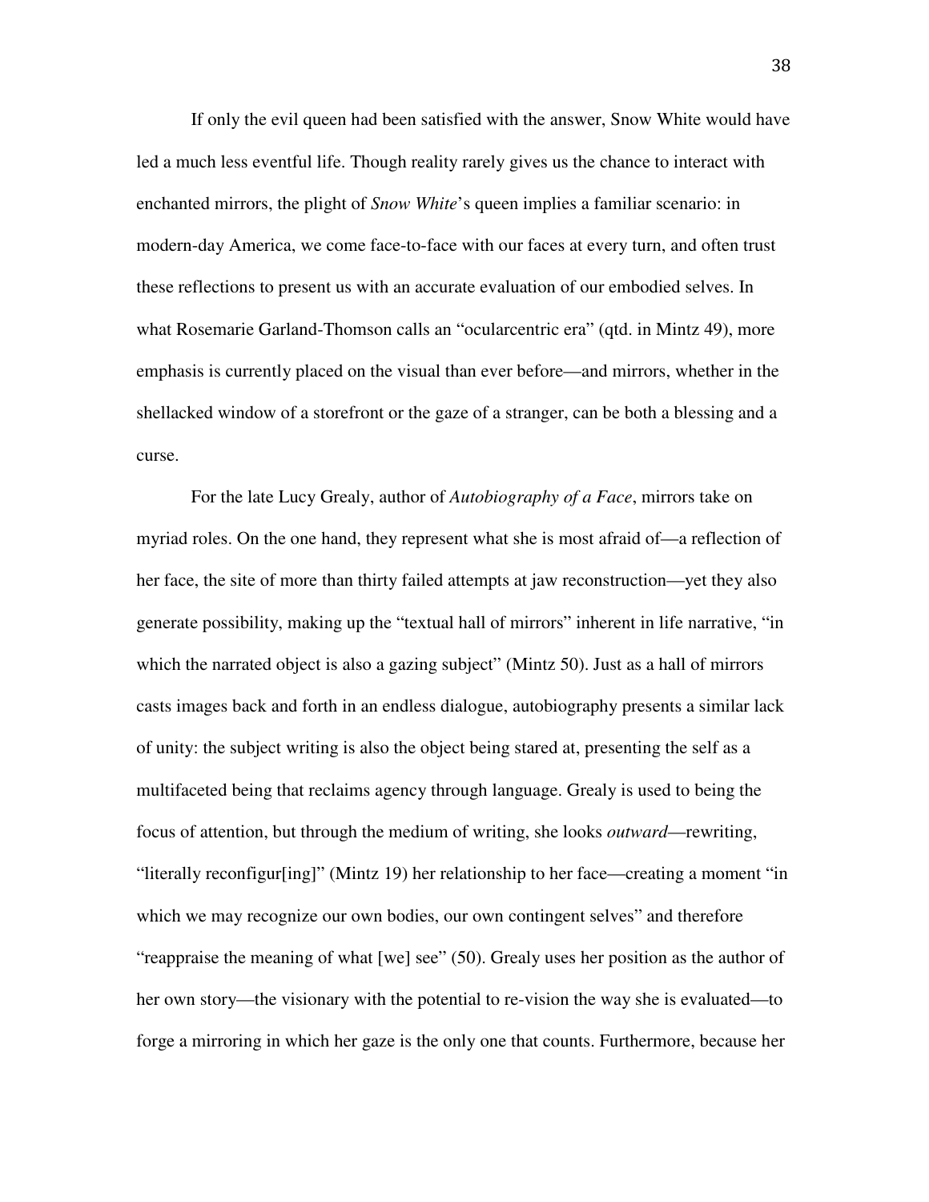If only the evil queen had been satisfied with the answer, Snow White would have led a much less eventful life. Though reality rarely gives us the chance to interact with enchanted mirrors, the plight of *Snow White*'s queen implies a familiar scenario: in modern-day America, we come face-to-face with our faces at every turn, and often trust these reflections to present us with an accurate evaluation of our embodied selves. In what Rosemarie Garland-Thomson calls an "ocularcentric era" (qtd. in Mintz 49), more emphasis is currently placed on the visual than ever before—and mirrors, whether in the shellacked window of a storefront or the gaze of a stranger, can be both a blessing and a curse.

For the late Lucy Grealy, author of *Autobiography of a Face*, mirrors take on myriad roles. On the one hand, they represent what she is most afraid of—a reflection of her face, the site of more than thirty failed attempts at jaw reconstruction—yet they also generate possibility, making up the "textual hall of mirrors" inherent in life narrative, "in which the narrated object is also a gazing subject" (Mintz 50). Just as a hall of mirrors casts images back and forth in an endless dialogue, autobiography presents a similar lack of unity: the subject writing is also the object being stared at, presenting the self as a multifaceted being that reclaims agency through language. Grealy is used to being the focus of attention, but through the medium of writing, she looks *outward*—rewriting, "literally reconfigur[ing]" (Mintz 19) her relationship to her face—creating a moment "in which we may recognize our own bodies, our own contingent selves" and therefore "reappraise the meaning of what [we] see" (50). Grealy uses her position as the author of her own story—the visionary with the potential to re-vision the way she is evaluated—to forge a mirroring in which her gaze is the only one that counts. Furthermore, because her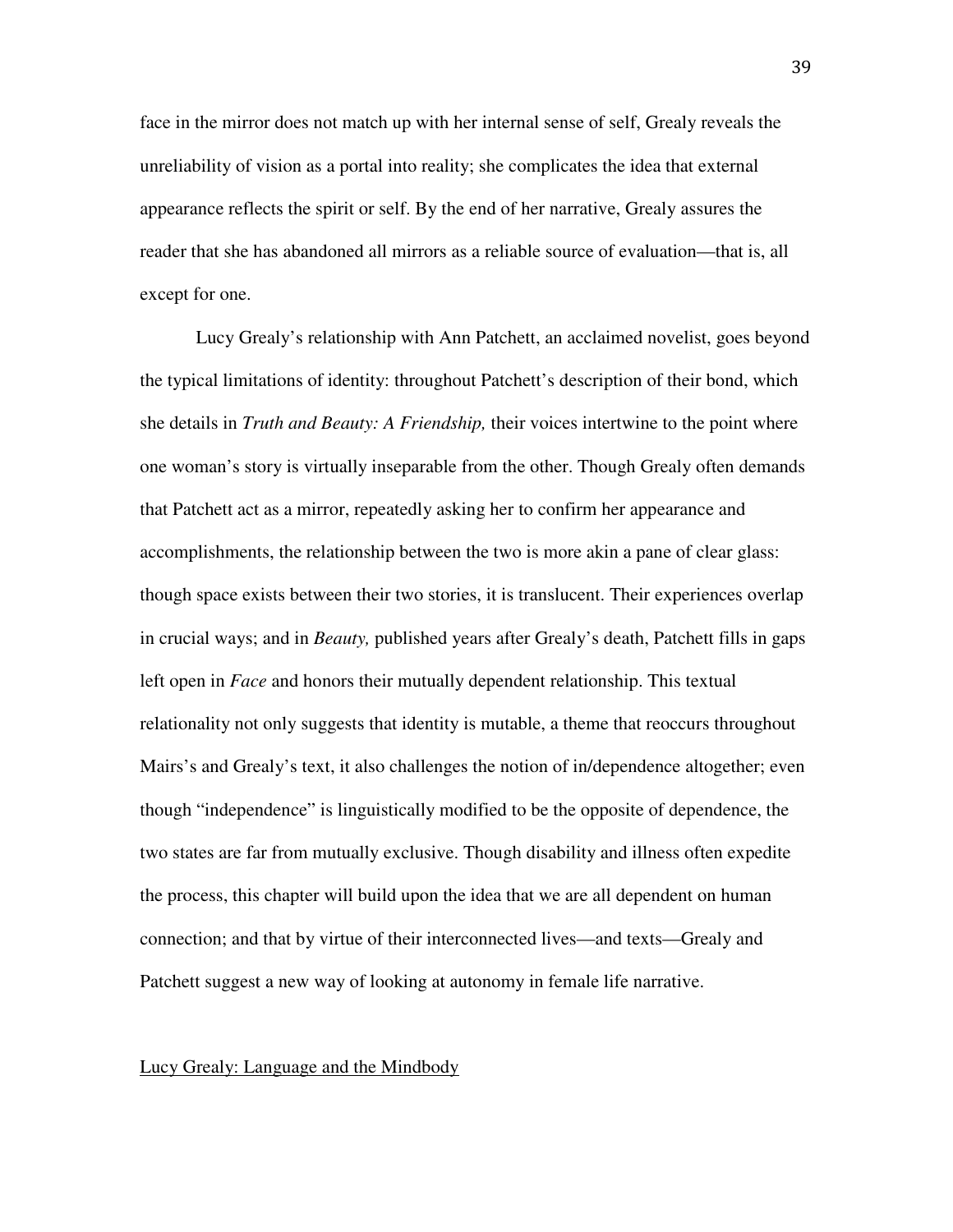face in the mirror does not match up with her internal sense of self, Grealy reveals the unreliability of vision as a portal into reality; she complicates the idea that external appearance reflects the spirit or self. By the end of her narrative, Grealy assures the reader that she has abandoned all mirrors as a reliable source of evaluation—that is, all except for one.

Lucy Grealy's relationship with Ann Patchett, an acclaimed novelist, goes beyond the typical limitations of identity: throughout Patchett's description of their bond, which she details in *Truth and Beauty: A Friendship,* their voices intertwine to the point where one woman's story is virtually inseparable from the other. Though Grealy often demands that Patchett act as a mirror, repeatedly asking her to confirm her appearance and accomplishments, the relationship between the two is more akin a pane of clear glass: though space exists between their two stories, it is translucent. Their experiences overlap in crucial ways; and in *Beauty,* published years after Grealy's death, Patchett fills in gaps left open in *Face* and honors their mutually dependent relationship. This textual relationality not only suggests that identity is mutable, a theme that reoccurs throughout Mairs's and Grealy's text, it also challenges the notion of in/dependence altogether; even though "independence" is linguistically modified to be the opposite of dependence, the two states are far from mutually exclusive. Though disability and illness often expedite the process, this chapter will build upon the idea that we are all dependent on human connection; and that by virtue of their interconnected lives—and texts—Grealy and Patchett suggest a new way of looking at autonomy in female life narrative.

## Lucy Grealy: Language and the Mindbody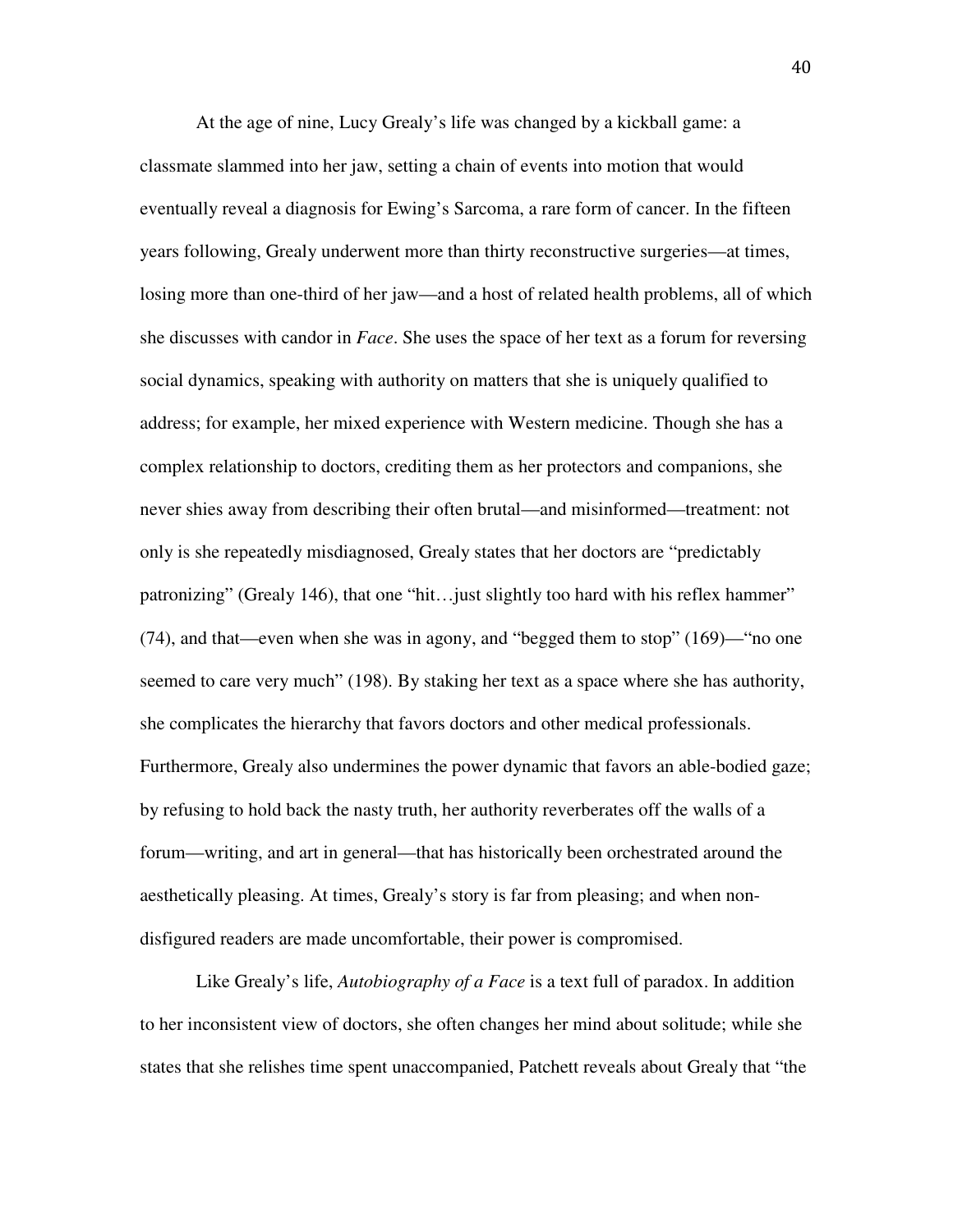At the age of nine, Lucy Grealy's life was changed by a kickball game: a classmate slammed into her jaw, setting a chain of events into motion that would eventually reveal a diagnosis for Ewing's Sarcoma, a rare form of cancer. In the fifteen years following, Grealy underwent more than thirty reconstructive surgeries—at times, losing more than one-third of her jaw—and a host of related health problems, all of which she discusses with candor in *Face*. She uses the space of her text as a forum for reversing social dynamics, speaking with authority on matters that she is uniquely qualified to address; for example, her mixed experience with Western medicine. Though she has a complex relationship to doctors, crediting them as her protectors and companions, she never shies away from describing their often brutal—and misinformed—treatment: not only is she repeatedly misdiagnosed, Grealy states that her doctors are "predictably patronizing" (Grealy 146), that one "hit…just slightly too hard with his reflex hammer" (74), and that—even when she was in agony, and "begged them to stop" (169)—"no one seemed to care very much" (198). By staking her text as a space where she has authority, she complicates the hierarchy that favors doctors and other medical professionals. Furthermore, Grealy also undermines the power dynamic that favors an able-bodied gaze; by refusing to hold back the nasty truth, her authority reverberates off the walls of a forum—writing, and art in general—that has historically been orchestrated around the aesthetically pleasing. At times, Grealy's story is far from pleasing; and when non-disfigured readers are made uncomfortable, their power is compromised.

Like Grealy's life, *Autobiography of a Face* is a text full of paradox. In addition to her inconsistent view of doctors, she often changes her mind about solitude; while she states that she relishes time spent unaccompanied, Patchett reveals about Grealy that "the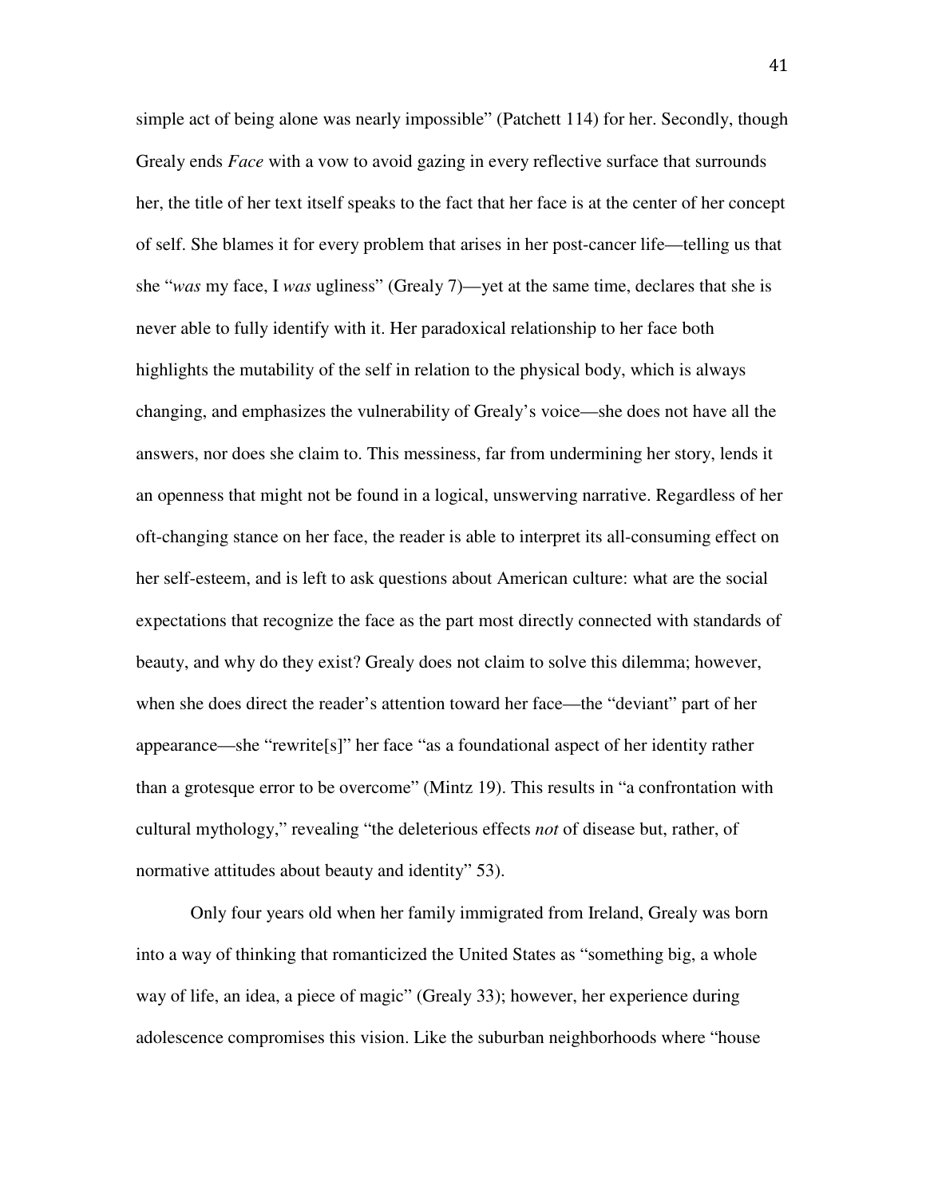simple act of being alone was nearly impossible" (Patchett 114) for her. Secondly, though Grealy ends *Face* with a vow to avoid gazing in every reflective surface that surrounds her, the title of her text itself speaks to the fact that her face is at the center of her concept of self. She blames it for every problem that arises in her post-cancer life—telling us that she "*was* my face, I *was* ugliness" (Grealy 7)—yet at the same time, declares that she is never able to fully identify with it. Her paradoxical relationship to her face both highlights the mutability of the self in relation to the physical body, which is always changing, and emphasizes the vulnerability of Grealy's voice—she does not have all the answers, nor does she claim to. This messiness, far from undermining her story, lends it an openness that might not be found in a logical, unswerving narrative. Regardless of her oft-changing stance on her face, the reader is able to interpret its all-consuming effect on her self-esteem, and is left to ask questions about American culture: what are the social expectations that recognize the face as the part most directly connected with standards of beauty, and why do they exist? Grealy does not claim to solve this dilemma; however, when she does direct the reader's attention toward her face—the "deviant" part of her appearance—she "rewrite[s]" her face "as a foundational aspect of her identity rather than a grotesque error to be overcome" (Mintz 19). This results in "a confrontation with cultural mythology," revealing "the deleterious effects *not* of disease but, rather, of normative attitudes about beauty and identity" 53).

Only four years old when her family immigrated from Ireland, Grealy was born into a way of thinking that romanticized the United States as "something big, a whole way of life, an idea, a piece of magic" (Grealy 33); however, her experience during adolescence compromises this vision. Like the suburban neighborhoods where "house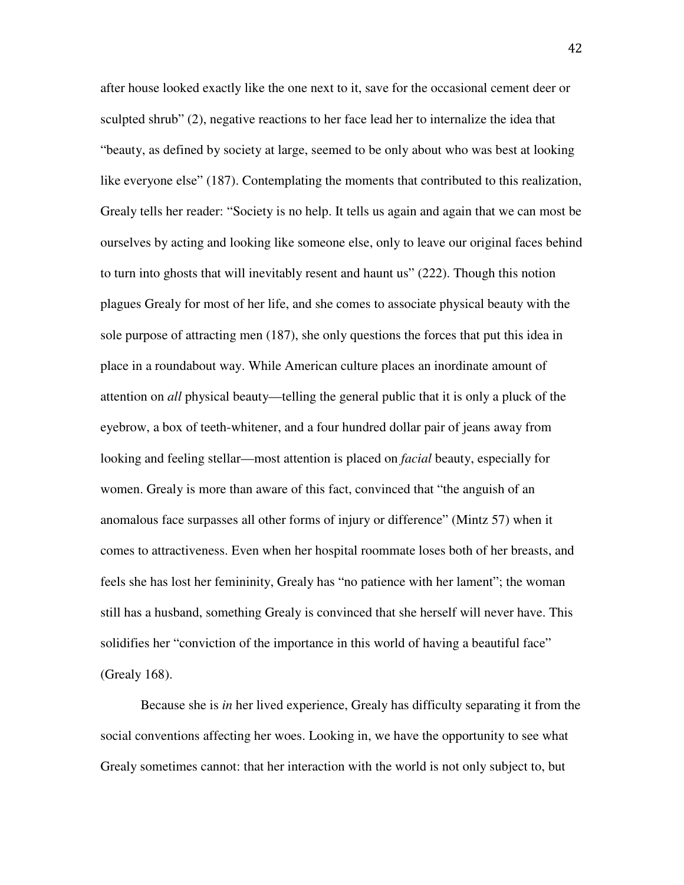after house looked exactly like the one next to it, save for the occasional cement deer or sculpted shrub" (2), negative reactions to her face lead her to internalize the idea that "beauty, as defined by society at large, seemed to be only about who was best at looking like everyone else" (187). Contemplating the moments that contributed to this realization, Grealy tells her reader: "Society is no help. It tells us again and again that we can most be ourselves by acting and looking like someone else, only to leave our original faces behind to turn into ghosts that will inevitably resent and haunt us" (222). Though this notion plagues Grealy for most of her life, and she comes to associate physical beauty with the sole purpose of attracting men (187), she only questions the forces that put this idea in place in a roundabout way. While American culture places an inordinate amount of attention on *all* physical beauty—telling the general public that it is only a pluck of the eyebrow, a box of teeth-whitener, and a four hundred dollar pair of jeans away from looking and feeling stellar—most attention is placed on *facial* beauty, especially for women. Grealy is more than aware of this fact, convinced that "the anguish of an anomalous face surpasses all other forms of injury or difference" (Mintz 57) when it comes to attractiveness. Even when her hospital roommate loses both of her breasts, and feels she has lost her femininity, Grealy has "no patience with her lament"; the woman still has a husband, something Grealy is convinced that she herself will never have. This solidifies her "conviction of the importance in this world of having a beautiful face" (Grealy 168).

Because she is *in* her lived experience, Grealy has difficulty separating it from the social conventions affecting her woes. Looking in, we have the opportunity to see what Grealy sometimes cannot: that her interaction with the world is not only subject to, but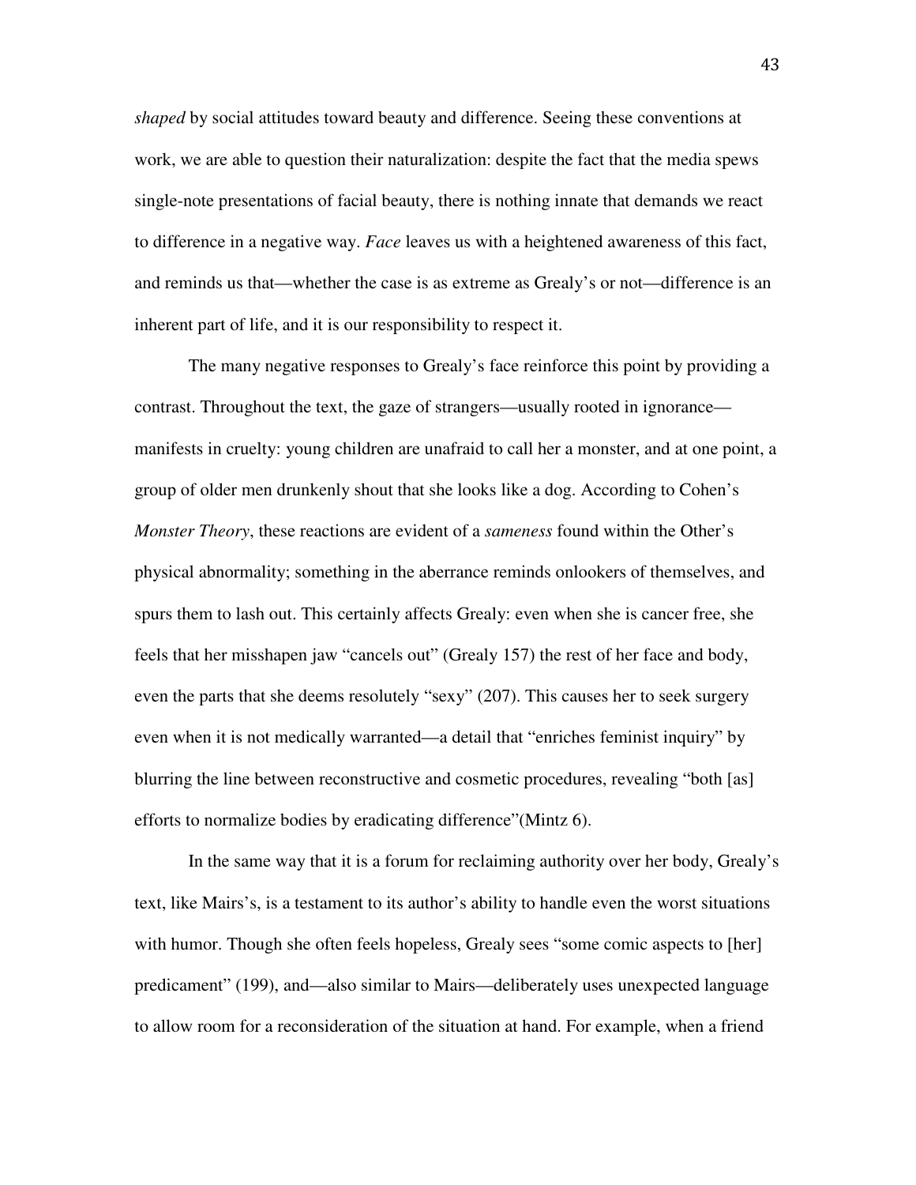*shaped* by social attitudes toward beauty and difference. Seeing these conventions at work, we are able to question their naturalization: despite the fact that the media spews single-note presentations of facial beauty, there is nothing innate that demands we react to difference in a negative way. *Face* leaves us with a heightened awareness of this fact, and reminds us that—whether the case is as extreme as Grealy's or not—difference is an inherent part of life, and it is our responsibility to respect it.

The many negative responses to Grealy's face reinforce this point by providing a contrast. Throughout the text, the gaze of strangers—usually rooted in ignorance—manifests in cruelty: young children are unafraid to call her a monster, and at one point, a group of older men drunkenly shout that she looks like a dog. According to Cohen's *Monster Theory*, these reactions are evident of a *sameness* found within the Other's physical abnormality; something in the aberrance reminds onlookers of themselves, and spurs them to lash out. This certainly affects Grealy: even when she is cancer free, she feels that her misshapen jaw "cancels out" (Grealy 157) the rest of her face and body, even the parts that she deems resolutely "sexy" (207). This causes her to seek surgery even when it is not medically warranted—a detail that "enriches feminist inquiry" by blurring the line between reconstructive and cosmetic procedures, revealing "both [as] efforts to normalize bodies by eradicating difference"(Mintz 6).

In the same way that it is a forum for reclaiming authority over her body, Grealy's text, like Mairs's, is a testament to its author's ability to handle even the worst situations with humor. Though she often feels hopeless, Grealy sees "some comic aspects to [her] predicament" (199), and—also similar to Mairs—deliberately uses unexpected language to allow room for a reconsideration of the situation at hand. For example, when a friend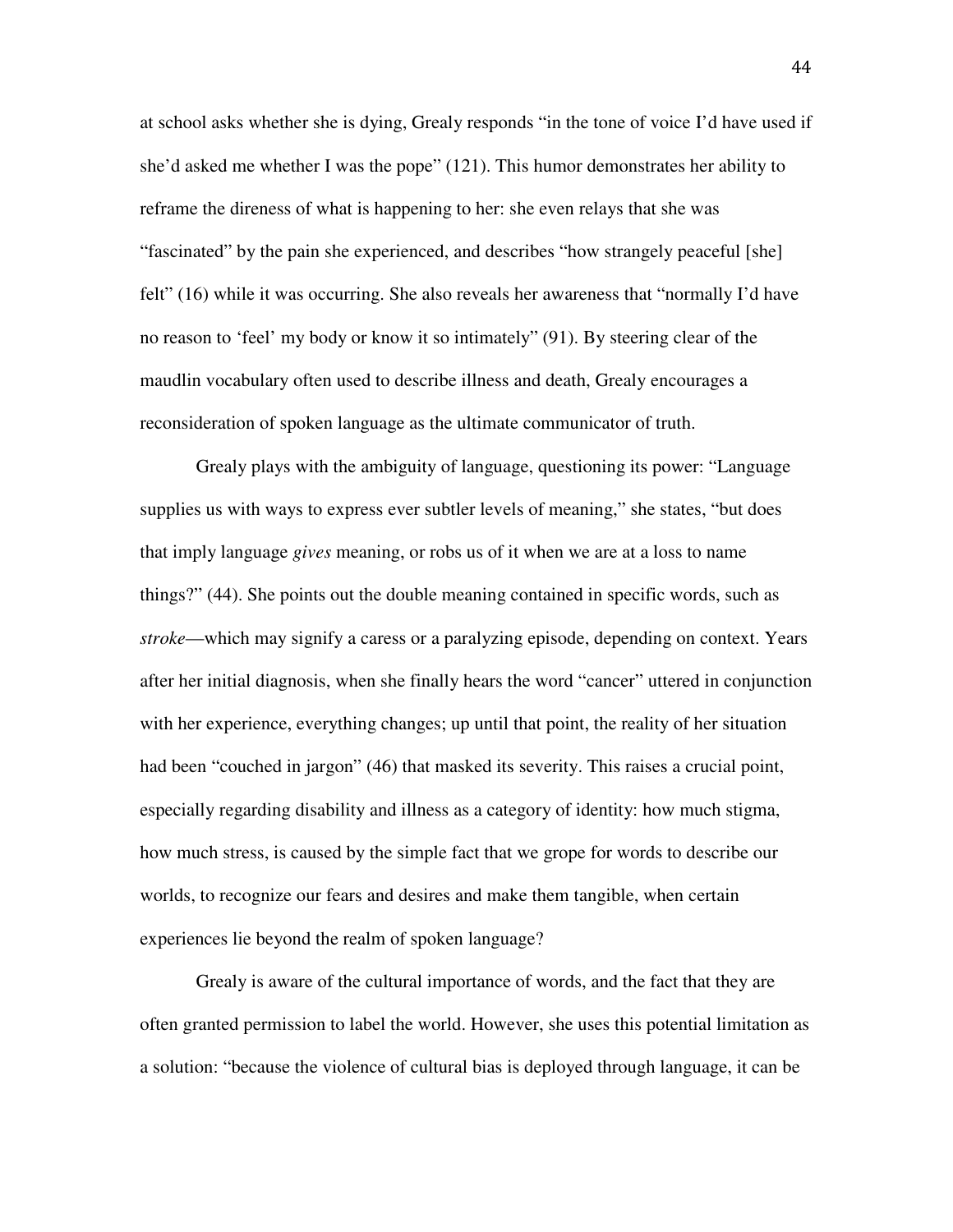at school asks whether she is dying, Grealy responds "in the tone of voice I'd have used if she'd asked me whether I was the pope" (121). This humor demonstrates her ability to reframe the direness of what is happening to her: she even relays that she was "fascinated" by the pain she experienced, and describes "how strangely peaceful [she] felt" (16) while it was occurring. She also reveals her awareness that "normally I'd have no reason to 'feel' my body or know it so intimately" (91). By steering clear of the maudlin vocabulary often used to describe illness and death, Grealy encourages a reconsideration of spoken language as the ultimate communicator of truth.

Grealy plays with the ambiguity of language, questioning its power: "Language supplies us with ways to express ever subtler levels of meaning," she states, "but does that imply language *gives* meaning, or robs us of it when we are at a loss to name things?" (44). She points out the double meaning contained in specific words, such as *stroke*—which may signify a caress or a paralyzing episode, depending on context. Years after her initial diagnosis, when she finally hears the word "cancer" uttered in conjunction with her experience, everything changes; up until that point, the reality of her situation had been "couched in jargon" (46) that masked its severity. This raises a crucial point, especially regarding disability and illness as a category of identity: how much stigma, how much stress, is caused by the simple fact that we grope for words to describe our worlds, to recognize our fears and desires and make them tangible, when certain experiences lie beyond the realm of spoken language?

Grealy is aware of the cultural importance of words, and the fact that they are often granted permission to label the world. However, she uses this potential limitation as a solution: "because the violence of cultural bias is deployed through language, it can be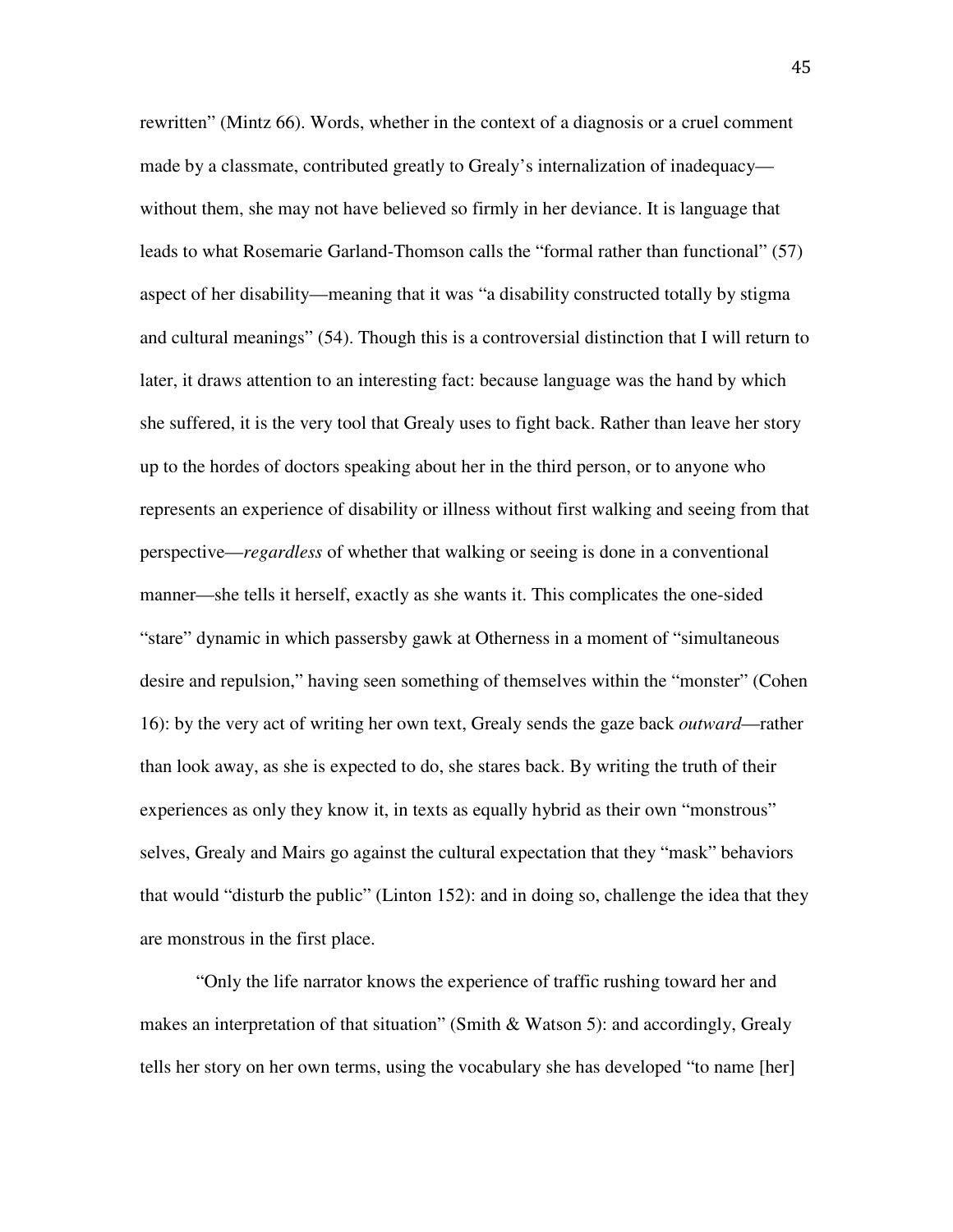rewritten" (Mintz 66). Words, whether in the context of a diagnosis or a cruel comment made by a classmate, contributed greatly to Grealy's internalization of inadequacy—without them, she may not have believed so firmly in her deviance. It is language that leads to what Rosemarie Garland-Thomson calls the "formal rather than functional" (57) aspect of her disability—meaning that it was "a disability constructed totally by stigma and cultural meanings" (54). Though this is a controversial distinction that I will return to later, it draws attention to an interesting fact: because language was the hand by which she suffered, it is the very tool that Grealy uses to fight back. Rather than leave her story up to the hordes of doctors speaking about her in the third person, or to anyone who represents an experience of disability or illness without first walking and seeing from that perspective—*regardless* of whether that walking or seeing is done in a conventional manner—she tells it herself, exactly as she wants it. This complicates the one-sided "stare" dynamic in which passersby gawk at Otherness in a moment of "simultaneous desire and repulsion," having seen something of themselves within the "monster" (Cohen 16): by the very act of writing her own text, Grealy sends the gaze back *outward*—rather than look away, as she is expected to do, she stares back. By writing the truth of their experiences as only they know it, in texts as equally hybrid as their own "monstrous" selves, Grealy and Mairs go against the cultural expectation that they "mask" behaviors that would "disturb the public" (Linton 152): and in doing so, challenge the idea that they are monstrous in the first place.

"Only the life narrator knows the experience of traffic rushing toward her and makes an interpretation of that situation" (Smith & Watson 5): and accordingly, Grealy tells her story on her own terms, using the vocabulary she has developed "to name [her]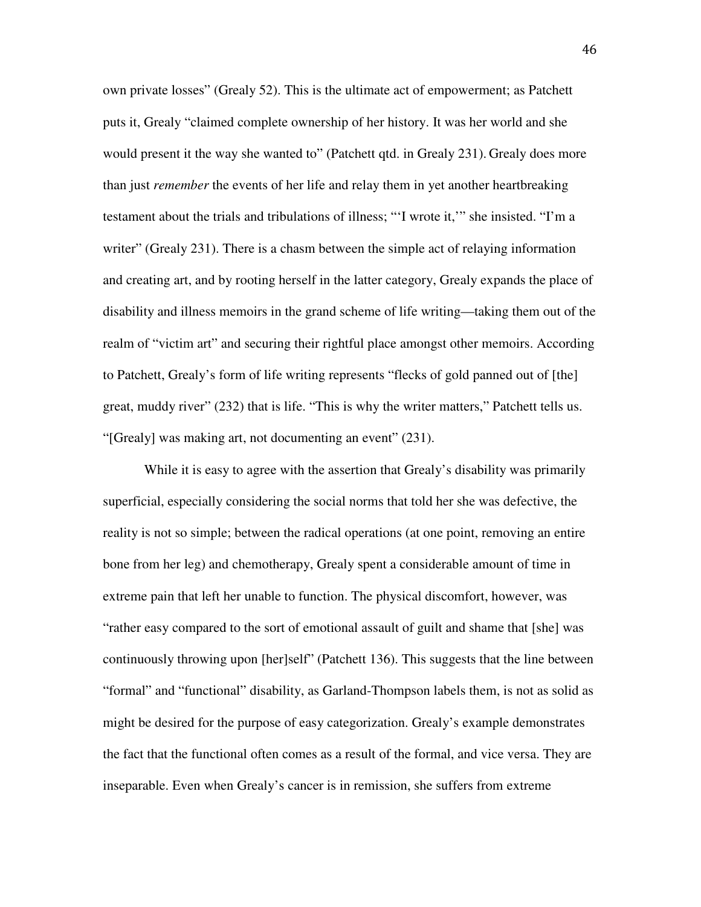own private losses" (Grealy 52). This is the ultimate act of empowerment; as Patchett puts it, Grealy "claimed complete ownership of her history. It was her world and she would present it the way she wanted to" (Patchett qtd. in Grealy 231). Grealy does more than just *remember* the events of her life and relay them in yet another heartbreaking testament about the trials and tribulations of illness; "'I wrote it,'" she insisted. "I'm a writer" (Grealy 231). There is a chasm between the simple act of relaying information and creating art, and by rooting herself in the latter category, Grealy expands the place of disability and illness memoirs in the grand scheme of life writing—taking them out of the realm of "victim art" and securing their rightful place amongst other memoirs. According to Patchett, Grealy's form of life writing represents "flecks of gold panned out of [the] great, muddy river" (232) that is life. "This is why the writer matters," Patchett tells us. "[Grealy] was making art, not documenting an event" (231).

While it is easy to agree with the assertion that Grealy's disability was primarily superficial, especially considering the social norms that told her she was defective, the reality is not so simple; between the radical operations (at one point, removing an entire bone from her leg) and chemotherapy, Grealy spent a considerable amount of time in extreme pain that left her unable to function. The physical discomfort, however, was "rather easy compared to the sort of emotional assault of guilt and shame that [she] was continuously throwing upon [her]self" (Patchett 136). This suggests that the line between "formal" and "functional" disability, as Garland-Thompson labels them, is not as solid as might be desired for the purpose of easy categorization. Grealy's example demonstrates the fact that the functional often comes as a result of the formal, and vice versa. They are inseparable. Even when Grealy's cancer is in remission, she suffers from extreme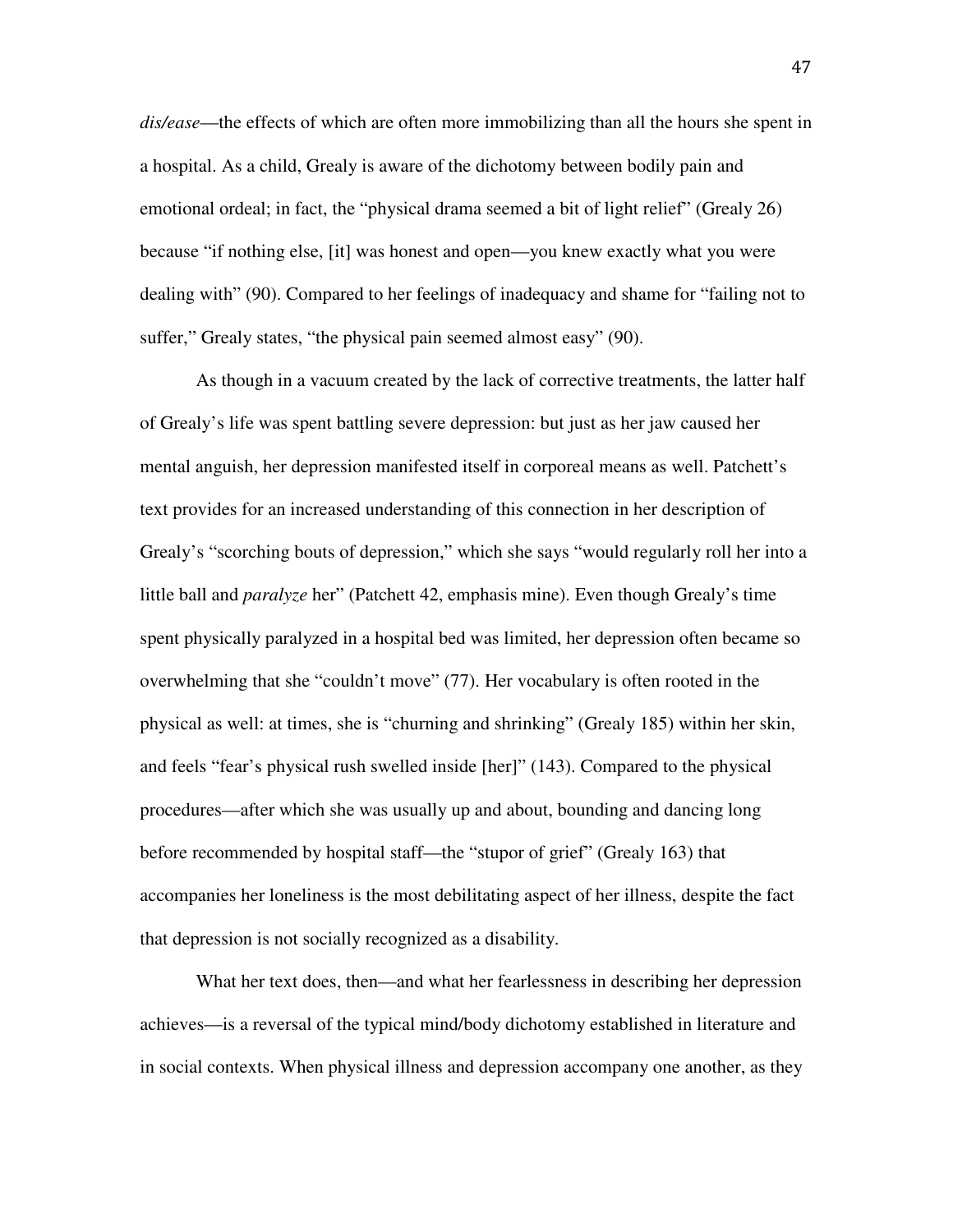*dis/ease*—the effects of which are often more immobilizing than all the hours she spent in a hospital. As a child, Grealy is aware of the dichotomy between bodily pain and emotional ordeal; in fact, the "physical drama seemed a bit of light relief" (Grealy 26) because "if nothing else, [it] was honest and open—you knew exactly what you were dealing with" (90). Compared to her feelings of inadequacy and shame for "failing not to suffer," Grealy states, "the physical pain seemed almost easy" (90).

As though in a vacuum created by the lack of corrective treatments, the latter half of Grealy's life was spent battling severe depression: but just as her jaw caused her mental anguish, her depression manifested itself in corporeal means as well. Patchett's text provides for an increased understanding of this connection in her description of Grealy's "scorching bouts of depression," which she says "would regularly roll her into a little ball and *paralyze* her" (Patchett 42, emphasis mine). Even though Grealy's time spent physically paralyzed in a hospital bed was limited, her depression often became so overwhelming that she "couldn't move" (77). Her vocabulary is often rooted in the physical as well: at times, she is "churning and shrinking" (Grealy 185) within her skin, and feels "fear's physical rush swelled inside [her]" (143). Compared to the physical procedures—after which she was usually up and about, bounding and dancing long before recommended by hospital staff—the "stupor of grief" (Grealy 163) that accompanies her loneliness is the most debilitating aspect of her illness, despite the fact that depression is not socially recognized as a disability.

What her text does, then—and what her fearlessness in describing her depression achieves—is a reversal of the typical mind/body dichotomy established in literature and in social contexts. When physical illness and depression accompany one another, as they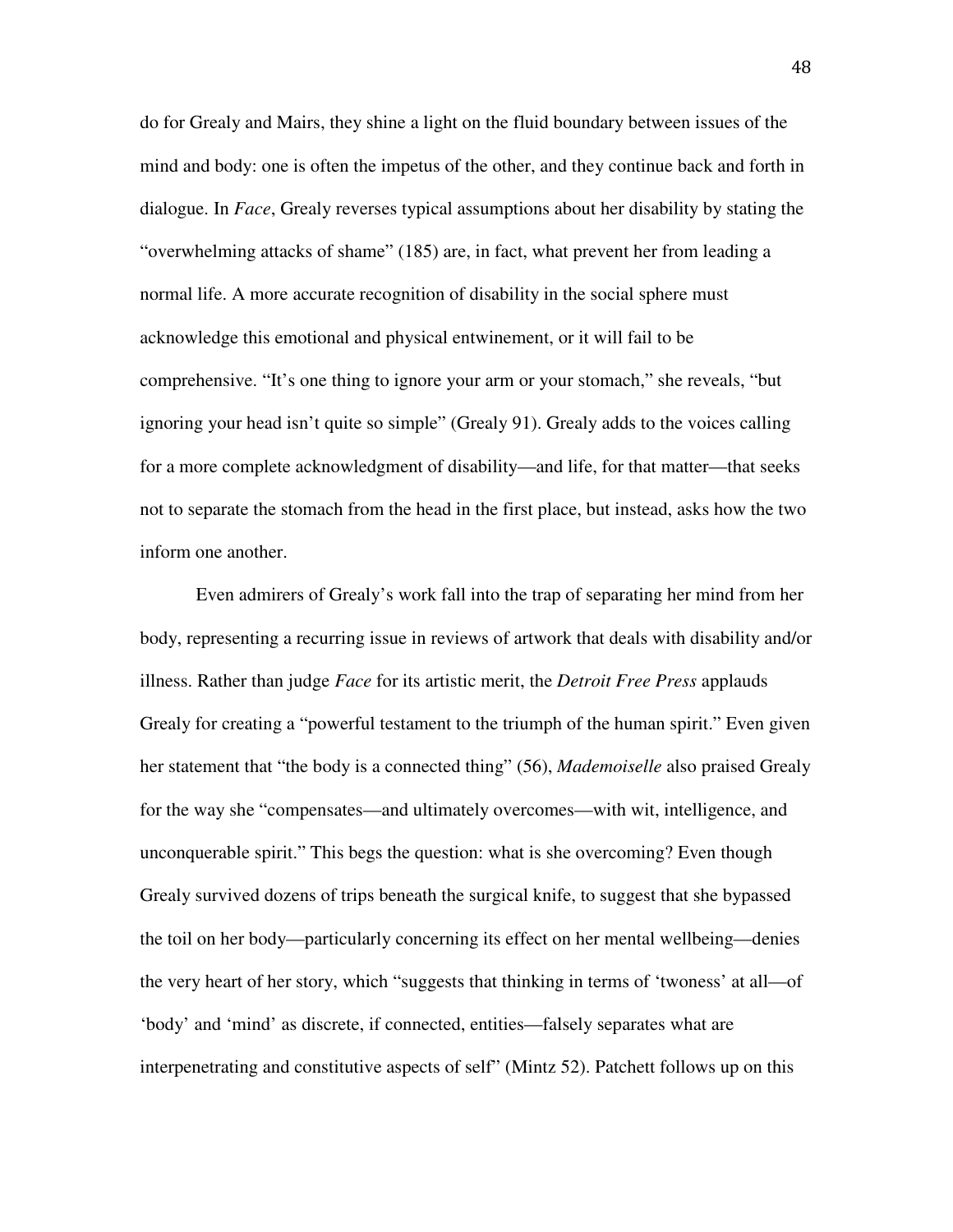do for Grealy and Mairs, they shine a light on the fluid boundary between issues of the mind and body: one is often the impetus of the other, and they continue back and forth in dialogue. In *Face*, Grealy reverses typical assumptions about her disability by stating the "overwhelming attacks of shame" (185) are, in fact, what prevent her from leading a normal life. A more accurate recognition of disability in the social sphere must acknowledge this emotional and physical entwinement, or it will fail to be comprehensive. "It's one thing to ignore your arm or your stomach," she reveals, "but ignoring your head isn't quite so simple" (Grealy 91). Grealy adds to the voices calling for a more complete acknowledgment of disability—and life, for that matter—that seeks not to separate the stomach from the head in the first place, but instead, asks how the two inform one another.

Even admirers of Grealy's work fall into the trap of separating her mind from her body, representing a recurring issue in reviews of artwork that deals with disability and/or illness. Rather than judge *Face* for its artistic merit, the *Detroit Free Press* applauds Grealy for creating a "powerful testament to the triumph of the human spirit." Even given her statement that "the body is a connected thing" (56), *Mademoiselle* also praised Grealy for the way she "compensates—and ultimately overcomes—with wit, intelligence, and unconquerable spirit." This begs the question: what is she overcoming? Even though Grealy survived dozens of trips beneath the surgical knife, to suggest that she bypassed the toil on her body—particularly concerning its effect on her mental wellbeing—denies the very heart of her story, which "suggests that thinking in terms of 'twoness' at all—of 'body' and 'mind' as discrete, if connected, entities—falsely separates what are interpenetrating and constitutive aspects of self" (Mintz 52). Patchett follows up on this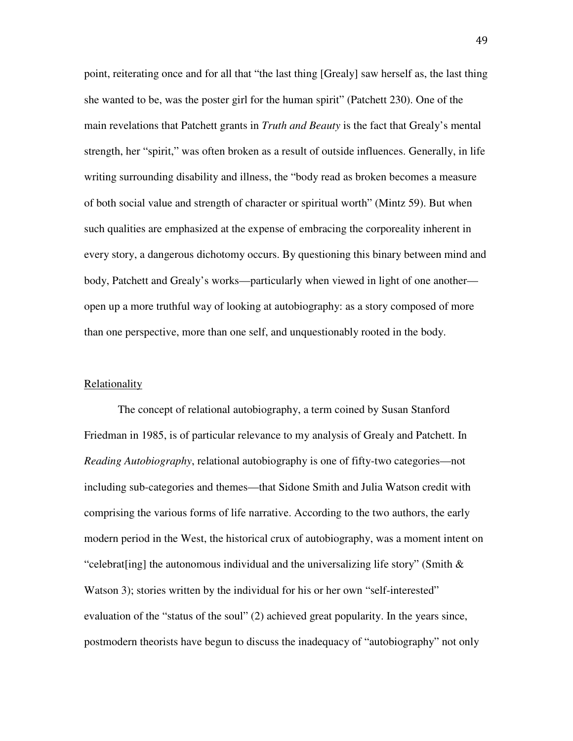point, reiterating once and for all that "the last thing [Grealy] saw herself as, the last thing she wanted to be, was the poster girl for the human spirit" (Patchett 230). One of the main revelations that Patchett grants in *Truth and Beauty* is the fact that Grealy's mental strength, her "spirit," was often broken as a result of outside influences. Generally, in life writing surrounding disability and illness, the "body read as broken becomes a measure of both social value and strength of character or spiritual worth" (Mintz 59). But when such qualities are emphasized at the expense of embracing the corporeality inherent in every story, a dangerous dichotomy occurs. By questioning this binary between mind and body, Patchett and Grealy's works—particularly when viewed in light of one another—open up a more truthful way of looking at autobiography: as a story composed of more than one perspective, more than one self, and unquestionably rooted in the body.

## Relationality

The concept of relational autobiography, a term coined by Susan Stanford Friedman in 1985, is of particular relevance to my analysis of Grealy and Patchett. In *Reading Autobiography*, relational autobiography is one of fifty-two categories—not including sub-categories and themes—that Sidone Smith and Julia Watson credit with comprising the various forms of life narrative. According to the two authors, the early modern period in the West, the historical crux of autobiography, was a moment intent on "celebrat[ing] the autonomous individual and the universalizing life story" (Smith & Watson 3); stories written by the individual for his or her own "self-interested" evaluation of the "status of the soul" (2) achieved great popularity. In the years since, postmodern theorists have begun to discuss the inadequacy of "autobiography" not only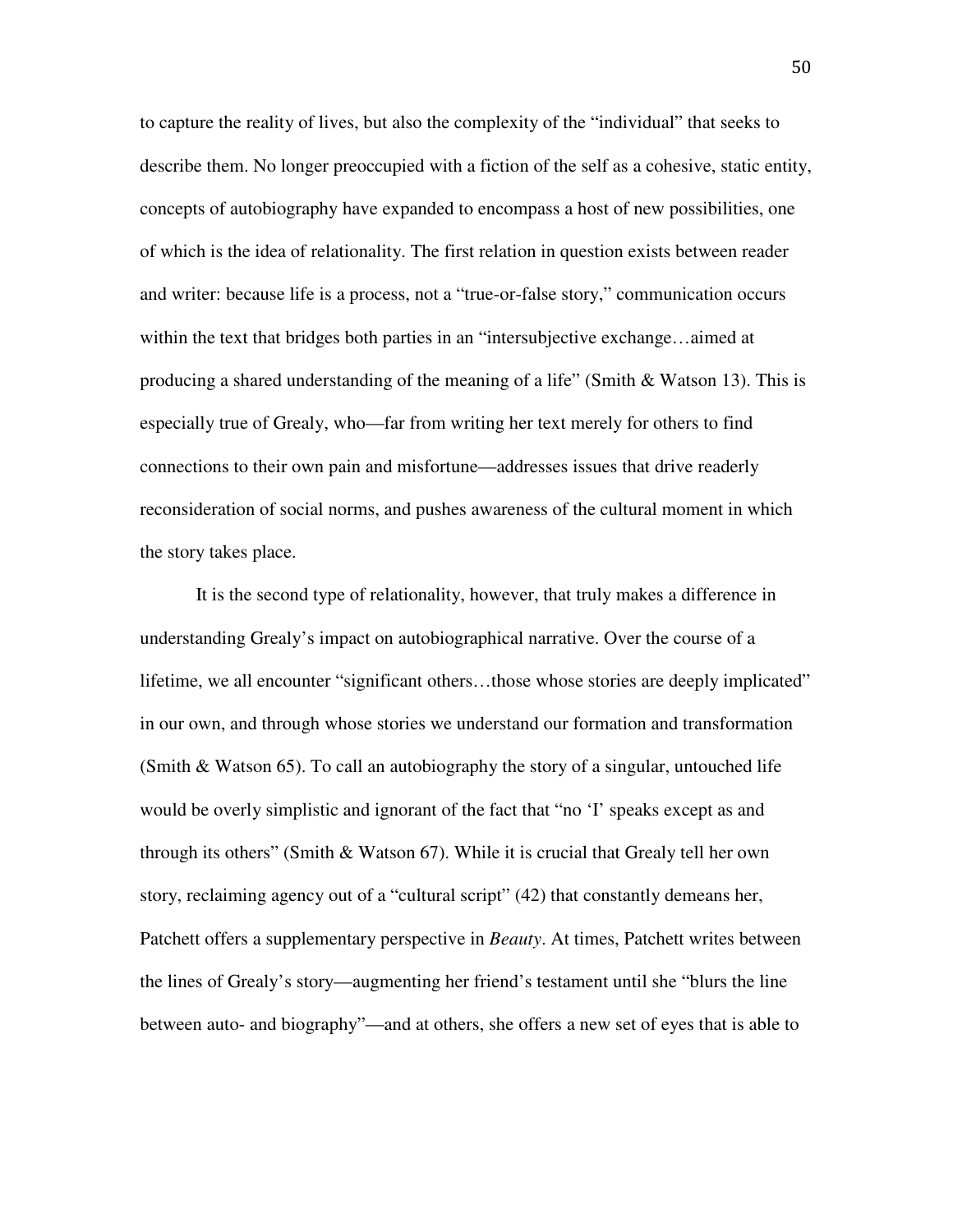to capture the reality of lives, but also the complexity of the "individual" that seeks to describe them. No longer preoccupied with a fiction of the self as a cohesive, static entity, concepts of autobiography have expanded to encompass a host of new possibilities, one of which is the idea of relationality. The first relation in question exists between reader and writer: because life is a process, not a "true-or-false story," communication occurs within the text that bridges both parties in an "intersubjective exchange…aimed at producing a shared understanding of the meaning of a life" (Smith & Watson 13). This is especially true of Grealy, who—far from writing her text merely for others to find connections to their own pain and misfortune—addresses issues that drive readerly reconsideration of social norms, and pushes awareness of the cultural moment in which the story takes place.

It is the second type of relationality, however, that truly makes a difference in understanding Grealy's impact on autobiographical narrative. Over the course of a lifetime, we all encounter "significant others…those whose stories are deeply implicated" in our own, and through whose stories we understand our formation and transformation (Smith & Watson 65). To call an autobiography the story of a singular, untouched life would be overly simplistic and ignorant of the fact that "no 'I' speaks except as and through its others" (Smith & Watson 67). While it is crucial that Grealy tell her own story, reclaiming agency out of a "cultural script" (42) that constantly demeans her, Patchett offers a supplementary perspective in *Beauty*. At times, Patchett writes between the lines of Grealy's story—augmenting her friend's testament until she "blurs the line between auto- and biography"—and at others, she offers a new set of eyes that is able to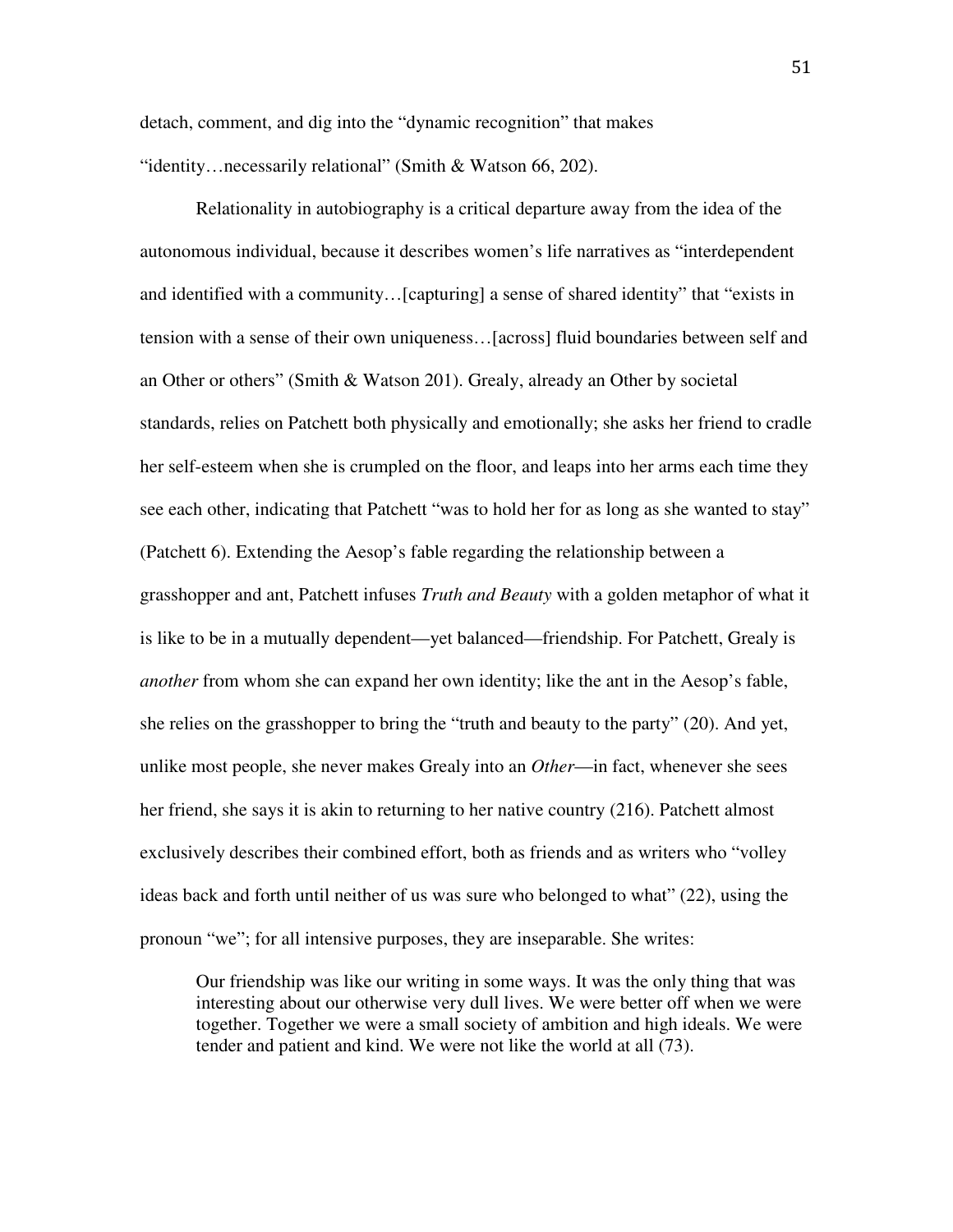detach, comment, and dig into the "dynamic recognition" that makes "identity…necessarily relational" (Smith & Watson 66, 202).

Relationality in autobiography is a critical departure away from the idea of the autonomous individual, because it describes women's life narratives as "interdependent and identified with a community…[capturing] a sense of shared identity" that "exists in tension with a sense of their own uniqueness…[across] fluid boundaries between self and an Other or others" (Smith & Watson 201). Grealy, already an Other by societal standards, relies on Patchett both physically and emotionally; she asks her friend to cradle her self-esteem when she is crumpled on the floor, and leaps into her arms each time they see each other, indicating that Patchett "was to hold her for as long as she wanted to stay" (Patchett 6). Extending the Aesop's fable regarding the relationship between a grasshopper and ant, Patchett infuses *Truth and Beauty* with a golden metaphor of what it is like to be in a mutually dependent—yet balanced—friendship. For Patchett, Grealy is *another* from whom she can expand her own identity; like the ant in the Aesop's fable, she relies on the grasshopper to bring the "truth and beauty to the party" (20). And yet, unlike most people, she never makes Grealy into an *Other*—in fact, whenever she sees her friend, she says it is akin to returning to her native country (216). Patchett almost exclusively describes their combined effort, both as friends and as writers who "volley ideas back and forth until neither of us was sure who belonged to what" (22), using the pronoun "we"; for all intensive purposes, they are inseparable. She writes:

> Our friendship was like our writing in some ways. It was the only thing that was interesting about our otherwise very dull lives. We were better off when we were together. Together we were a small society of ambition and high ideals. We were tender and patient and kind. We were not like the world at all (73).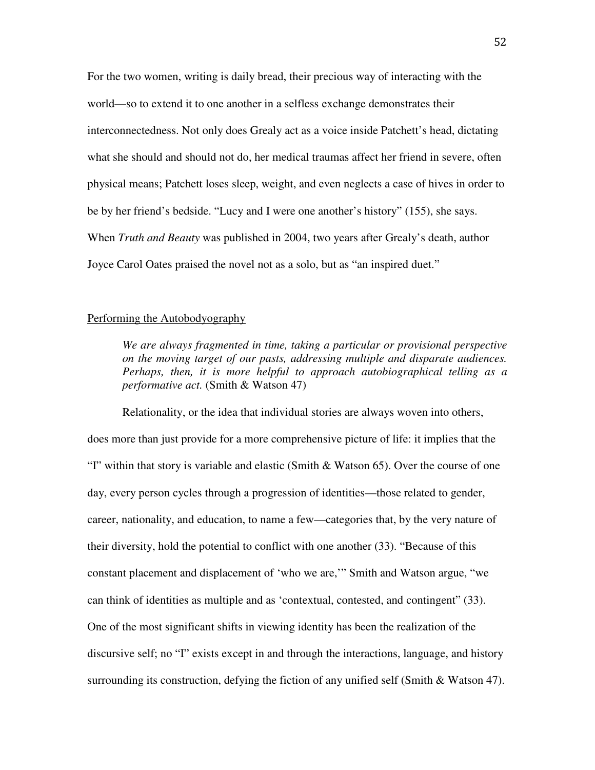For the two women, writing is daily bread, their precious way of interacting with the world—so to extend it to one another in a selfless exchange demonstrates their interconnectedness. Not only does Grealy act as a voice inside Patchett's head, dictating what she should and should not do, her medical traumas affect her friend in severe, often physical means; Patchett loses sleep, weight, and even neglects a case of hives in order to be by her friend's bedside. "Lucy and I were one another's history" (155), she says. When *Truth and Beauty* was published in 2004, two years after Grealy's death, author Joyce Carol Oates praised the novel not as a solo, but as "an inspired duet."

## Performing the Autobodyography

> *We are always fragmented in time, taking a particular or provisional perspective on the moving target of our pasts, addressing multiple and disparate audiences. Perhaps, then, it is more helpful to approach autobiographical telling as a performative act.* (Smith & Watson 47)

Relationality, or the idea that individual stories are always woven into others, does more than just provide for a more comprehensive picture of life: it implies that the "I" within that story is variable and elastic (Smith & Watson 65). Over the course of one day, every person cycles through a progression of identities—those related to gender, career, nationality, and education, to name a few—categories that, by the very nature of their diversity, hold the potential to conflict with one another (33). "Because of this constant placement and displacement of 'who we are,'" Smith and Watson argue, "we can think of identities as multiple and as 'contextual, contested, and contingent" (33). One of the most significant shifts in viewing identity has been the realization of the discursive self; no "I" exists except in and through the interactions, language, and history surrounding its construction, defying the fiction of any unified self (Smith & Watson 47).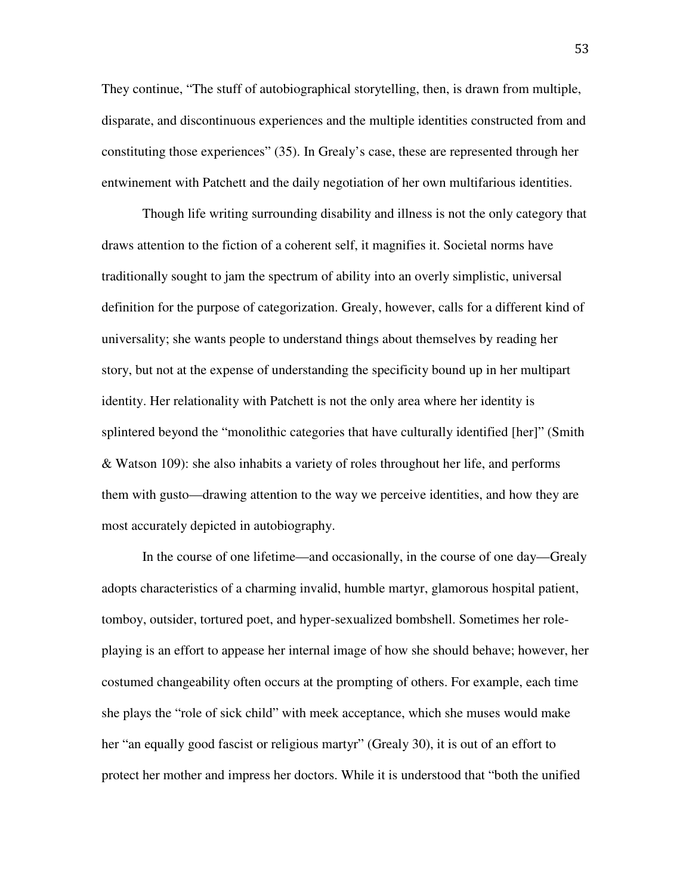They continue, "The stuff of autobiographical storytelling, then, is drawn from multiple, disparate, and discontinuous experiences and the multiple identities constructed from and constituting those experiences" (35). In Grealy's case, these are represented through her entwinement with Patchett and the daily negotiation of her own multifarious identities.

Though life writing surrounding disability and illness is not the only category that draws attention to the fiction of a coherent self, it magnifies it. Societal norms have traditionally sought to jam the spectrum of ability into an overly simplistic, universal definition for the purpose of categorization. Grealy, however, calls for a different kind of universality; she wants people to understand things about themselves by reading her story, but not at the expense of understanding the specificity bound up in her multipart identity. Her relationality with Patchett is not the only area where her identity is splintered beyond the "monolithic categories that have culturally identified [her]" (Smith & Watson 109): she also inhabits a variety of roles throughout her life, and performs them with gusto—drawing attention to the way we perceive identities, and how they are most accurately depicted in autobiography.

In the course of one lifetime—and occasionally, in the course of one day—Grealy adopts characteristics of a charming invalid, humble martyr, glamorous hospital patient, tomboy, outsider, tortured poet, and hyper-sexualized bombshell. Sometimes her role-playing is an effort to appease her internal image of how she should behave; however, her costumed changeability often occurs at the prompting of others. For example, each time she plays the "role of sick child" with meek acceptance, which she muses would make her "an equally good fascist or religious martyr" (Grealy 30), it is out of an effort to protect her mother and impress her doctors. While it is understood that "both the unified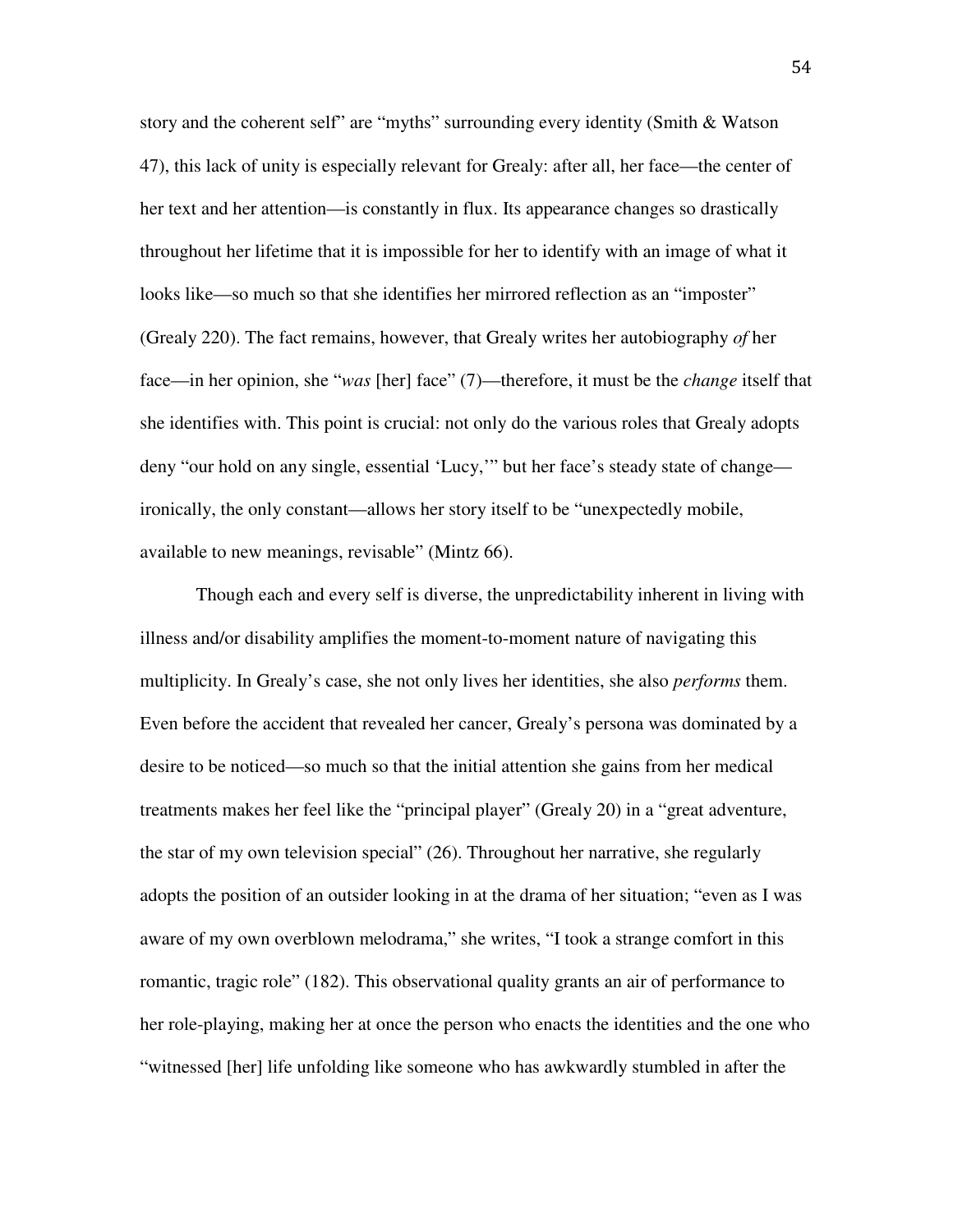story and the coherent self" are "myths" surrounding every identity (Smith & Watson 47), this lack of unity is especially relevant for Grealy: after all, her face—the center of her text and her attention—is constantly in flux. Its appearance changes so drastically throughout her lifetime that it is impossible for her to identify with an image of what it looks like—so much so that she identifies her mirrored reflection as an "imposter" (Grealy 220). The fact remains, however, that Grealy writes her autobiography *of* her face—in her opinion, she "*was* [her] face" (7)—therefore, it must be the *change* itself that she identifies with. This point is crucial: not only do the various roles that Grealy adopts deny "our hold on any single, essential 'Lucy,'" but her face's steady state of change—ironically, the only constant—allows her story itself to be "unexpectedly mobile, available to new meanings, revisable" (Mintz 66).

Though each and every self is diverse, the unpredictability inherent in living with illness and/or disability amplifies the moment-to-moment nature of navigating this multiplicity. In Grealy's case, she not only lives her identities, she also *performs* them. Even before the accident that revealed her cancer, Grealy's persona was dominated by a desire to be noticed—so much so that the initial attention she gains from her medical treatments makes her feel like the "principal player" (Grealy 20) in a "great adventure, the star of my own television special" (26). Throughout her narrative, she regularly adopts the position of an outsider looking in at the drama of her situation; "even as I was aware of my own overblown melodrama," she writes, "I took a strange comfort in this romantic, tragic role" (182). This observational quality grants an air of performance to her role-playing, making her at once the person who enacts the identities and the one who "witnessed [her] life unfolding like someone who has awkwardly stumbled in after the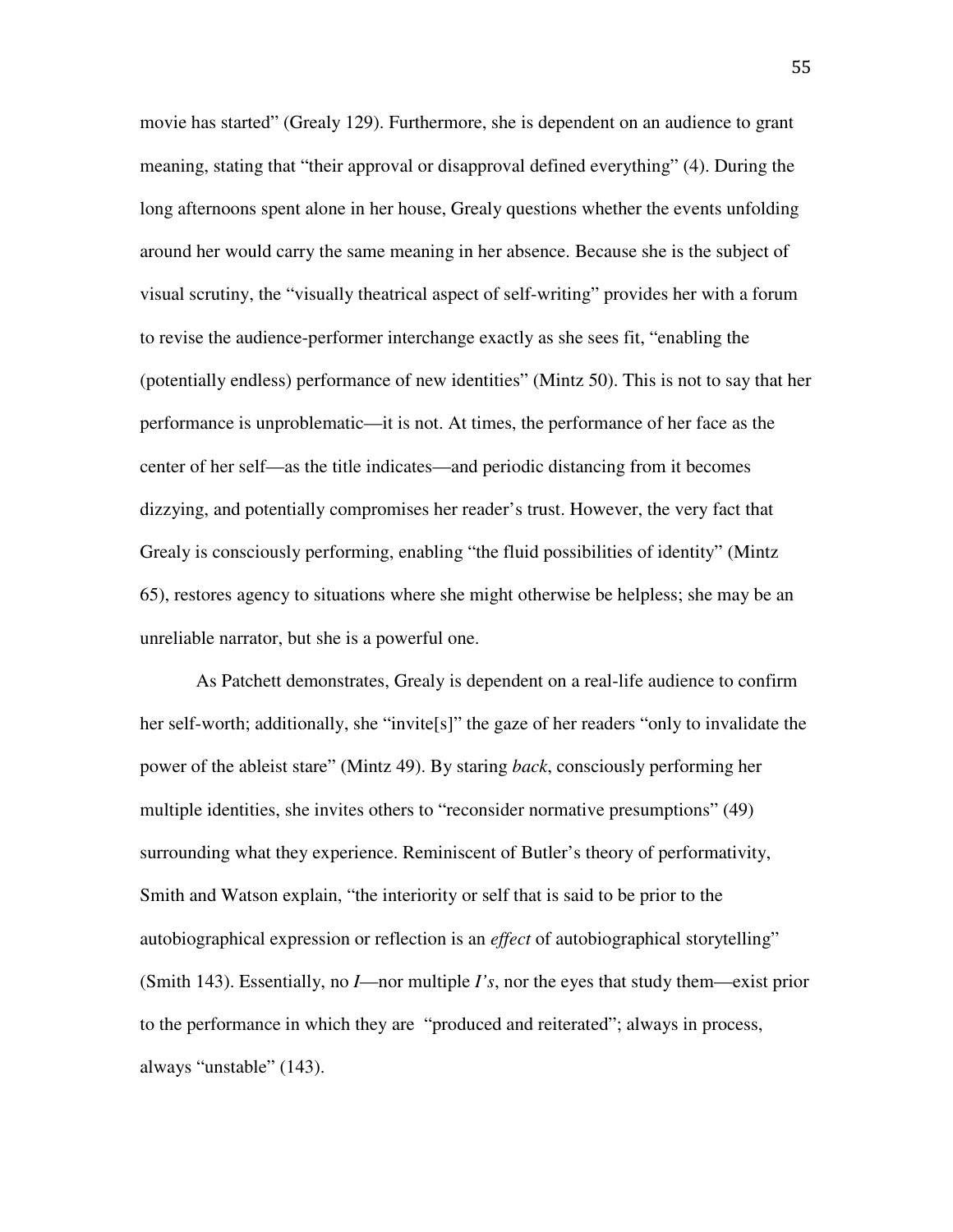movie has started" (Grealy 129). Furthermore, she is dependent on an audience to grant meaning, stating that "their approval or disapproval defined everything" (4). During the long afternoons spent alone in her house, Grealy questions whether the events unfolding around her would carry the same meaning in her absence. Because she is the subject of visual scrutiny, the "visually theatrical aspect of self-writing" provides her with a forum to revise the audience-performer interchange exactly as she sees fit, "enabling the (potentially endless) performance of new identities" (Mintz 50). This is not to say that her performance is unproblematic—it is not. At times, the performance of her face as the center of her self—as the title indicates—and periodic distancing from it becomes dizzying, and potentially compromises her reader's trust. However, the very fact that Grealy is consciously performing, enabling "the fluid possibilities of identity" (Mintz 65), restores agency to situations where she might otherwise be helpless; she may be an unreliable narrator, but she is a powerful one.

As Patchett demonstrates, Grealy is dependent on a real-life audience to confirm her self-worth; additionally, she "invite[s]" the gaze of her readers "only to invalidate the power of the ableist stare" (Mintz 49). By staring *back*, consciously performing her multiple identities, she invites others to "reconsider normative presumptions" (49) surrounding what they experience. Reminiscent of Butler's theory of performativity, Smith and Watson explain, "the interiority or self that is said to be prior to the autobiographical expression or reflection is an *effect* of autobiographical storytelling" (Smith 143). Essentially, no *I*—nor multiple *I's*, nor the eyes that study them—exist prior to the performance in which they are "produced and reiterated"; always in process, always "unstable" (143).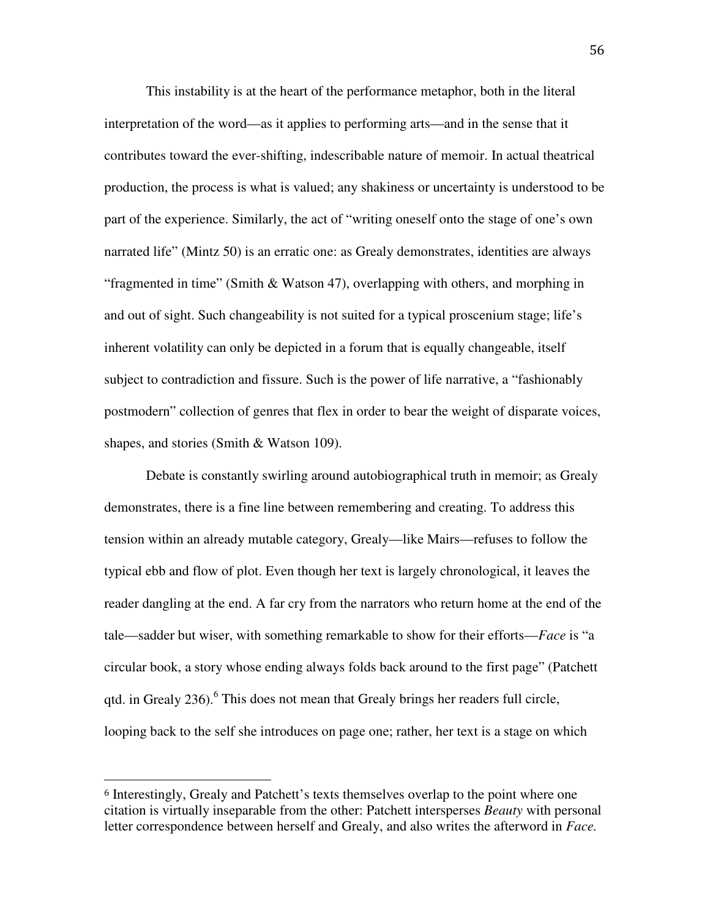This instability is at the heart of the performance metaphor, both in the literal interpretation of the word—as it applies to performing arts—and in the sense that it contributes toward the ever-shifting, indescribable nature of memoir. In actual theatrical production, the process is what is valued; any shakiness or uncertainty is understood to be part of the experience. Similarly, the act of "writing oneself onto the stage of one's own narrated life" (Mintz 50) is an erratic one: as Grealy demonstrates, identities are always "fragmented in time" (Smith & Watson 47), overlapping with others, and morphing in and out of sight. Such changeability is not suited for a typical proscenium stage; life's inherent volatility can only be depicted in a forum that is equally changeable, itself subject to contradiction and fissure. Such is the power of life narrative, a "fashionably postmodern" collection of genres that flex in order to bear the weight of disparate voices, shapes, and stories (Smith & Watson 109).

Debate is constantly swirling around autobiographical truth in memoir; as Grealy demonstrates, there is a fine line between remembering and creating. To address this tension within an already mutable category, Grealy—like Mairs—refuses to follow the typical ebb and flow of plot. Even though her text is largely chronological, it leaves the reader dangling at the end. A far cry from the narrators who return home at the end of the tale—sadder but wiser, with something remarkable to show for their efforts—*Face* is "a circular book, a story whose ending always folds back around to the first page" (Patchett qtd. in Grealy 236).[6] This does not mean that Grealy brings her readers full circle, looping back to the self she introduces on page one; rather, her text is a stage on which

---

[6] Interestingly, Grealy and Patchett's texts themselves overlap to the point where one citation is virtually inseparable from the other: Patchett intersperses *Beauty* with personal letter correspondence between herself and Grealy, and also writes the afterword in *Face.*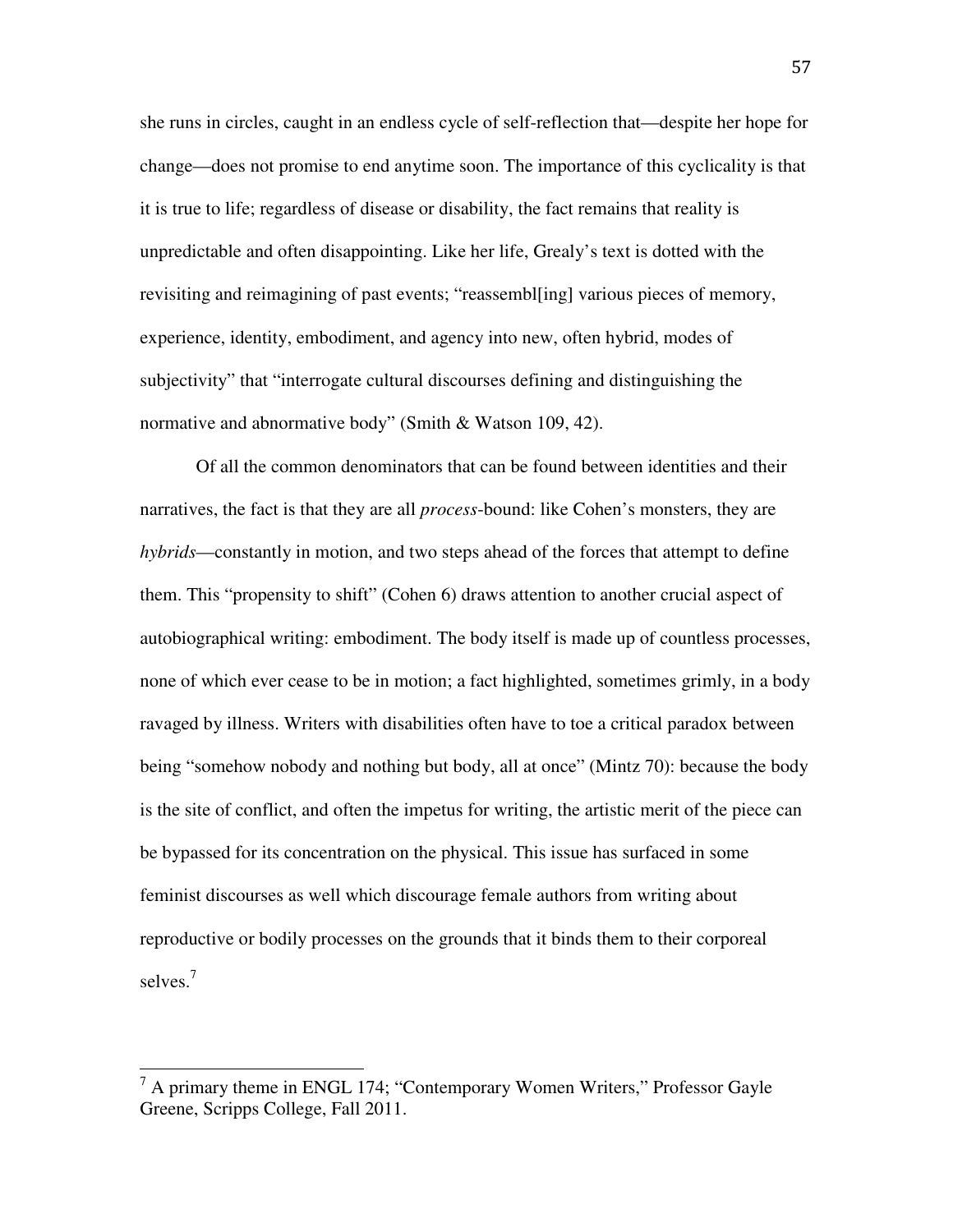she runs in circles, caught in an endless cycle of self-reflection that—despite her hope for change—does not promise to end anytime soon. The importance of this cyclicality is that it is true to life; regardless of disease or disability, the fact remains that reality is unpredictable and often disappointing. Like her life, Grealy's text is dotted with the revisiting and reimagining of past events; "reassembl[ing] various pieces of memory, experience, identity, embodiment, and agency into new, often hybrid, modes of subjectivity" that "interrogate cultural discourses defining and distinguishing the normative and abnormative body" (Smith & Watson 109, 42).

Of all the common denominators that can be found between identities and their narratives, the fact is that they are all *process*-bound: like Cohen's monsters, they are *hybrids*—constantly in motion, and two steps ahead of the forces that attempt to define them. This "propensity to shift" (Cohen 6) draws attention to another crucial aspect of autobiographical writing: embodiment. The body itself is made up of countless processes, none of which ever cease to be in motion; a fact highlighted, sometimes grimly, in a body ravaged by illness. Writers with disabilities often have to toe a critical paradox between being "somehow nobody and nothing but body, all at once" (Mintz 70): because the body is the site of conflict, and often the impetus for writing, the artistic merit of the piece can be bypassed for its concentration on the physical. This issue has surfaced in some feminist discourses as well which discourage female authors from writing about reproductive or bodily processes on the grounds that it binds them to their corporeal selves.[7]

[7] A primary theme in ENGL 174; "Contemporary Women Writers," Professor Gayle Greene, Scripps College, Fall 2011.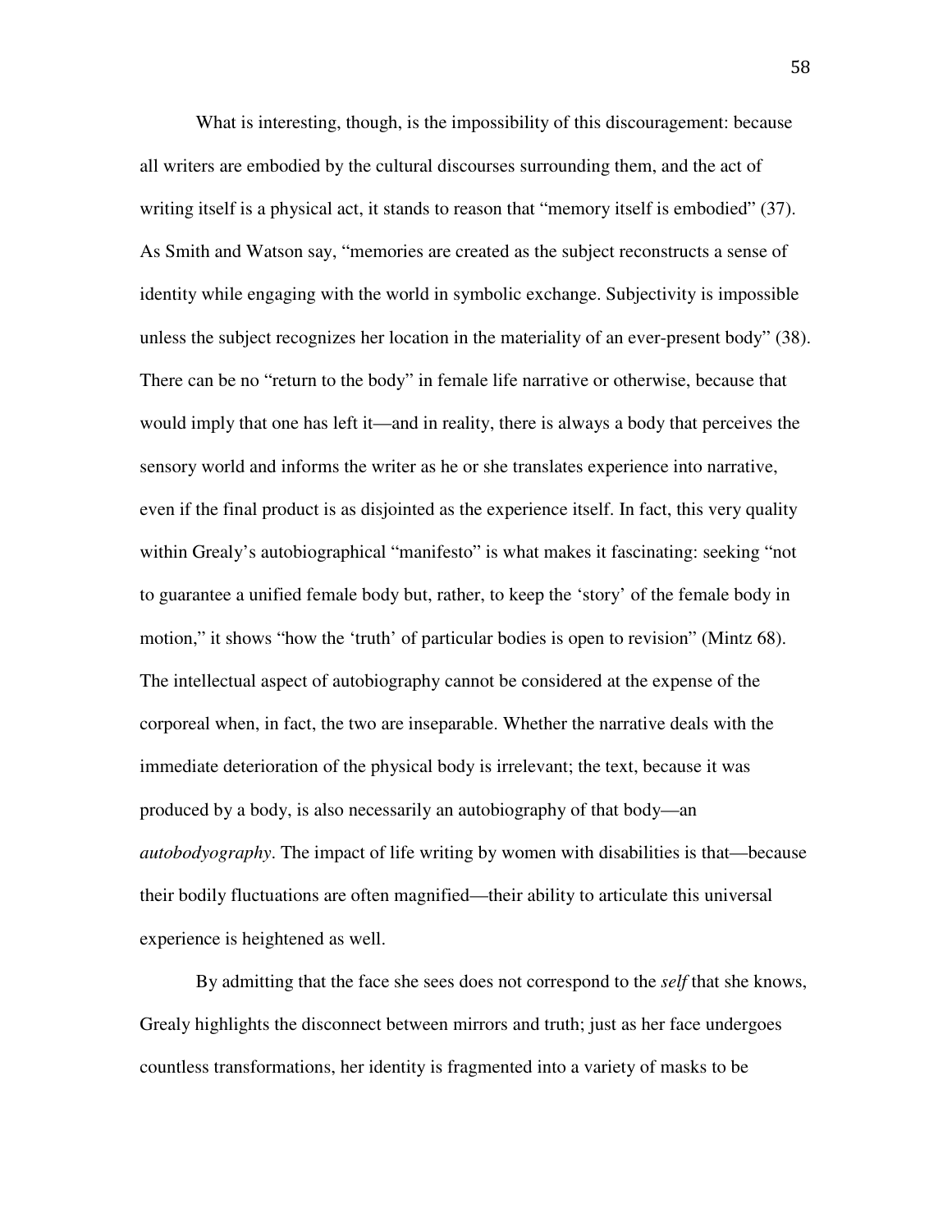What is interesting, though, is the impossibility of this discouragement: because all writers are embodied by the cultural discourses surrounding them, and the act of writing itself is a physical act, it stands to reason that "memory itself is embodied" (37). As Smith and Watson say, "memories are created as the subject reconstructs a sense of identity while engaging with the world in symbolic exchange. Subjectivity is impossible unless the subject recognizes her location in the materiality of an ever-present body" (38). There can be no "return to the body" in female life narrative or otherwise, because that would imply that one has left it—and in reality, there is always a body that perceives the sensory world and informs the writer as he or she translates experience into narrative, even if the final product is as disjointed as the experience itself. In fact, this very quality within Grealy's autobiographical "manifesto" is what makes it fascinating: seeking "not to guarantee a unified female body but, rather, to keep the 'story' of the female body in motion," it shows "how the 'truth' of particular bodies is open to revision" (Mintz 68). The intellectual aspect of autobiography cannot be considered at the expense of the corporeal when, in fact, the two are inseparable. Whether the narrative deals with the immediate deterioration of the physical body is irrelevant; the text, because it was produced by a body, is also necessarily an autobiography of that body—an *autobodyography*. The impact of life writing by women with disabilities is that—because their bodily fluctuations are often magnified—their ability to articulate this universal experience is heightened as well.

By admitting that the face she sees does not correspond to the *self* that she knows, Grealy highlights the disconnect between mirrors and truth; just as her face undergoes countless transformations, her identity is fragmented into a variety of masks to be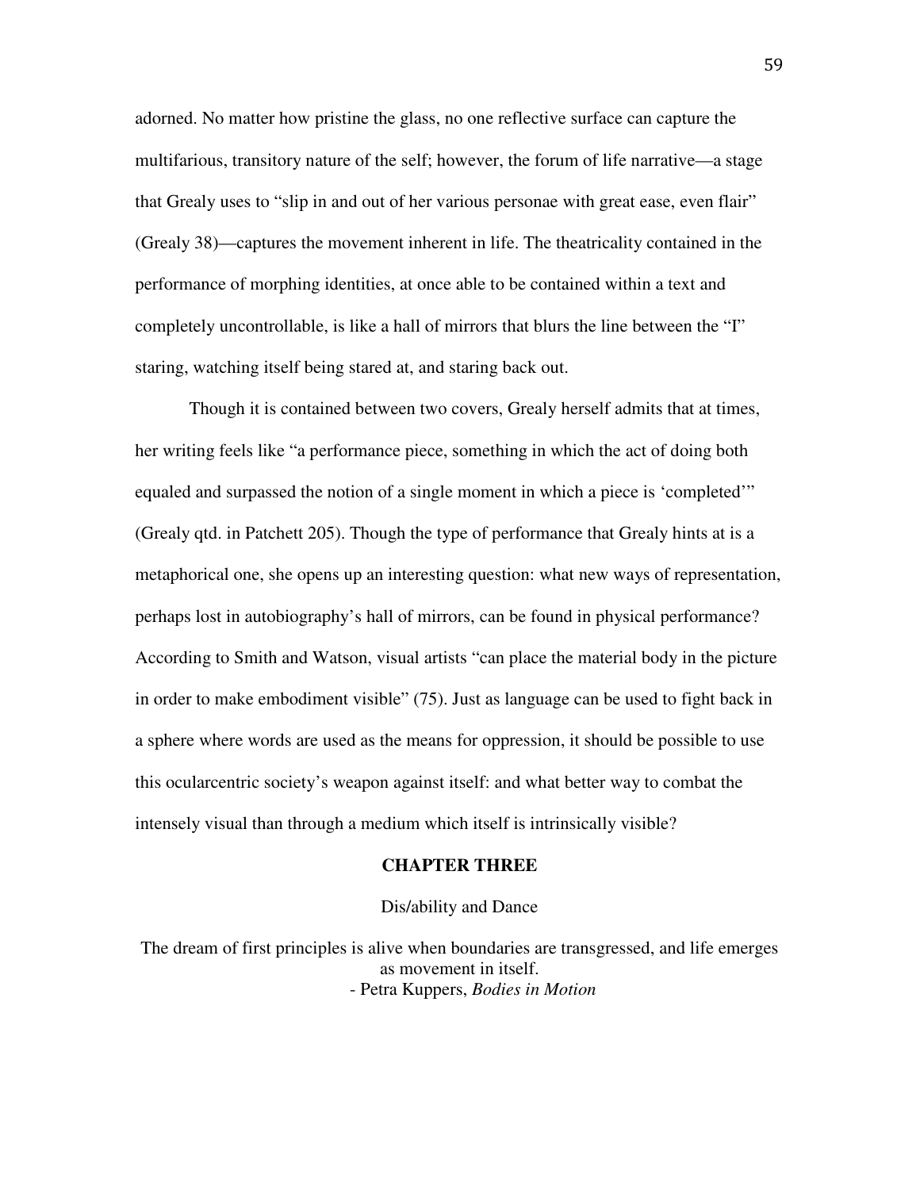adorned. No matter how pristine the glass, no one reflective surface can capture the multifarious, transitory nature of the self; however, the forum of life narrative—a stage that Grealy uses to "slip in and out of her various personae with great ease, even flair" (Grealy 38)—captures the movement inherent in life. The theatricality contained in the performance of morphing identities, at once able to be contained within a text and completely uncontrollable, is like a hall of mirrors that blurs the line between the "I" staring, watching itself being stared at, and staring back out.

Though it is contained between two covers, Grealy herself admits that at times, her writing feels like "a performance piece, something in which the act of doing both equaled and surpassed the notion of a single moment in which a piece is 'completed'" (Grealy qtd. in Patchett 205). Though the type of performance that Grealy hints at is a metaphorical one, she opens up an interesting question: what new ways of representation, perhaps lost in autobiography's hall of mirrors, can be found in physical performance? According to Smith and Watson, visual artists "can place the material body in the picture in order to make embodiment visible" (75). Just as language can be used to fight back in a sphere where words are used as the means for oppression, it should be possible to use this ocularcentric society's weapon against itself: and what better way to combat the intensely visual than through a medium which itself is intrinsically visible?

# CHAPTER THREE

## Dis/ability and Dance

> The dream of first principles is alive when boundaries are transgressed, and life emerges as movement in itself.
>
> - Petra Kuppers, *Bodies in Motion*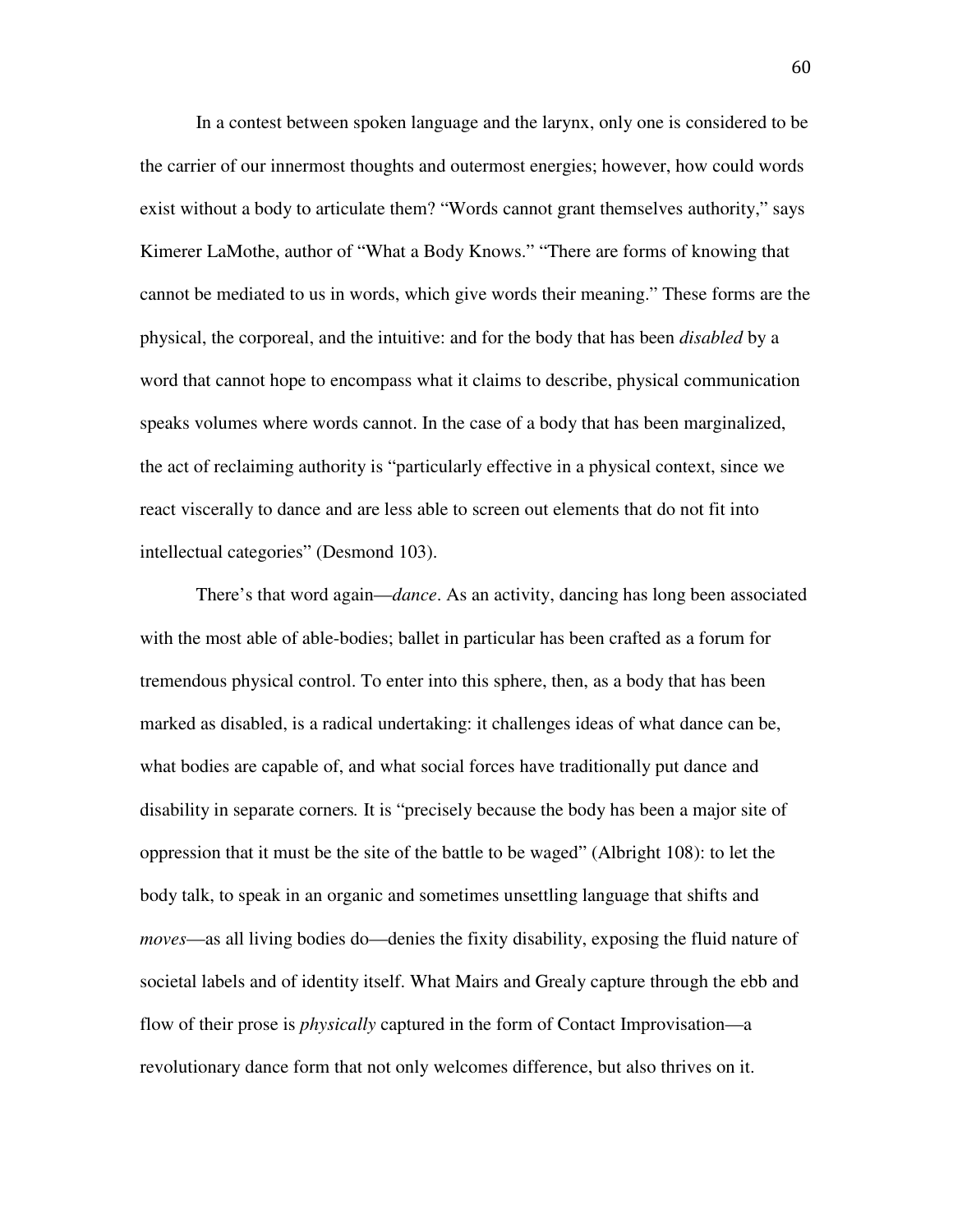In a contest between spoken language and the larynx, only one is considered to be the carrier of our innermost thoughts and outermost energies; however, how could words exist without a body to articulate them? "Words cannot grant themselves authority," says Kimerer LaMothe, author of "What a Body Knows." "There are forms of knowing that cannot be mediated to us in words, which give words their meaning." These forms are the physical, the corporeal, and the intuitive: and for the body that has been *disabled* by a word that cannot hope to encompass what it claims to describe, physical communication speaks volumes where words cannot. In the case of a body that has been marginalized, the act of reclaiming authority is "particularly effective in a physical context, since we react viscerally to dance and are less able to screen out elements that do not fit into intellectual categories" (Desmond 103).

There's that word again—*dance*. As an activity, dancing has long been associated with the most able of able-bodies; ballet in particular has been crafted as a forum for tremendous physical control. To enter into this sphere, then, as a body that has been marked as disabled, is a radical undertaking: it challenges ideas of what dance can be, what bodies are capable of, and what social forces have traditionally put dance and disability in separate corners. It is "precisely because the body has been a major site of oppression that it must be the site of the battle to be waged" (Albright 108): to let the body talk, to speak in an organic and sometimes unsettling language that shifts and *moves*—as all living bodies do—denies the fixity disability, exposing the fluid nature of societal labels and of identity itself. What Mairs and Grealy capture through the ebb and flow of their prose is *physically* captured in the form of Contact Improvisation—a revolutionary dance form that not only welcomes difference, but also thrives on it.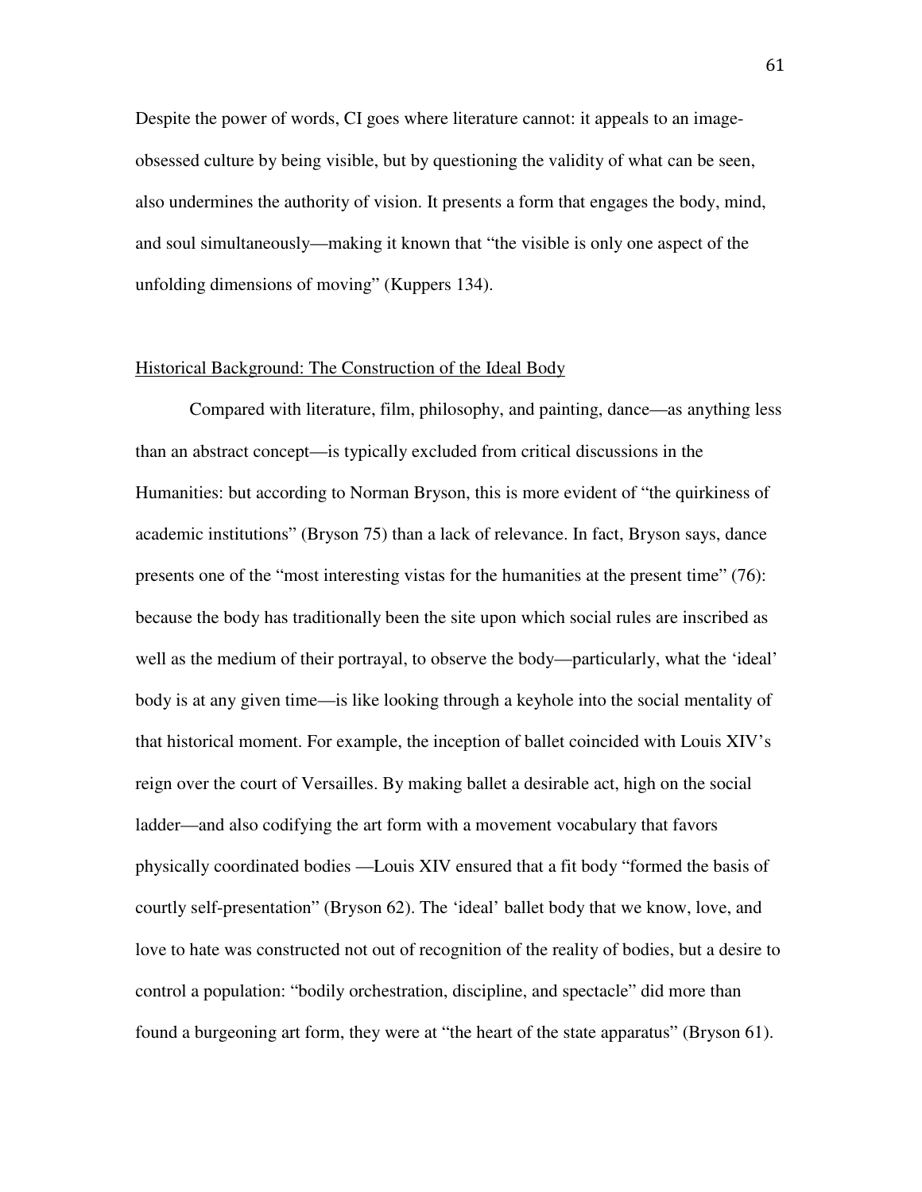Despite the power of words, CI goes where literature cannot: it appeals to an image-obsessed culture by being visible, but by questioning the validity of what can be seen, also undermines the authority of vision. It presents a form that engages the body, mind, and soul simultaneously—making it known that "the visible is only one aspect of the unfolding dimensions of moving" (Kuppers 134).

## <u>Historical Background: The Construction of the Ideal Body</u>

Compared with literature, film, philosophy, and painting, dance—as anything less than an abstract concept—is typically excluded from critical discussions in the Humanities: but according to Norman Bryson, this is more evident of "the quirkiness of academic institutions" (Bryson 75) than a lack of relevance. In fact, Bryson says, dance presents one of the "most interesting vistas for the humanities at the present time" (76): because the body has traditionally been the site upon which social rules are inscribed as well as the medium of their portrayal, to observe the body—particularly, what the 'ideal' body is at any given time—is like looking through a keyhole into the social mentality of that historical moment. For example, the inception of ballet coincided with Louis XIV's reign over the court of Versailles. By making ballet a desirable act, high on the social ladder—and also codifying the art form with a movement vocabulary that favors physically coordinated bodies —Louis XIV ensured that a fit body "formed the basis of courtly self-presentation" (Bryson 62). The 'ideal' ballet body that we know, love, and love to hate was constructed not out of recognition of the reality of bodies, but a desire to control a population: "bodily orchestration, discipline, and spectacle" did more than found a burgeoning art form, they were at "the heart of the state apparatus" (Bryson 61).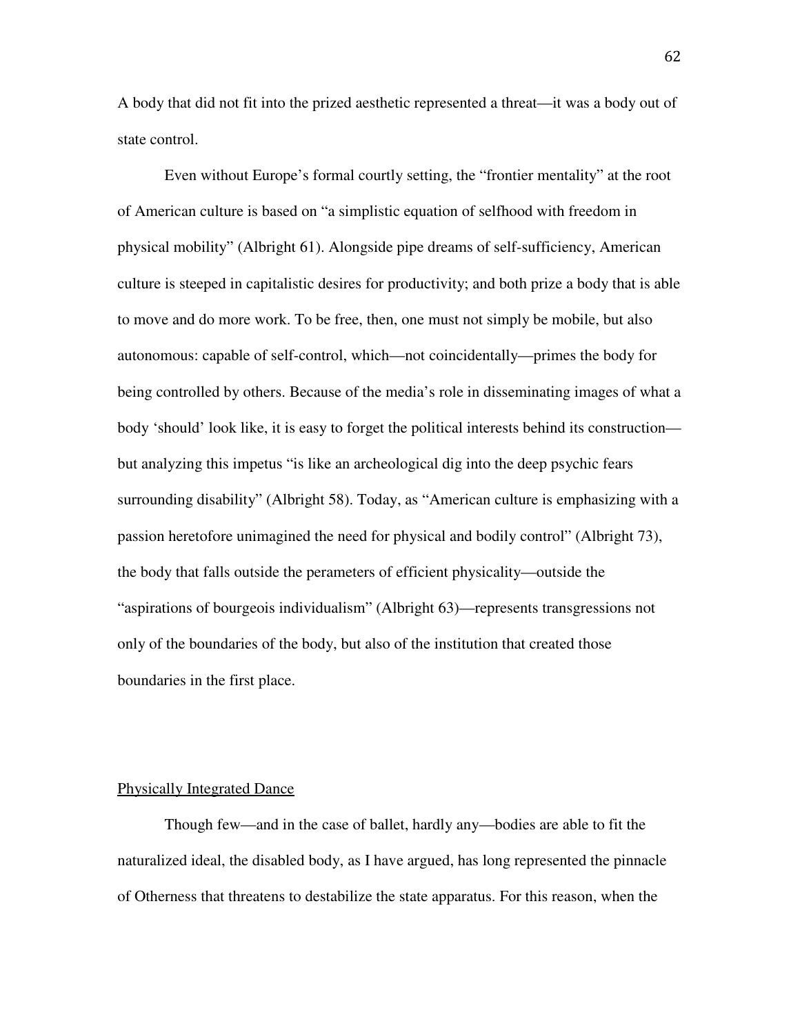A body that did not fit into the prized aesthetic represented a threat—it was a body out of state control.

Even without Europe's formal courtly setting, the "frontier mentality" at the root of American culture is based on "a simplistic equation of selfhood with freedom in physical mobility" (Albright 61). Alongside pipe dreams of self-sufficiency, American culture is steeped in capitalistic desires for productivity; and both prize a body that is able to move and do more work. To be free, then, one must not simply be mobile, but also autonomous: capable of self-control, which—not coincidentally—primes the body for being controlled by others. Because of the media's role in disseminating images of what a body 'should' look like, it is easy to forget the political interests behind its construction—but analyzing this impetus "is like an archeological dig into the deep psychic fears surrounding disability" (Albright 58). Today, as "American culture is emphasizing with a passion heretofore unimagined the need for physical and bodily control" (Albright 73), the body that falls outside the perameters of efficient physicality—outside the "aspirations of bourgeois individualism" (Albright 63)—represents transgressions not only of the boundaries of the body, but also of the institution that created those boundaries in the first place.

## Physically Integrated Dance

Though few—and in the case of ballet, hardly any—bodies are able to fit the naturalized ideal, the disabled body, as I have argued, has long represented the pinnacle of Otherness that threatens to destabilize the state apparatus. For this reason, when the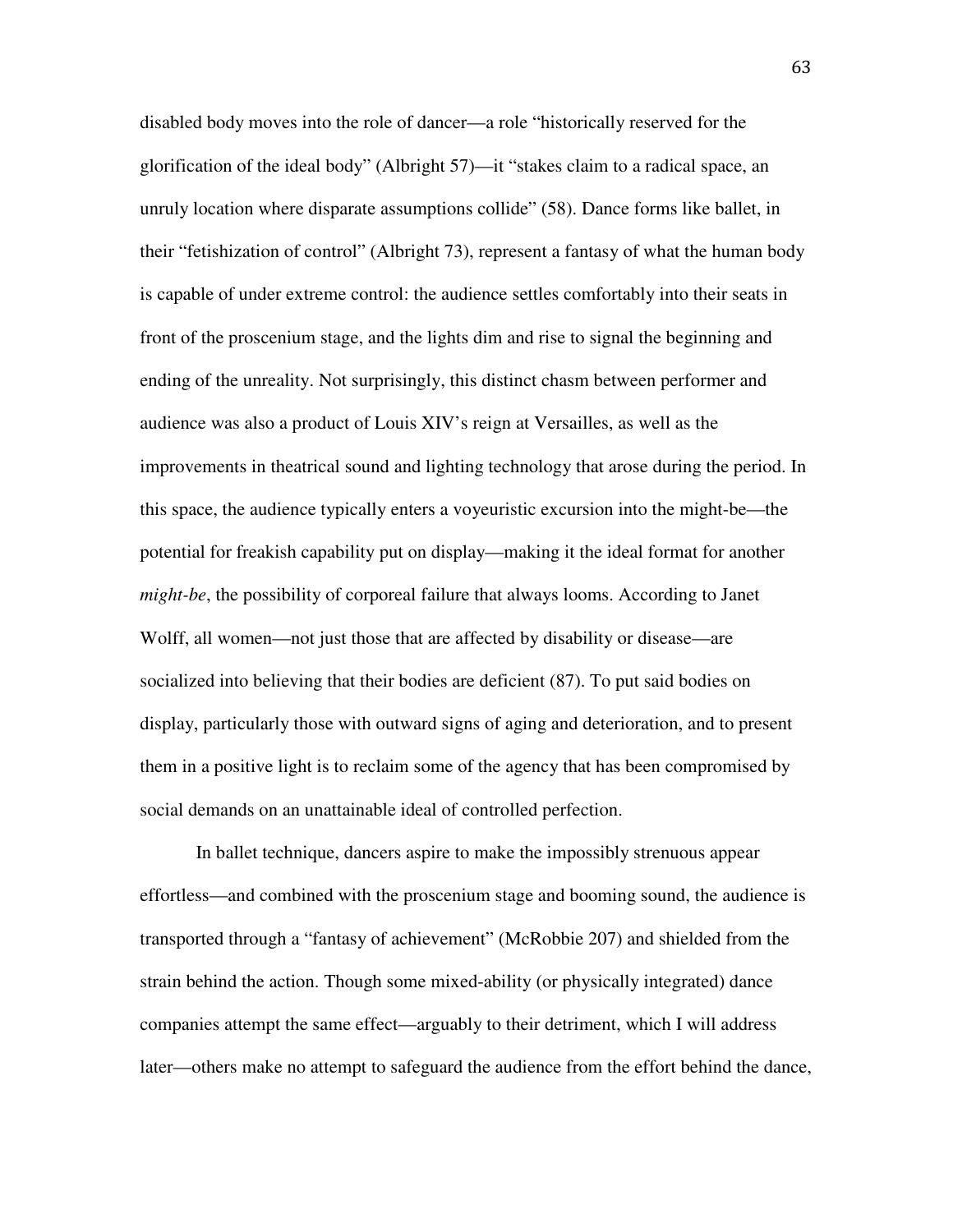disabled body moves into the role of dancer—a role "historically reserved for the glorification of the ideal body" (Albright 57)—it "stakes claim to a radical space, an unruly location where disparate assumptions collide" (58). Dance forms like ballet, in their "fetishization of control" (Albright 73), represent a fantasy of what the human body is capable of under extreme control: the audience settles comfortably into their seats in front of the proscenium stage, and the lights dim and rise to signal the beginning and ending of the unreality. Not surprisingly, this distinct chasm between performer and audience was also a product of Louis XIV's reign at Versailles, as well as the improvements in theatrical sound and lighting technology that arose during the period. In this space, the audience typically enters a voyeuristic excursion into the might-be—the potential for freakish capability put on display—making it the ideal format for another *might-be*, the possibility of corporeal failure that always looms. According to Janet Wolff, all women—not just those that are affected by disability or disease—are socialized into believing that their bodies are deficient (87). To put said bodies on display, particularly those with outward signs of aging and deterioration, and to present them in a positive light is to reclaim some of the agency that has been compromised by social demands on an unattainable ideal of controlled perfection.

In ballet technique, dancers aspire to make the impossibly strenuous appear effortless—and combined with the proscenium stage and booming sound, the audience is transported through a "fantasy of achievement" (McRobbie 207) and shielded from the strain behind the action. Though some mixed-ability (or physically integrated) dance companies attempt the same effect—arguably to their detriment, which I will address later—others make no attempt to safeguard the audience from the effort behind the dance,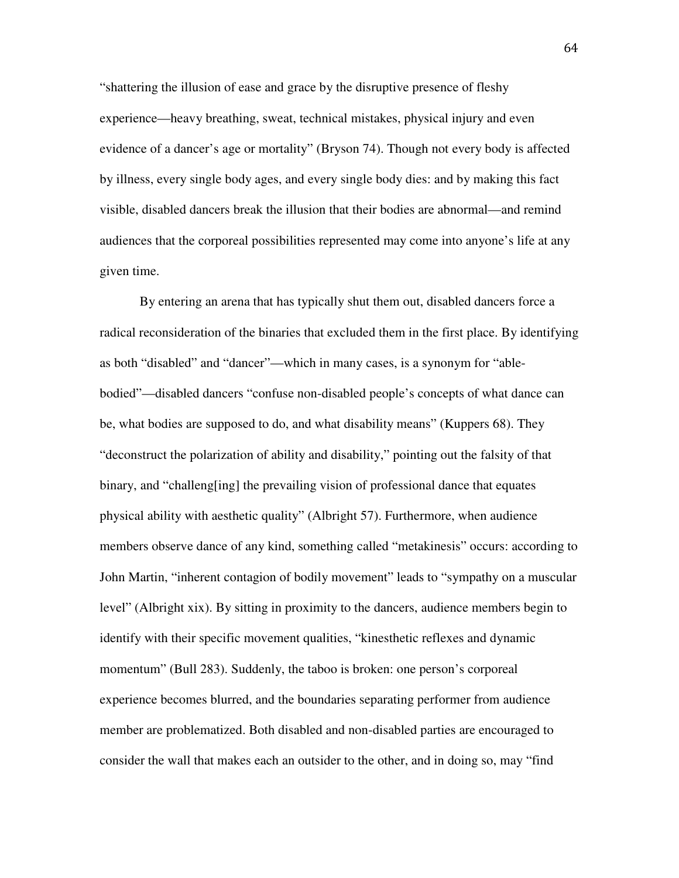"shattering the illusion of ease and grace by the disruptive presence of fleshy experience—heavy breathing, sweat, technical mistakes, physical injury and even evidence of a dancer's age or mortality" (Bryson 74). Though not every body is affected by illness, every single body ages, and every single body dies: and by making this fact visible, disabled dancers break the illusion that their bodies are abnormal—and remind audiences that the corporeal possibilities represented may come into anyone's life at any given time.

By entering an arena that has typically shut them out, disabled dancers force a radical reconsideration of the binaries that excluded them in the first place. By identifying as both "disabled" and "dancer"—which in many cases, is a synonym for "able-bodied"—disabled dancers "confuse non-disabled people's concepts of what dance can be, what bodies are supposed to do, and what disability means" (Kuppers 68). They "deconstruct the polarization of ability and disability," pointing out the falsity of that binary, and "challeng[ing] the prevailing vision of professional dance that equates physical ability with aesthetic quality" (Albright 57). Furthermore, when audience members observe dance of any kind, something called "metakinesis" occurs: according to John Martin, "inherent contagion of bodily movement" leads to "sympathy on a muscular level" (Albright xix). By sitting in proximity to the dancers, audience members begin to identify with their specific movement qualities, "kinesthetic reflexes and dynamic momentum" (Bull 283). Suddenly, the taboo is broken: one person's corporeal experience becomes blurred, and the boundaries separating performer from audience member are problematized. Both disabled and non-disabled parties are encouraged to consider the wall that makes each an outsider to the other, and in doing so, may "find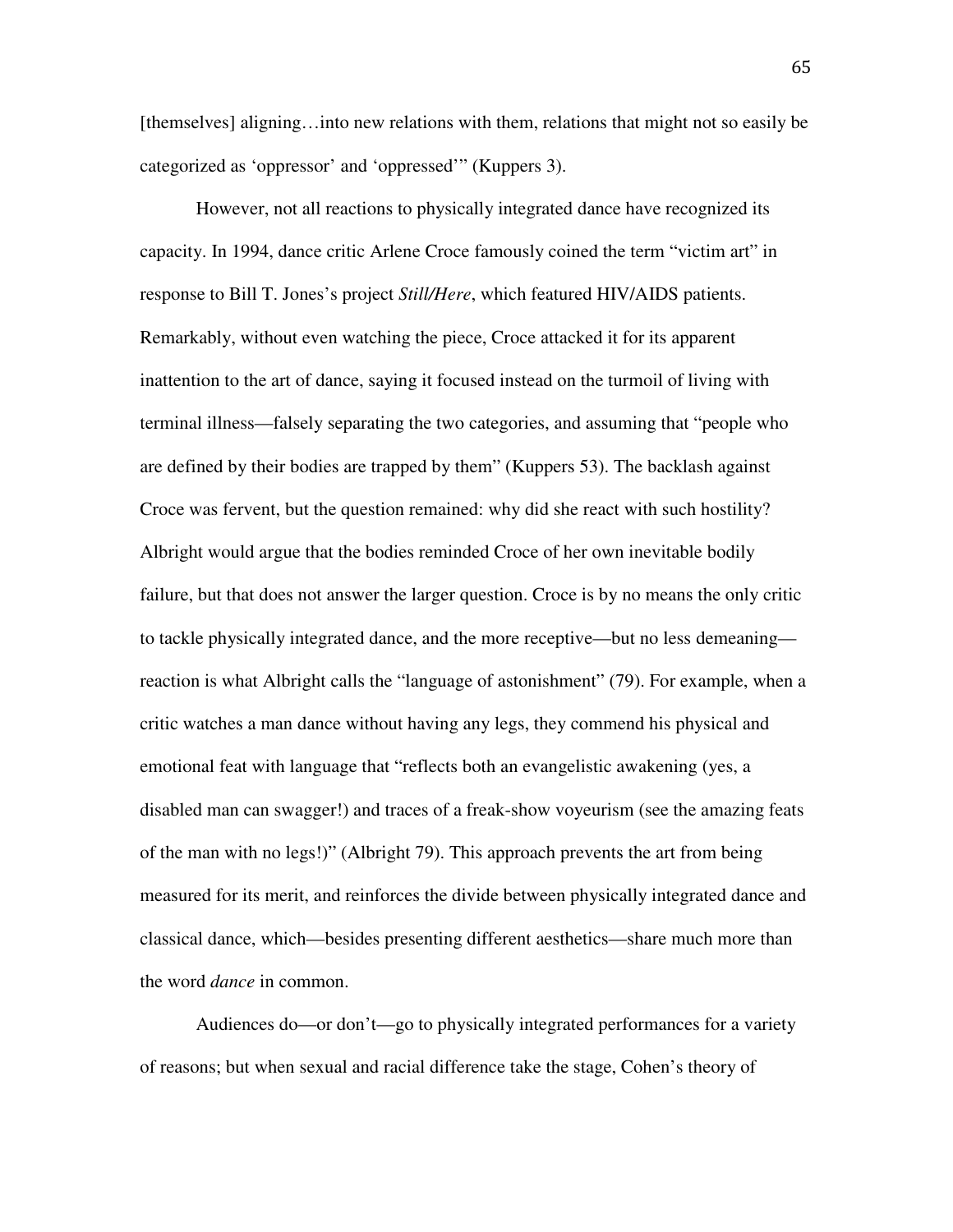[themselves] aligning…into new relations with them, relations that might not so easily be categorized as 'oppressor' and 'oppressed'" (Kuppers 3).

However, not all reactions to physically integrated dance have recognized its capacity. In 1994, dance critic Arlene Croce famously coined the term "victim art" in response to Bill T. Jones's project *Still/Here*, which featured HIV/AIDS patients. Remarkably, without even watching the piece, Croce attacked it for its apparent inattention to the art of dance, saying it focused instead on the turmoil of living with terminal illness—falsely separating the two categories, and assuming that "people who are defined by their bodies are trapped by them" (Kuppers 53). The backlash against Croce was fervent, but the question remained: why did she react with such hostility? Albright would argue that the bodies reminded Croce of her own inevitable bodily failure, but that does not answer the larger question. Croce is by no means the only critic to tackle physically integrated dance, and the more receptive—but no less demeaning—reaction is what Albright calls the "language of astonishment" (79). For example, when a critic watches a man dance without having any legs, they commend his physical and emotional feat with language that "reflects both an evangelistic awakening (yes, a disabled man can swagger!) and traces of a freak-show voyeurism (see the amazing feats of the man with no legs!)" (Albright 79). This approach prevents the art from being measured for its merit, and reinforces the divide between physically integrated dance and classical dance, which—besides presenting different aesthetics—share much more than the word *dance* in common.

Audiences do—or don't—go to physically integrated performances for a variety of reasons; but when sexual and racial difference take the stage, Cohen's theory of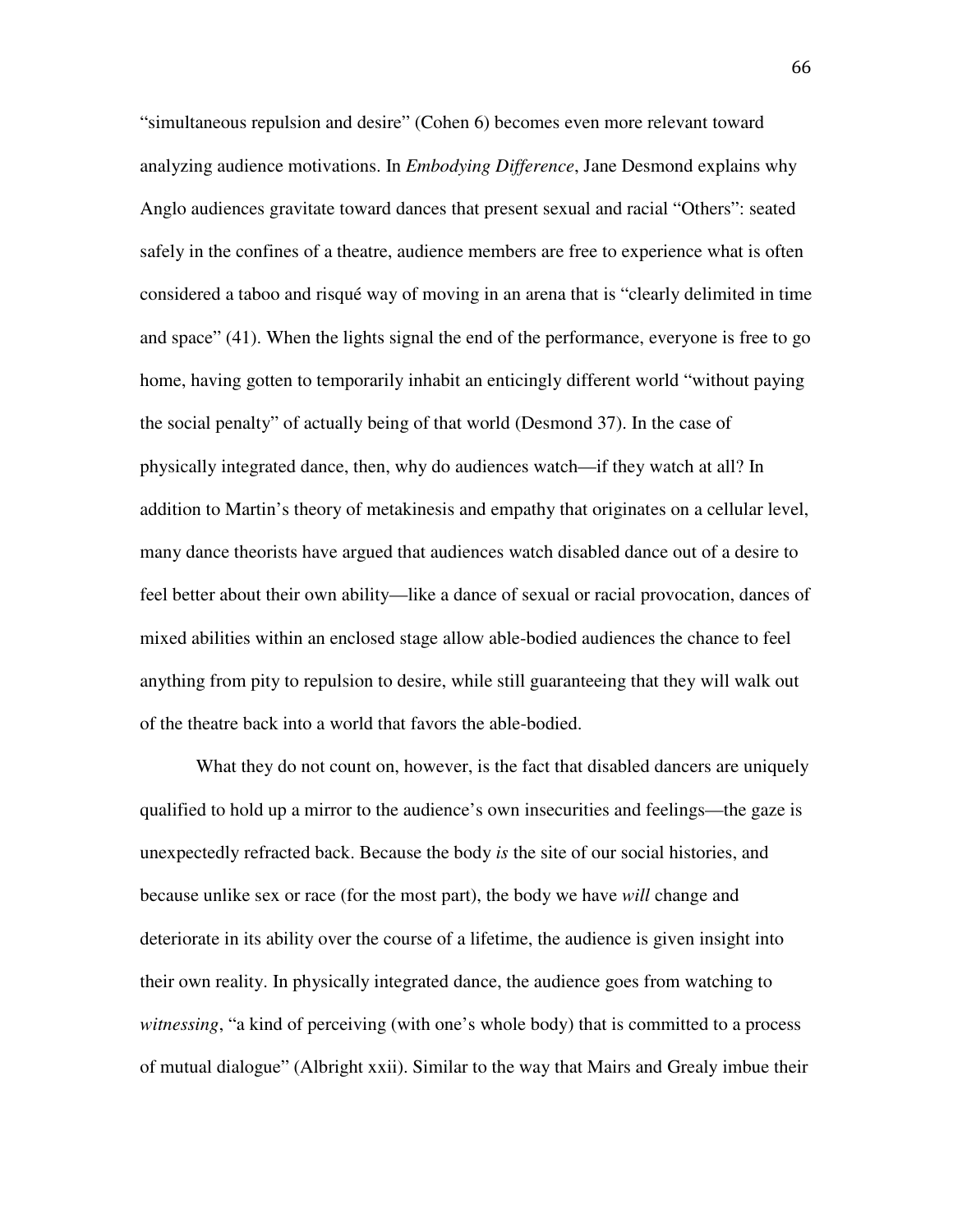"simultaneous repulsion and desire" (Cohen 6) becomes even more relevant toward analyzing audience motivations. In *Embodying Difference*, Jane Desmond explains why Anglo audiences gravitate toward dances that present sexual and racial "Others": seated safely in the confines of a theatre, audience members are free to experience what is often considered a taboo and risqué way of moving in an arena that is "clearly delimited in time and space" (41). When the lights signal the end of the performance, everyone is free to go home, having gotten to temporarily inhabit an enticingly different world "without paying the social penalty" of actually being of that world (Desmond 37). In the case of physically integrated dance, then, why do audiences watch—if they watch at all? In addition to Martin's theory of metakinesis and empathy that originates on a cellular level, many dance theorists have argued that audiences watch disabled dance out of a desire to feel better about their own ability—like a dance of sexual or racial provocation, dances of mixed abilities within an enclosed stage allow able-bodied audiences the chance to feel anything from pity to repulsion to desire, while still guaranteeing that they will walk out of the theatre back into a world that favors the able-bodied.

What they do not count on, however, is the fact that disabled dancers are uniquely qualified to hold up a mirror to the audience's own insecurities and feelings—the gaze is unexpectedly refracted back. Because the body *is* the site of our social histories, and because unlike sex or race (for the most part), the body we have *will* change and deteriorate in its ability over the course of a lifetime, the audience is given insight into their own reality. In physically integrated dance, the audience goes from watching to *witnessing*, "a kind of perceiving (with one's whole body) that is committed to a process of mutual dialogue" (Albright xxii). Similar to the way that Mairs and Grealy imbue their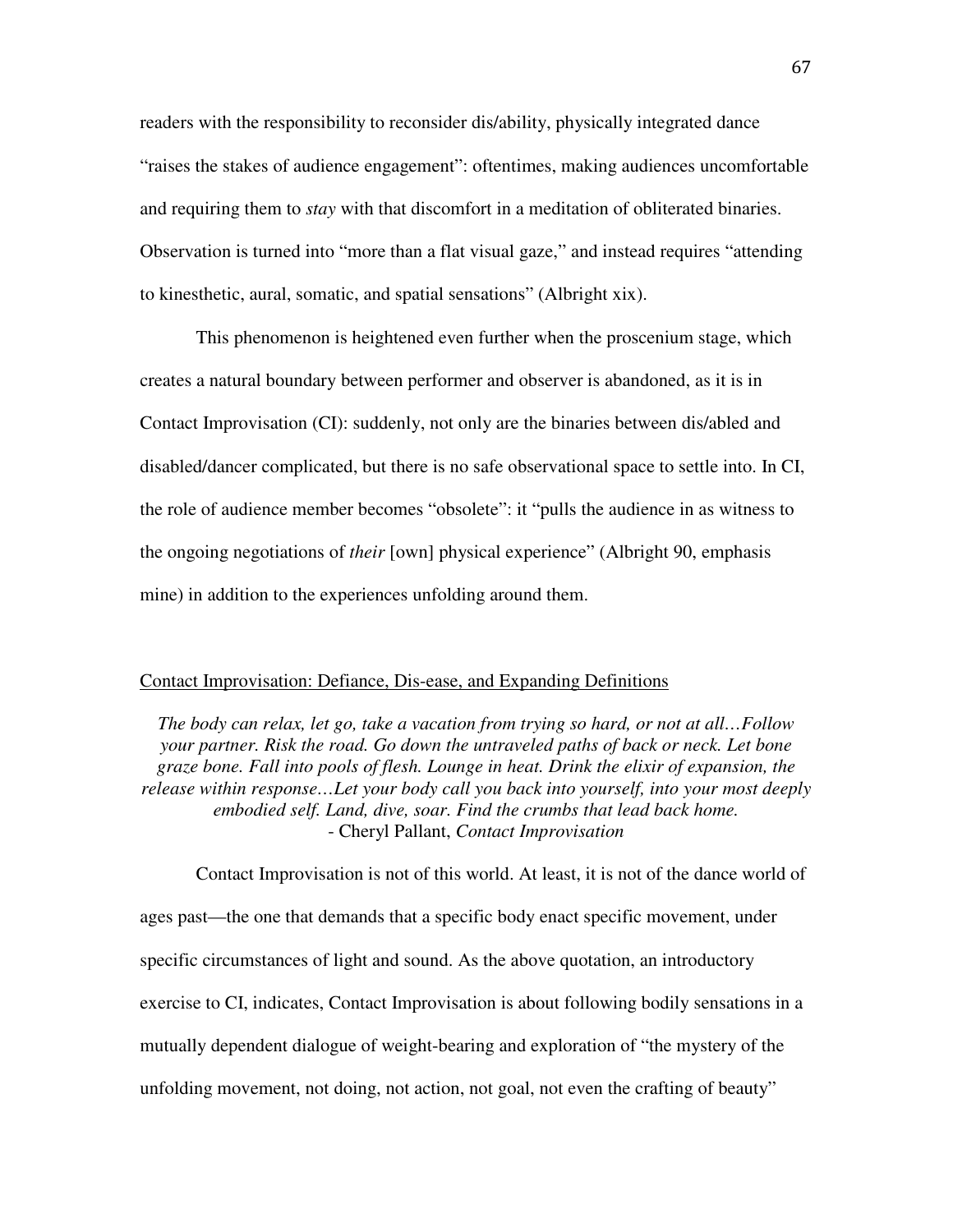readers with the responsibility to reconsider dis/ability, physically integrated dance "raises the stakes of audience engagement": oftentimes, making audiences uncomfortable and requiring them to *stay* with that discomfort in a meditation of obliterated binaries. Observation is turned into "more than a flat visual gaze," and instead requires "attending to kinesthetic, aural, somatic, and spatial sensations" (Albright xix).

This phenomenon is heightened even further when the proscenium stage, which creates a natural boundary between performer and observer is abandoned, as it is in Contact Improvisation (CI): suddenly, not only are the binaries between dis/abled and disabled/dancer complicated, but there is no safe observational space to settle into. In CI, the role of audience member becomes "obsolete": it "pulls the audience in as witness to the ongoing negotiations of *their* [own] physical experience" (Albright 90, emphasis mine) in addition to the experiences unfolding around them.

<u>Contact Improvisation: Defiance, Dis-ease, and Expanding Definitions</u>

> *The body can relax, let go, take a vacation from trying so hard, or not at all…Follow your partner. Risk the road. Go down the untraveled paths of back or neck. Let bone graze bone. Fall into pools of flesh. Lounge in heat. Drink the elixir of expansion, the release within response…Let your body call you back into yourself, into your most deeply embodied self. Land, dive, soar. Find the crumbs that lead back home.*
> - Cheryl Pallant, *Contact Improvisation*

Contact Improvisation is not of this world. At least, it is not of the dance world of ages past—the one that demands that a specific body enact specific movement, under specific circumstances of light and sound. As the above quotation, an introductory exercise to CI, indicates, Contact Improvisation is about following bodily sensations in a mutually dependent dialogue of weight-bearing and exploration of "the mystery of the unfolding movement, not doing, not action, not goal, not even the crafting of beauty"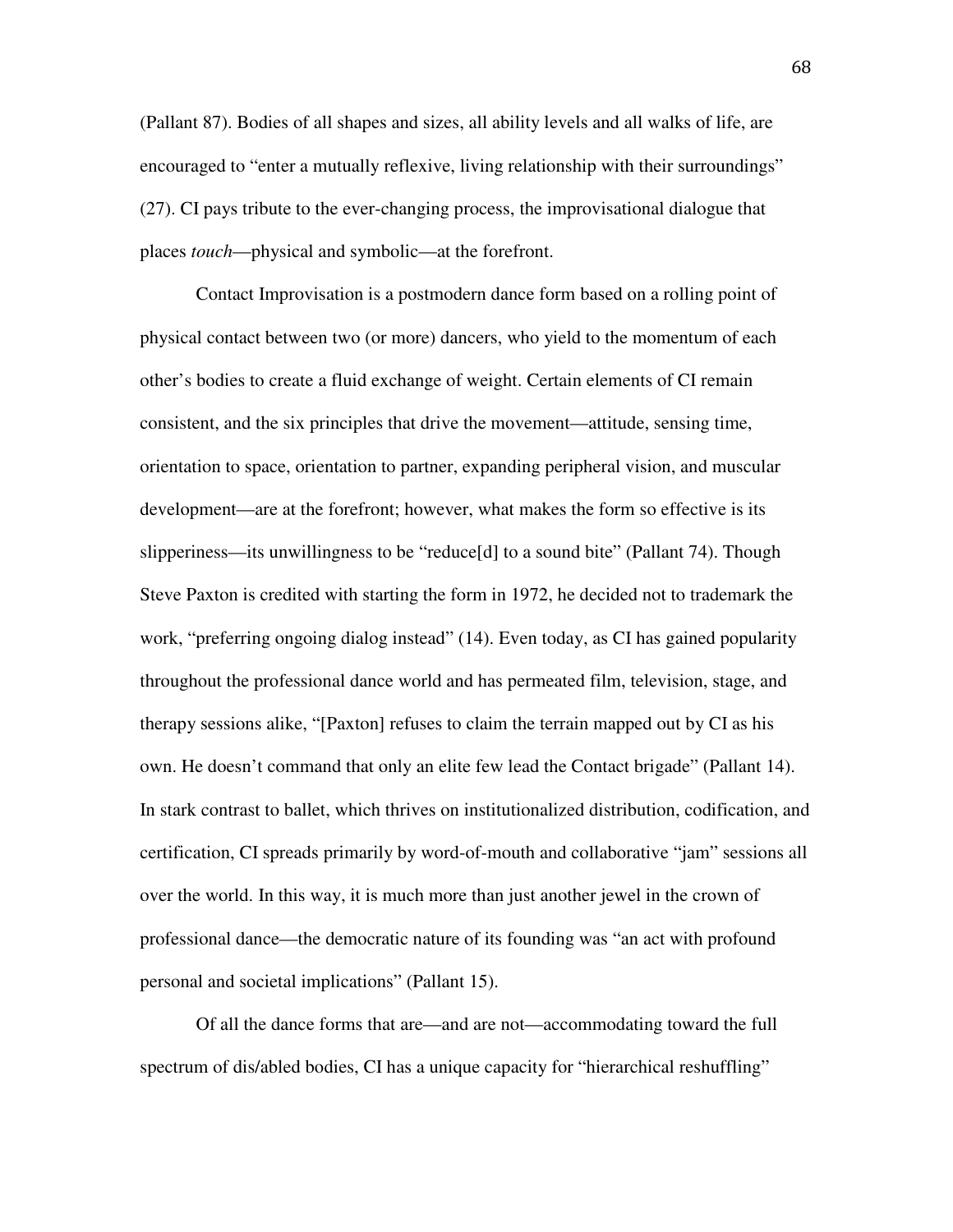(Pallant 87). Bodies of all shapes and sizes, all ability levels and all walks of life, are encouraged to "enter a mutually reflexive, living relationship with their surroundings" (27). CI pays tribute to the ever-changing process, the improvisational dialogue that places *touch*—physical and symbolic—at the forefront.

Contact Improvisation is a postmodern dance form based on a rolling point of physical contact between two (or more) dancers, who yield to the momentum of each other's bodies to create a fluid exchange of weight. Certain elements of CI remain consistent, and the six principles that drive the movement—attitude, sensing time, orientation to space, orientation to partner, expanding peripheral vision, and muscular development—are at the forefront; however, what makes the form so effective is its slipperiness—its unwillingness to be "reduce[d] to a sound bite" (Pallant 74). Though Steve Paxton is credited with starting the form in 1972, he decided not to trademark the work, "preferring ongoing dialog instead" (14). Even today, as CI has gained popularity throughout the professional dance world and has permeated film, television, stage, and therapy sessions alike, "[Paxton] refuses to claim the terrain mapped out by CI as his own. He doesn't command that only an elite few lead the Contact brigade" (Pallant 14). In stark contrast to ballet, which thrives on institutionalized distribution, codification, and certification, CI spreads primarily by word-of-mouth and collaborative "jam" sessions all over the world. In this way, it is much more than just another jewel in the crown of professional dance—the democratic nature of its founding was "an act with profound personal and societal implications" (Pallant 15).

Of all the dance forms that are—and are not—accommodating toward the full spectrum of dis/abled bodies, CI has a unique capacity for "hierarchical reshuffling"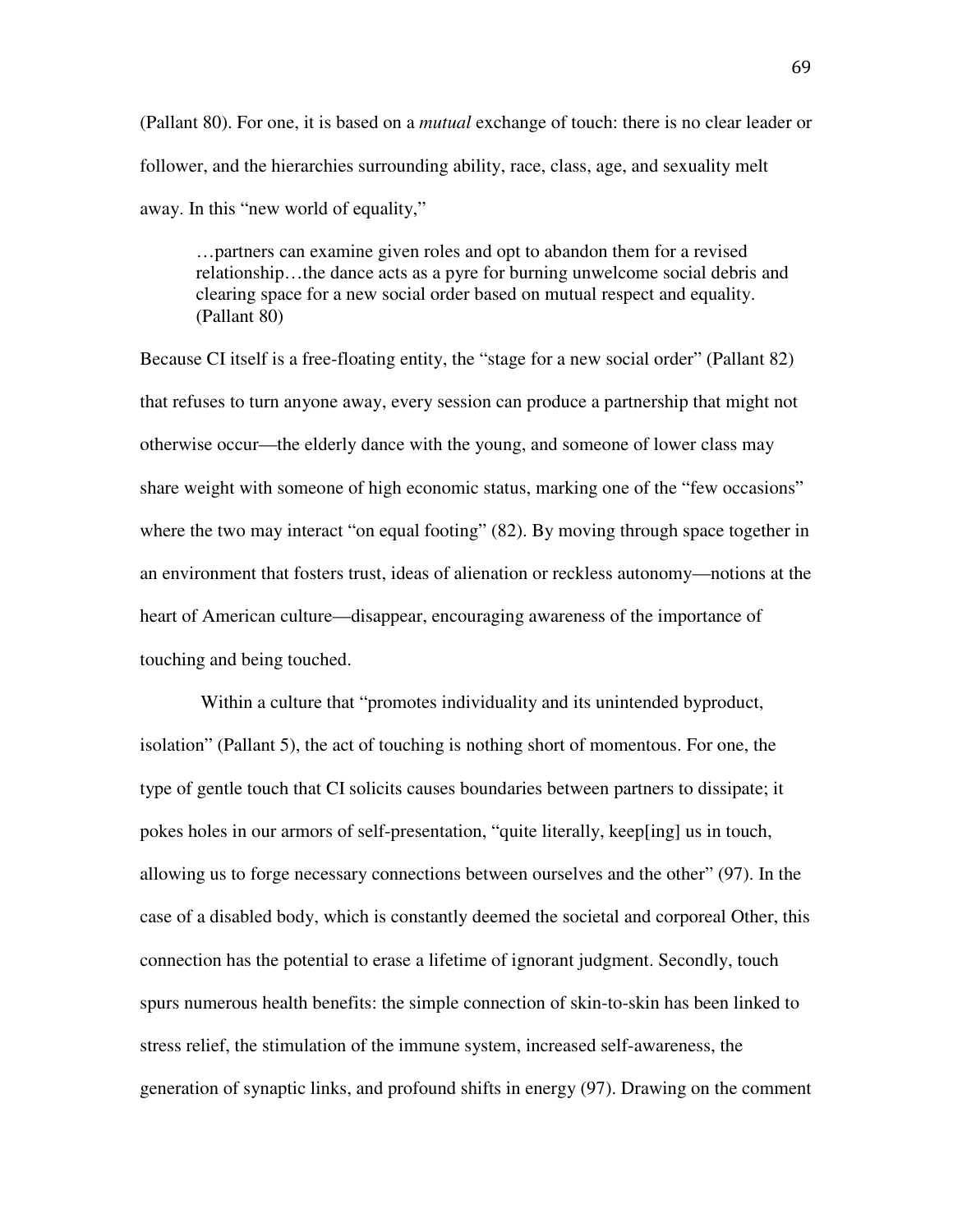(Pallant 80). For one, it is based on a *mutual* exchange of touch: there is no clear leader or follower, and the hierarchies surrounding ability, race, class, age, and sexuality melt away. In this "new world of equality,"

> …partners can examine given roles and opt to abandon them for a revised relationship…the dance acts as a pyre for burning unwelcome social debris and clearing space for a new social order based on mutual respect and equality. (Pallant 80)

Because CI itself is a free-floating entity, the "stage for a new social order" (Pallant 82) that refuses to turn anyone away, every session can produce a partnership that might not otherwise occur—the elderly dance with the young, and someone of lower class may share weight with someone of high economic status, marking one of the "few occasions" where the two may interact "on equal footing" (82). By moving through space together in an environment that fosters trust, ideas of alienation or reckless autonomy—notions at the heart of American culture—disappear, encouraging awareness of the importance of touching and being touched.

Within a culture that "promotes individuality and its unintended byproduct, isolation" (Pallant 5), the act of touching is nothing short of momentous. For one, the type of gentle touch that CI solicits causes boundaries between partners to dissipate; it pokes holes in our armors of self-presentation, "quite literally, keep[ing] us in touch, allowing us to forge necessary connections between ourselves and the other" (97). In the case of a disabled body, which is constantly deemed the societal and corporeal Other, this connection has the potential to erase a lifetime of ignorant judgment. Secondly, touch spurs numerous health benefits: the simple connection of skin-to-skin has been linked to stress relief, the stimulation of the immune system, increased self-awareness, the generation of synaptic links, and profound shifts in energy (97). Drawing on the comment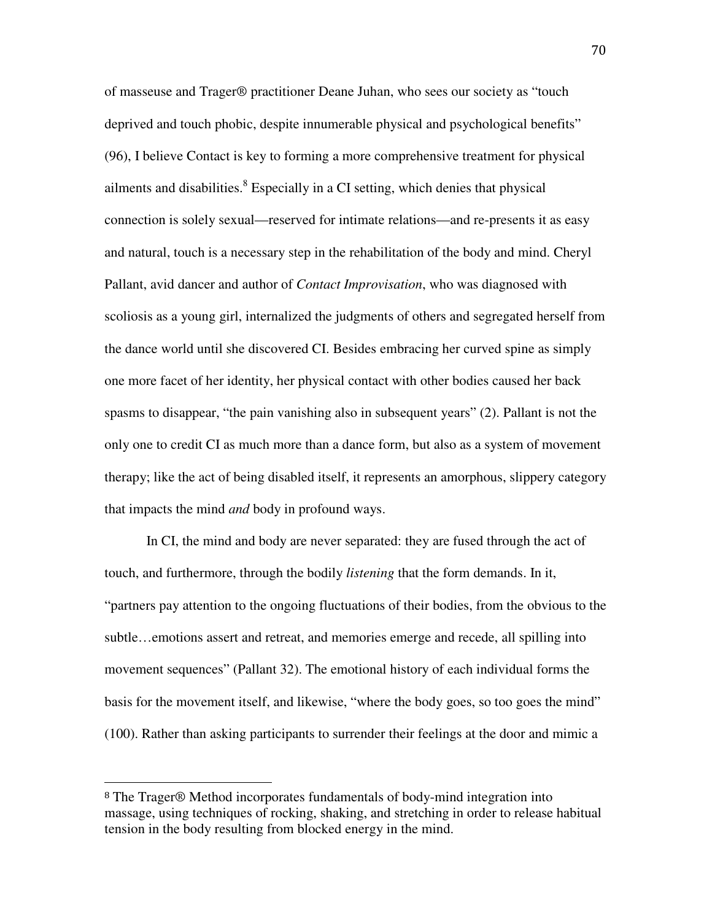of masseuse and Trager® practitioner Deane Juhan, who sees our society as "touch deprived and touch phobic, despite innumerable physical and psychological benefits" (96), I believe Contact is key to forming a more comprehensive treatment for physical ailments and disabilities.[8] Especially in a CI setting, which denies that physical connection is solely sexual—reserved for intimate relations—and re-presents it as easy and natural, touch is a necessary step in the rehabilitation of the body and mind. Cheryl Pallant, avid dancer and author of *Contact Improvisation*, who was diagnosed with scoliosis as a young girl, internalized the judgments of others and segregated herself from the dance world until she discovered CI. Besides embracing her curved spine as simply one more facet of her identity, her physical contact with other bodies caused her back spasms to disappear, "the pain vanishing also in subsequent years" (2). Pallant is not the only one to credit CI as much more than a dance form, but also as a system of movement therapy; like the act of being disabled itself, it represents an amorphous, slippery category that impacts the mind *and* body in profound ways.

In CI, the mind and body are never separated: they are fused through the act of touch, and furthermore, through the bodily *listening* that the form demands. In it, "partners pay attention to the ongoing fluctuations of their bodies, from the obvious to the subtle…emotions assert and retreat, and memories emerge and recede, all spilling into movement sequences" (Pallant 32). The emotional history of each individual forms the basis for the movement itself, and likewise, "where the body goes, so too goes the mind" (100). Rather than asking participants to surrender their feelings at the door and mimic a

---

[8] The Trager® Method incorporates fundamentals of body-mind integration into massage, using techniques of rocking, shaking, and stretching in order to release habitual tension in the body resulting from blocked energy in the mind.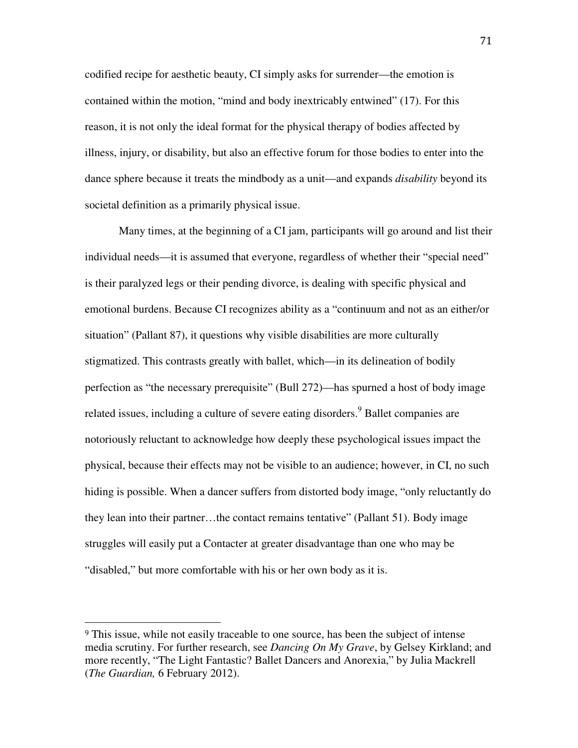codified recipe for aesthetic beauty, CI simply asks for surrender—the emotion is contained within the motion, "mind and body inextricably entwined" (17). For this reason, it is not only the ideal format for the physical therapy of bodies affected by illness, injury, or disability, but also an effective forum for those bodies to enter into the dance sphere because it treats the mindbody as a unit—and expands *disability* beyond its societal definition as a primarily physical issue.

Many times, at the beginning of a CI jam, participants will go around and list their individual needs—it is assumed that everyone, regardless of whether their "special need" is their paralyzed legs or their pending divorce, is dealing with specific physical and emotional burdens. Because CI recognizes ability as a "continuum and not as an either/or situation" (Pallant 87), it questions why visible disabilities are more culturally stigmatized. This contrasts greatly with ballet, which—in its delineation of bodily perfection as "the necessary prerequisite" (Bull 272)—has spurned a host of body image related issues, including a culture of severe eating disorders.[9] Ballet companies are notoriously reluctant to acknowledge how deeply these psychological issues impact the physical, because their effects may not be visible to an audience; however, in CI, no such hiding is possible. When a dancer suffers from distorted body image, "only reluctantly do they lean into their partner…the contact remains tentative" (Pallant 51). Body image struggles will easily put a Contacter at greater disadvantage than one who may be "disabled," but more comfortable with his or her own body as it is.

---

[9] This issue, while not easily traceable to one source, has been the subject of intense media scrutiny. For further research, see *Dancing On My Grave*, by Gelsey Kirkland; and more recently, "The Light Fantastic? Ballet Dancers and Anorexia," by Julia Mackrell (*The Guardian,* 6 February 2012).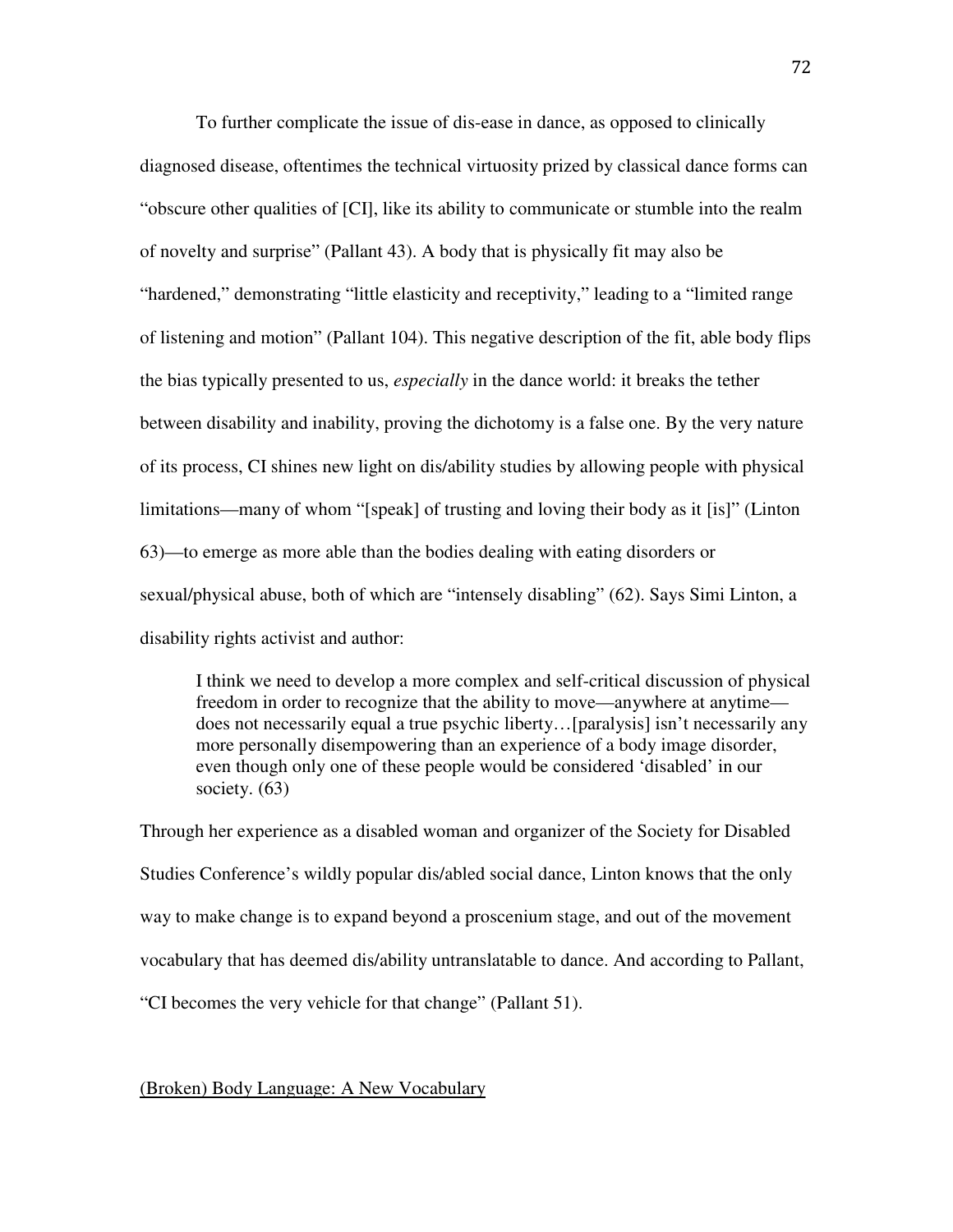To further complicate the issue of dis-ease in dance, as opposed to clinically diagnosed disease, oftentimes the technical virtuosity prized by classical dance forms can "obscure other qualities of [CI], like its ability to communicate or stumble into the realm of novelty and surprise" (Pallant 43). A body that is physically fit may also be "hardened," demonstrating "little elasticity and receptivity," leading to a "limited range of listening and motion" (Pallant 104). This negative description of the fit, able body flips the bias typically presented to us, *especially* in the dance world: it breaks the tether between disability and inability, proving the dichotomy is a false one. By the very nature of its process, CI shines new light on dis/ability studies by allowing people with physical limitations—many of whom "[speak] of trusting and loving their body as it [is]" (Linton 63)—to emerge as more able than the bodies dealing with eating disorders or sexual/physical abuse, both of which are "intensely disabling" (62). Says Simi Linton, a disability rights activist and author:

> I think we need to develop a more complex and self-critical discussion of physical freedom in order to recognize that the ability to move—anywhere at anytime—does not necessarily equal a true psychic liberty…[paralysis] isn't necessarily any more personally disempowering than an experience of a body image disorder, even though only one of these people would be considered 'disabled' in our society. (63)

Through her experience as a disabled woman and organizer of the Society for Disabled Studies Conference's wildly popular dis/abled social dance, Linton knows that the only way to make change is to expand beyond a proscenium stage, and out of the movement vocabulary that has deemed dis/ability untranslatable to dance. And according to Pallant, "CI becomes the very vehicle for that change" (Pallant 51).

## (Broken) Body Language: A New Vocabulary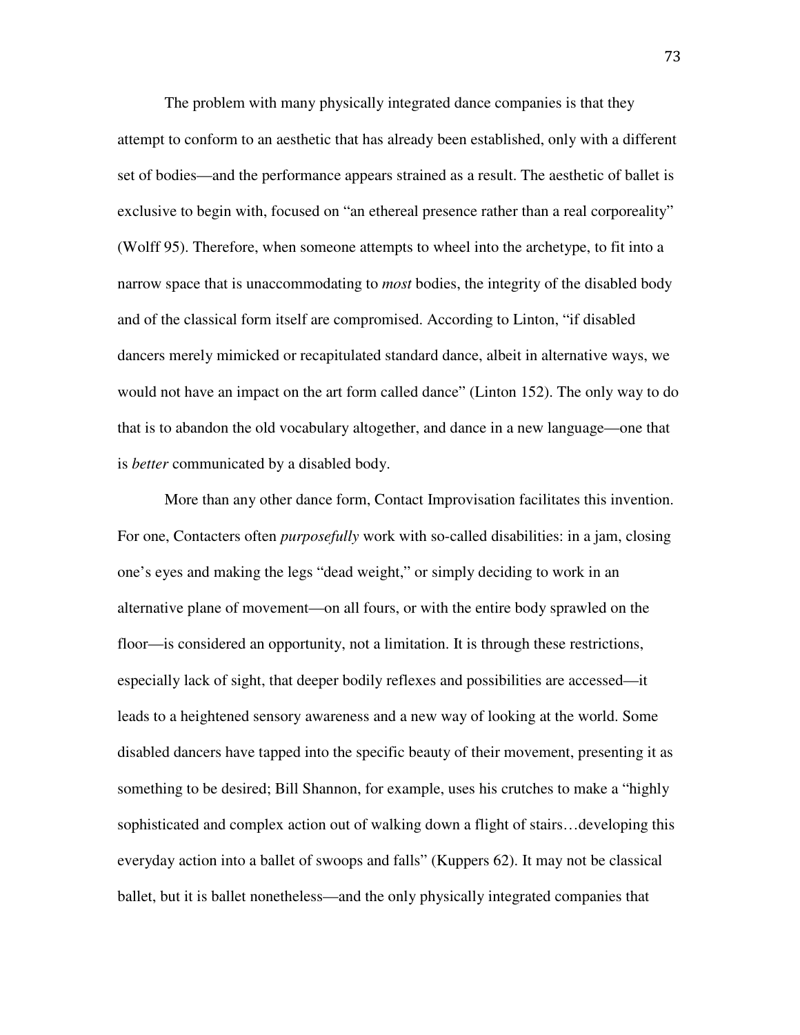The problem with many physically integrated dance companies is that they attempt to conform to an aesthetic that has already been established, only with a different set of bodies—and the performance appears strained as a result. The aesthetic of ballet is exclusive to begin with, focused on "an ethereal presence rather than a real corporeality" (Wolff 95). Therefore, when someone attempts to wheel into the archetype, to fit into a narrow space that is unaccommodating to *most* bodies, the integrity of the disabled body and of the classical form itself are compromised. According to Linton, "if disabled dancers merely mimicked or recapitulated standard dance, albeit in alternative ways, we would not have an impact on the art form called dance" (Linton 152). The only way to do that is to abandon the old vocabulary altogether, and dance in a new language—one that is *better* communicated by a disabled body.

More than any other dance form, Contact Improvisation facilitates this invention. For one, Contacters often *purposefully* work with so-called disabilities: in a jam, closing one's eyes and making the legs "dead weight," or simply deciding to work in an alternative plane of movement—on all fours, or with the entire body sprawled on the floor—is considered an opportunity, not a limitation. It is through these restrictions, especially lack of sight, that deeper bodily reflexes and possibilities are accessed—it leads to a heightened sensory awareness and a new way of looking at the world. Some disabled dancers have tapped into the specific beauty of their movement, presenting it as something to be desired; Bill Shannon, for example, uses his crutches to make a "highly sophisticated and complex action out of walking down a flight of stairs…developing this everyday action into a ballet of swoops and falls" (Kuppers 62). It may not be classical ballet, but it is ballet nonetheless—and the only physically integrated companies that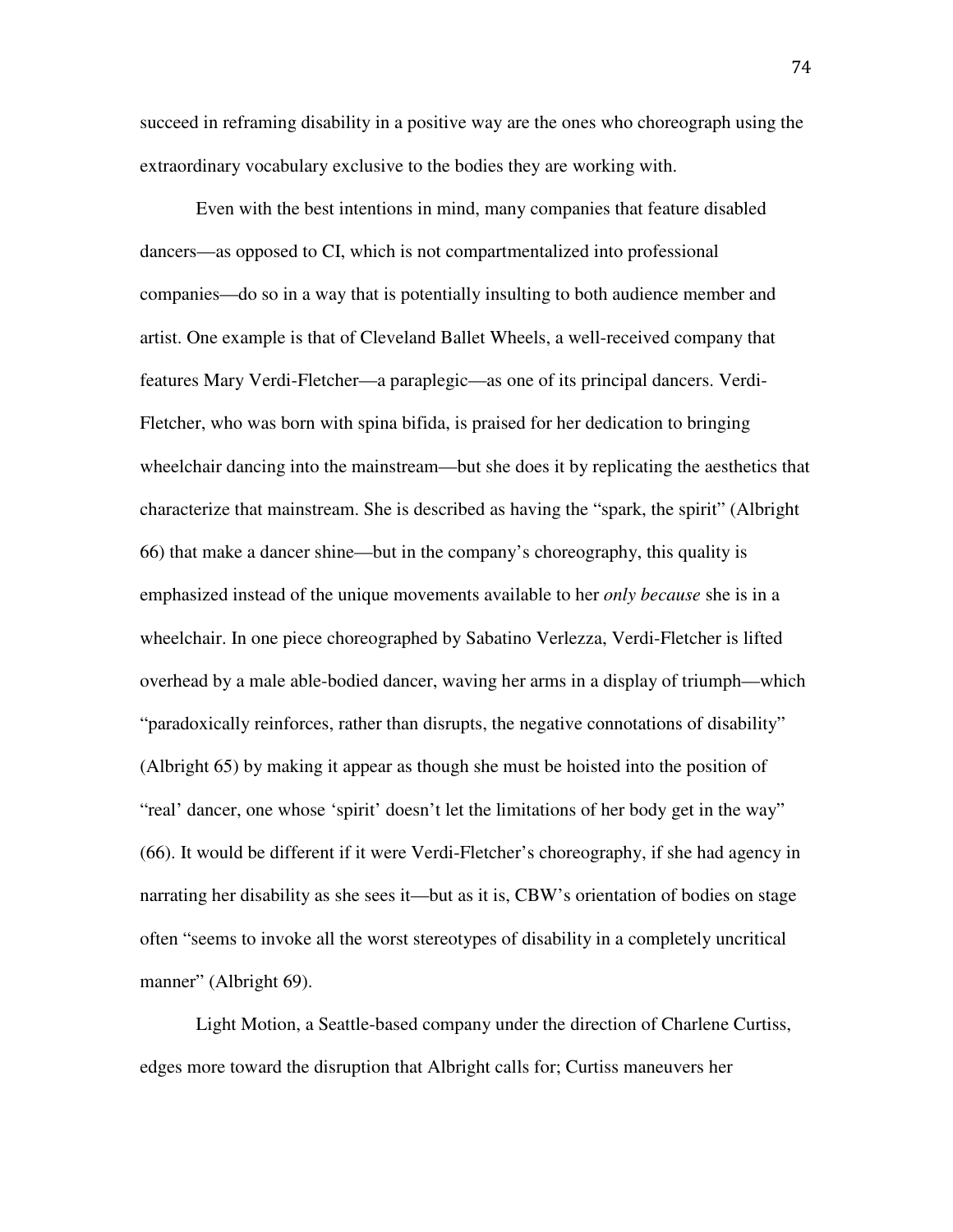succeed in reframing disability in a positive way are the ones who choreograph using the extraordinary vocabulary exclusive to the bodies they are working with.

Even with the best intentions in mind, many companies that feature disabled dancers—as opposed to CI, which is not compartmentalized into professional companies—do so in a way that is potentially insulting to both audience member and artist. One example is that of Cleveland Ballet Wheels, a well-received company that features Mary Verdi-Fletcher—a paraplegic—as one of its principal dancers. Verdi-Fletcher, who was born with spina bifida, is praised for her dedication to bringing wheelchair dancing into the mainstream—but she does it by replicating the aesthetics that characterize that mainstream. She is described as having the "spark, the spirit" (Albright 66) that make a dancer shine—but in the company's choreography, this quality is emphasized instead of the unique movements available to her *only because* she is in a wheelchair. In one piece choreographed by Sabatino Verlezza, Verdi-Fletcher is lifted overhead by a male able-bodied dancer, waving her arms in a display of triumph—which "paradoxically reinforces, rather than disrupts, the negative connotations of disability" (Albright 65) by making it appear as though she must be hoisted into the position of "real' dancer, one whose 'spirit' doesn't let the limitations of her body get in the way" (66). It would be different if it were Verdi-Fletcher's choreography, if she had agency in narrating her disability as she sees it—but as it is, CBW's orientation of bodies on stage often "seems to invoke all the worst stereotypes of disability in a completely uncritical manner" (Albright 69).

Light Motion, a Seattle-based company under the direction of Charlene Curtiss, edges more toward the disruption that Albright calls for; Curtiss maneuvers her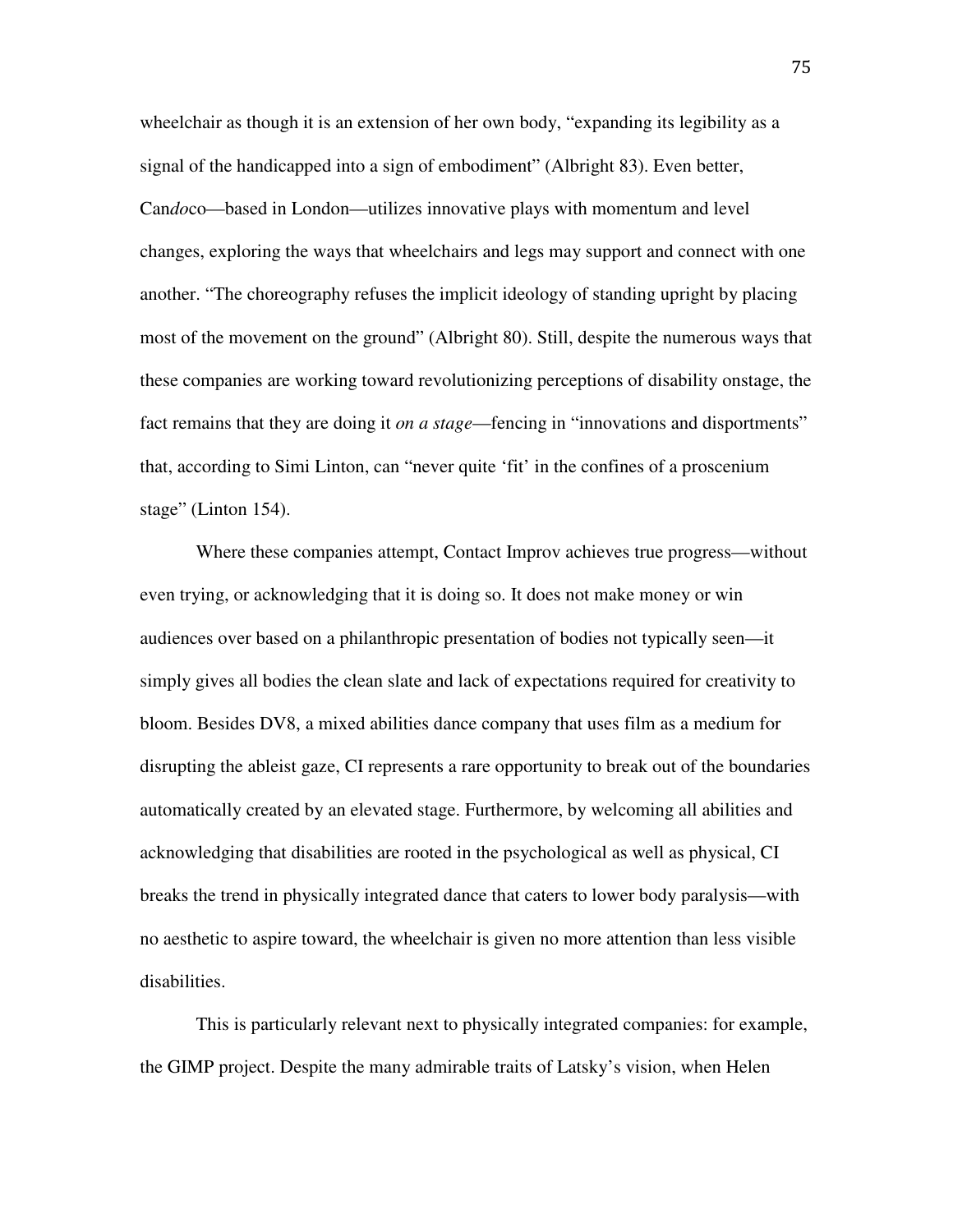wheelchair as though it is an extension of her own body, "expanding its legibility as a signal of the handicapped into a sign of embodiment" (Albright 83). Even better, Can*do*co—based in London—utilizes innovative plays with momentum and level changes, exploring the ways that wheelchairs and legs may support and connect with one another. "The choreography refuses the implicit ideology of standing upright by placing most of the movement on the ground" (Albright 80). Still, despite the numerous ways that these companies are working toward revolutionizing perceptions of disability onstage, the fact remains that they are doing it *on a stage*—fencing in "innovations and disportments" that, according to Simi Linton, can "never quite 'fit' in the confines of a proscenium stage" (Linton 154).

Where these companies attempt, Contact Improv achieves true progress—without even trying, or acknowledging that it is doing so. It does not make money or win audiences over based on a philanthropic presentation of bodies not typically seen—it simply gives all bodies the clean slate and lack of expectations required for creativity to bloom. Besides DV8, a mixed abilities dance company that uses film as a medium for disrupting the ableist gaze, CI represents a rare opportunity to break out of the boundaries automatically created by an elevated stage. Furthermore, by welcoming all abilities and acknowledging that disabilities are rooted in the psychological as well as physical, CI breaks the trend in physically integrated dance that caters to lower body paralysis—with no aesthetic to aspire toward, the wheelchair is given no more attention than less visible disabilities.

This is particularly relevant next to physically integrated companies: for example, the GIMP project. Despite the many admirable traits of Latsky's vision, when Helen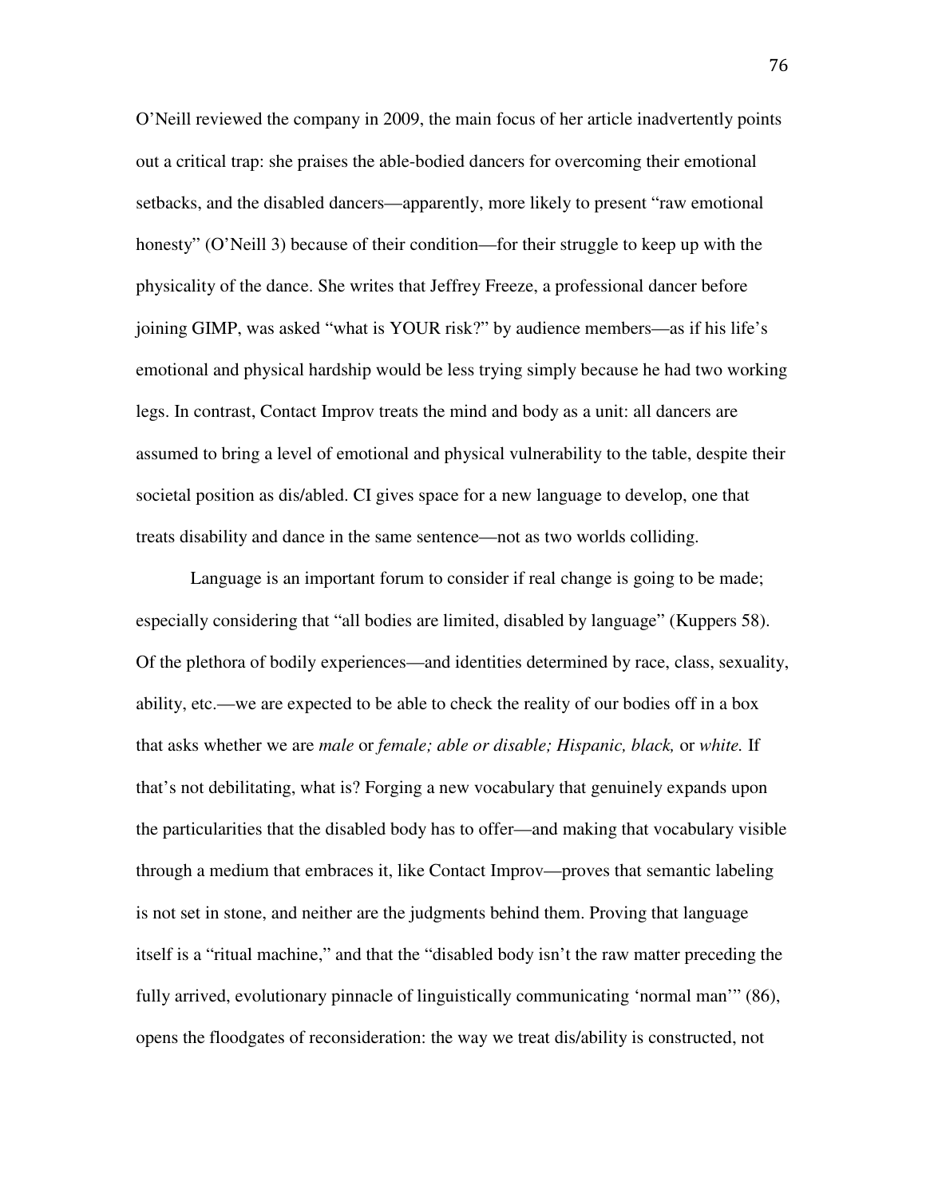O'Neill reviewed the company in 2009, the main focus of her article inadvertently points out a critical trap: she praises the able-bodied dancers for overcoming their emotional setbacks, and the disabled dancers—apparently, more likely to present "raw emotional honesty" (O'Neill 3) because of their condition—for their struggle to keep up with the physicality of the dance. She writes that Jeffrey Freeze, a professional dancer before joining GIMP, was asked "what is YOUR risk?" by audience members—as if his life's emotional and physical hardship would be less trying simply because he had two working legs. In contrast, Contact Improv treats the mind and body as a unit: all dancers are assumed to bring a level of emotional and physical vulnerability to the table, despite their societal position as dis/abled. CI gives space for a new language to develop, one that treats disability and dance in the same sentence—not as two worlds colliding.

Language is an important forum to consider if real change is going to be made; especially considering that "all bodies are limited, disabled by language" (Kuppers 58). Of the plethora of bodily experiences—and identities determined by race, class, sexuality, ability, etc.—we are expected to be able to check the reality of our bodies off in a box that asks whether we are *male* or *female; able or disable; Hispanic, black,* or *white.* If that's not debilitating, what is? Forging a new vocabulary that genuinely expands upon the particularities that the disabled body has to offer—and making that vocabulary visible through a medium that embraces it, like Contact Improv—proves that semantic labeling is not set in stone, and neither are the judgments behind them. Proving that language itself is a "ritual machine," and that the "disabled body isn't the raw matter preceding the fully arrived, evolutionary pinnacle of linguistically communicating 'normal man'" (86), opens the floodgates of reconsideration: the way we treat dis/ability is constructed, not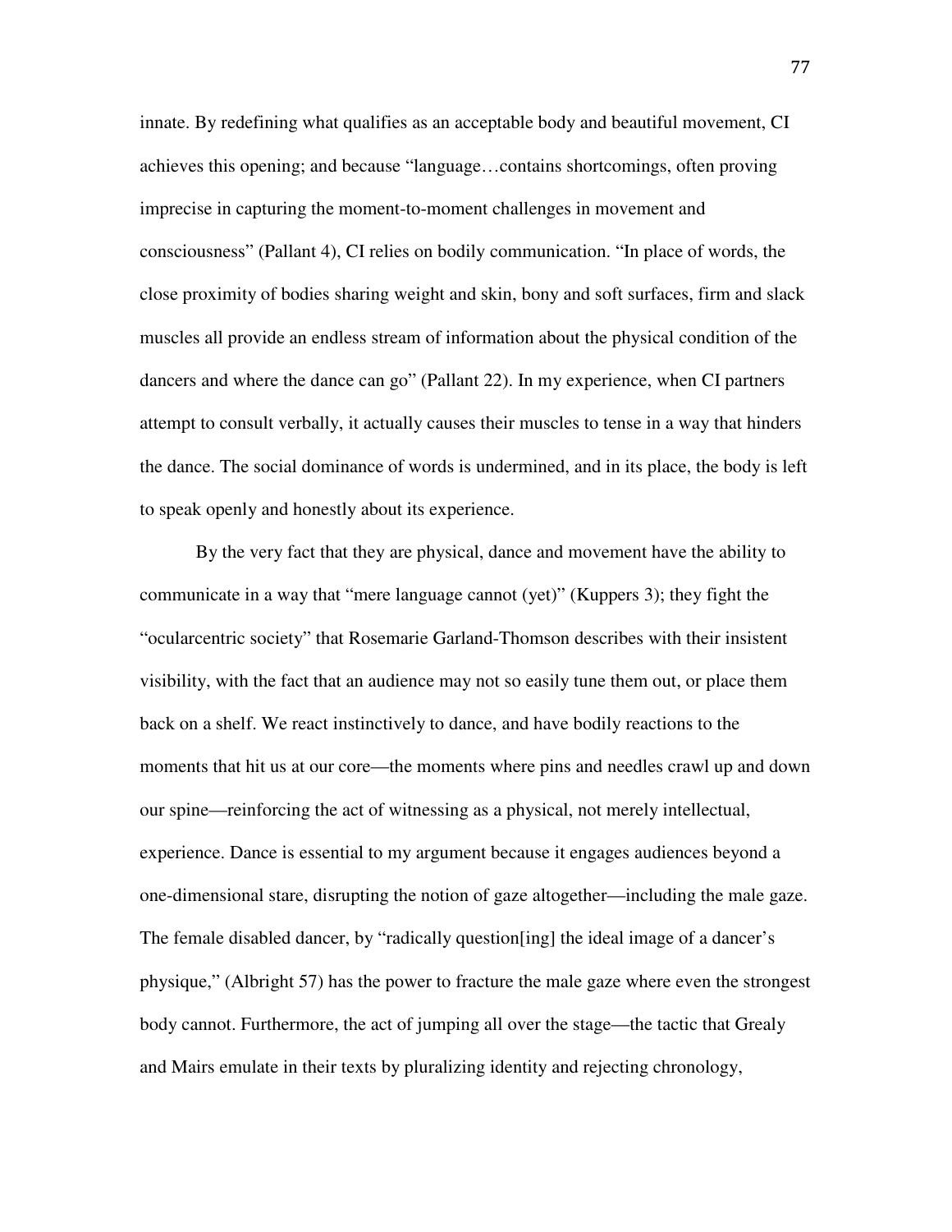innate. By redefining what qualifies as an acceptable body and beautiful movement, CI achieves this opening; and because "language…contains shortcomings, often proving imprecise in capturing the moment-to-moment challenges in movement and consciousness" (Pallant 4), CI relies on bodily communication. "In place of words, the close proximity of bodies sharing weight and skin, bony and soft surfaces, firm and slack muscles all provide an endless stream of information about the physical condition of the dancers and where the dance can go" (Pallant 22). In my experience, when CI partners attempt to consult verbally, it actually causes their muscles to tense in a way that hinders the dance. The social dominance of words is undermined, and in its place, the body is left to speak openly and honestly about its experience.

By the very fact that they are physical, dance and movement have the ability to communicate in a way that "mere language cannot (yet)" (Kuppers 3); they fight the "ocularcentric society" that Rosemarie Garland-Thomson describes with their insistent visibility, with the fact that an audience may not so easily tune them out, or place them back on a shelf. We react instinctively to dance, and have bodily reactions to the moments that hit us at our core—the moments where pins and needles crawl up and down our spine—reinforcing the act of witnessing as a physical, not merely intellectual, experience. Dance is essential to my argument because it engages audiences beyond a one-dimensional stare, disrupting the notion of gaze altogether—including the male gaze. The female disabled dancer, by "radically question[ing] the ideal image of a dancer's physique," (Albright 57) has the power to fracture the male gaze where even the strongest body cannot. Furthermore, the act of jumping all over the stage—the tactic that Grealy and Mairs emulate in their texts by pluralizing identity and rejecting chronology,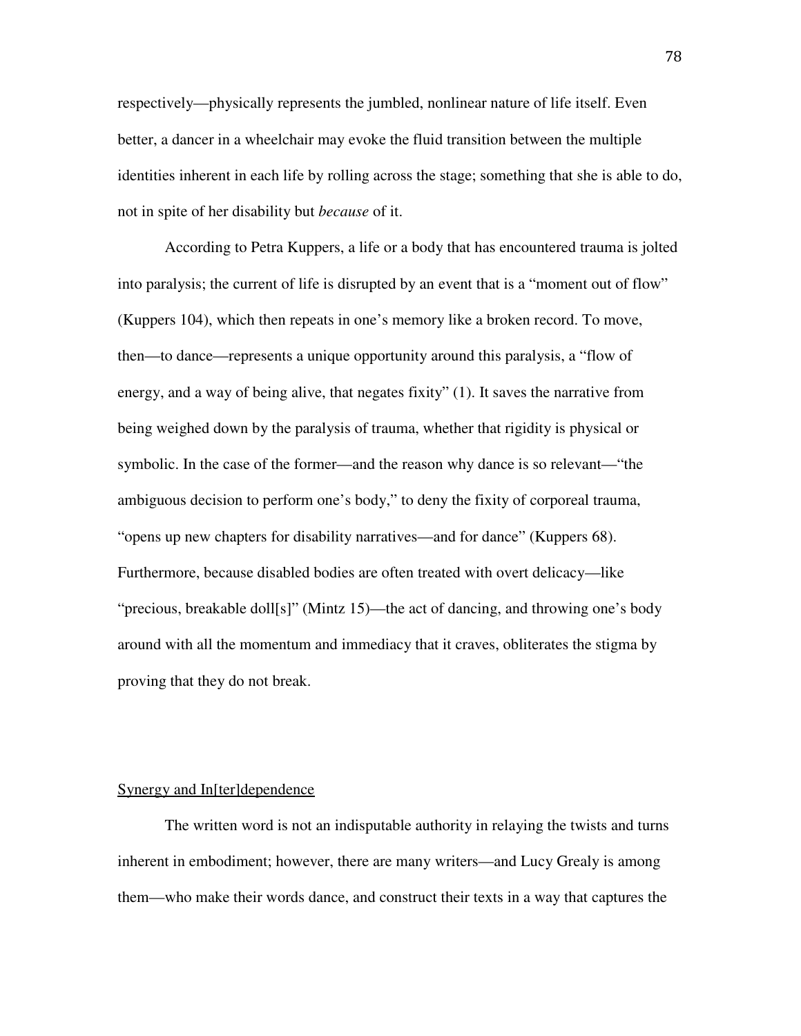respectively—physically represents the jumbled, nonlinear nature of life itself. Even better, a dancer in a wheelchair may evoke the fluid transition between the multiple identities inherent in each life by rolling across the stage; something that she is able to do, not in spite of her disability but *because* of it.

According to Petra Kuppers, a life or a body that has encountered trauma is jolted into paralysis; the current of life is disrupted by an event that is a "moment out of flow" (Kuppers 104), which then repeats in one's memory like a broken record. To move, then—to dance—represents a unique opportunity around this paralysis, a "flow of energy, and a way of being alive, that negates fixity" (1). It saves the narrative from being weighed down by the paralysis of trauma, whether that rigidity is physical or symbolic. In the case of the former—and the reason why dance is so relevant—"the ambiguous decision to perform one's body," to deny the fixity of corporeal trauma, "opens up new chapters for disability narratives—and for dance" (Kuppers 68). Furthermore, because disabled bodies are often treated with overt delicacy—like "precious, breakable doll[s]" (Mintz 15)—the act of dancing, and throwing one's body around with all the momentum and immediacy that it craves, obliterates the stigma by proving that they do not break.

## Synergy and In[ter]dependence

The written word is not an indisputable authority in relaying the twists and turns inherent in embodiment; however, there are many writers—and Lucy Grealy is among them—who make their words dance, and construct their texts in a way that captures the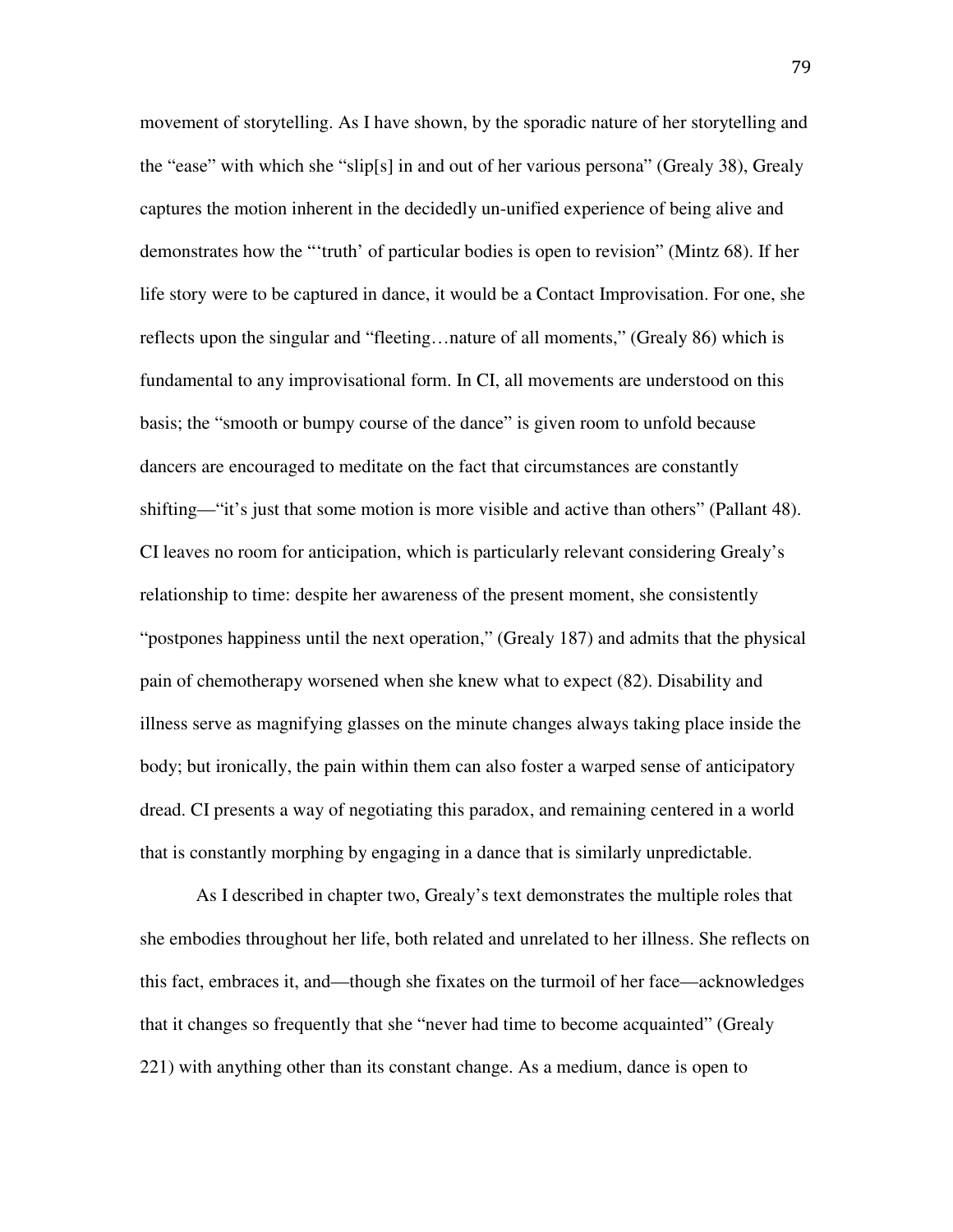movement of storytelling. As I have shown, by the sporadic nature of her storytelling and the "ease" with which she "slip[s] in and out of her various persona" (Grealy 38), Grealy captures the motion inherent in the decidedly un-unified experience of being alive and demonstrates how the "'truth' of particular bodies is open to revision" (Mintz 68). If her life story were to be captured in dance, it would be a Contact Improvisation. For one, she reflects upon the singular and "fleeting…nature of all moments," (Grealy 86) which is fundamental to any improvisational form. In CI, all movements are understood on this basis; the "smooth or bumpy course of the dance" is given room to unfold because dancers are encouraged to meditate on the fact that circumstances are constantly shifting—"it's just that some motion is more visible and active than others" (Pallant 48). CI leaves no room for anticipation, which is particularly relevant considering Grealy's relationship to time: despite her awareness of the present moment, she consistently "postpones happiness until the next operation," (Grealy 187) and admits that the physical pain of chemotherapy worsened when she knew what to expect (82). Disability and illness serve as magnifying glasses on the minute changes always taking place inside the body; but ironically, the pain within them can also foster a warped sense of anticipatory dread. CI presents a way of negotiating this paradox, and remaining centered in a world that is constantly morphing by engaging in a dance that is similarly unpredictable.

As I described in chapter two, Grealy's text demonstrates the multiple roles that she embodies throughout her life, both related and unrelated to her illness. She reflects on this fact, embraces it, and—though she fixates on the turmoil of her face—acknowledges that it changes so frequently that she "never had time to become acquainted" (Grealy 221) with anything other than its constant change. As a medium, dance is open to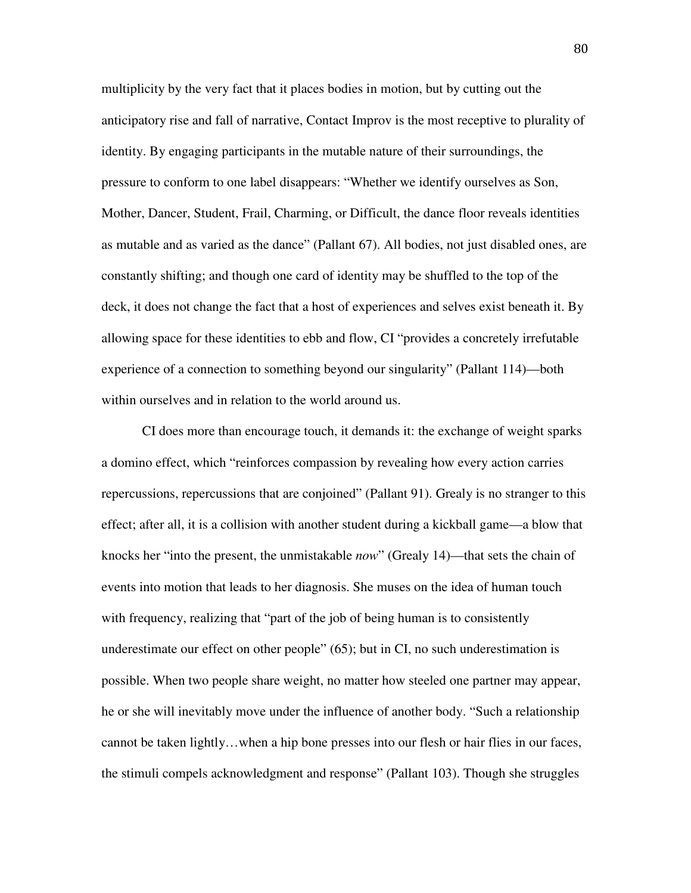multiplicity by the very fact that it places bodies in motion, but by cutting out the anticipatory rise and fall of narrative, Contact Improv is the most receptive to plurality of identity. By engaging participants in the mutable nature of their surroundings, the pressure to conform to one label disappears: "Whether we identify ourselves as Son, Mother, Dancer, Student, Frail, Charming, or Difficult, the dance floor reveals identities as mutable and as varied as the dance" (Pallant 67). All bodies, not just disabled ones, are constantly shifting; and though one card of identity may be shuffled to the top of the deck, it does not change the fact that a host of experiences and selves exist beneath it. By allowing space for these identities to ebb and flow, CI "provides a concretely irrefutable experience of a connection to something beyond our singularity" (Pallant 114)—both within ourselves and in relation to the world around us.

CI does more than encourage touch, it demands it: the exchange of weight sparks a domino effect, which "reinforces compassion by revealing how every action carries repercussions, repercussions that are conjoined" (Pallant 91). Grealy is no stranger to this effect; after all, it is a collision with another student during a kickball game—a blow that knocks her "into the present, the unmistakable *now*" (Grealy 14)—that sets the chain of events into motion that leads to her diagnosis. She muses on the idea of human touch with frequency, realizing that "part of the job of being human is to consistently underestimate our effect on other people" (65); but in CI, no such underestimation is possible. When two people share weight, no matter how steeled one partner may appear, he or she will inevitably move under the influence of another body. "Such a relationship cannot be taken lightly…when a hip bone presses into our flesh or hair flies in our faces, the stimuli compels acknowledgment and response" (Pallant 103). Though she struggles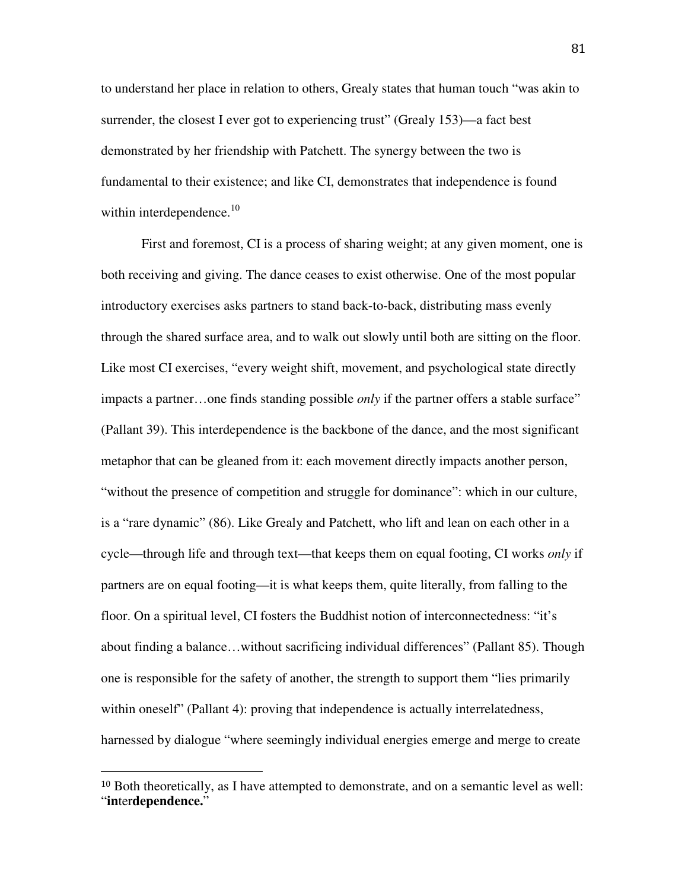to understand her place in relation to others, Grealy states that human touch "was akin to surrender, the closest I ever got to experiencing trust" (Grealy 153)—a fact best demonstrated by her friendship with Patchett. The synergy between the two is fundamental to their existence; and like CI, demonstrates that independence is found within interdependence.[10]

First and foremost, CI is a process of sharing weight; at any given moment, one is both receiving and giving. The dance ceases to exist otherwise. One of the most popular introductory exercises asks partners to stand back-to-back, distributing mass evenly through the shared surface area, and to walk out slowly until both are sitting on the floor. Like most CI exercises, "every weight shift, movement, and psychological state directly impacts a partner…one finds standing possible *only* if the partner offers a stable surface" (Pallant 39). This interdependence is the backbone of the dance, and the most significant metaphor that can be gleaned from it: each movement directly impacts another person, "without the presence of competition and struggle for dominance": which in our culture, is a "rare dynamic" (86). Like Grealy and Patchett, who lift and lean on each other in a cycle—through life and through text—that keeps them on equal footing, CI works *only* if partners are on equal footing—it is what keeps them, quite literally, from falling to the floor. On a spiritual level, CI fosters the Buddhist notion of interconnectedness: "it's about finding a balance…without sacrificing individual differences" (Pallant 85). Though one is responsible for the safety of another, the strength to support them "lies primarily within oneself" (Pallant 4): proving that independence is actually interrelatedness, harnessed by dialogue "where seemingly individual energies emerge and merge to create

---

[10] Both theoretically, as I have attempted to demonstrate, and on a semantic level as well: "**in**ter**dependence.**"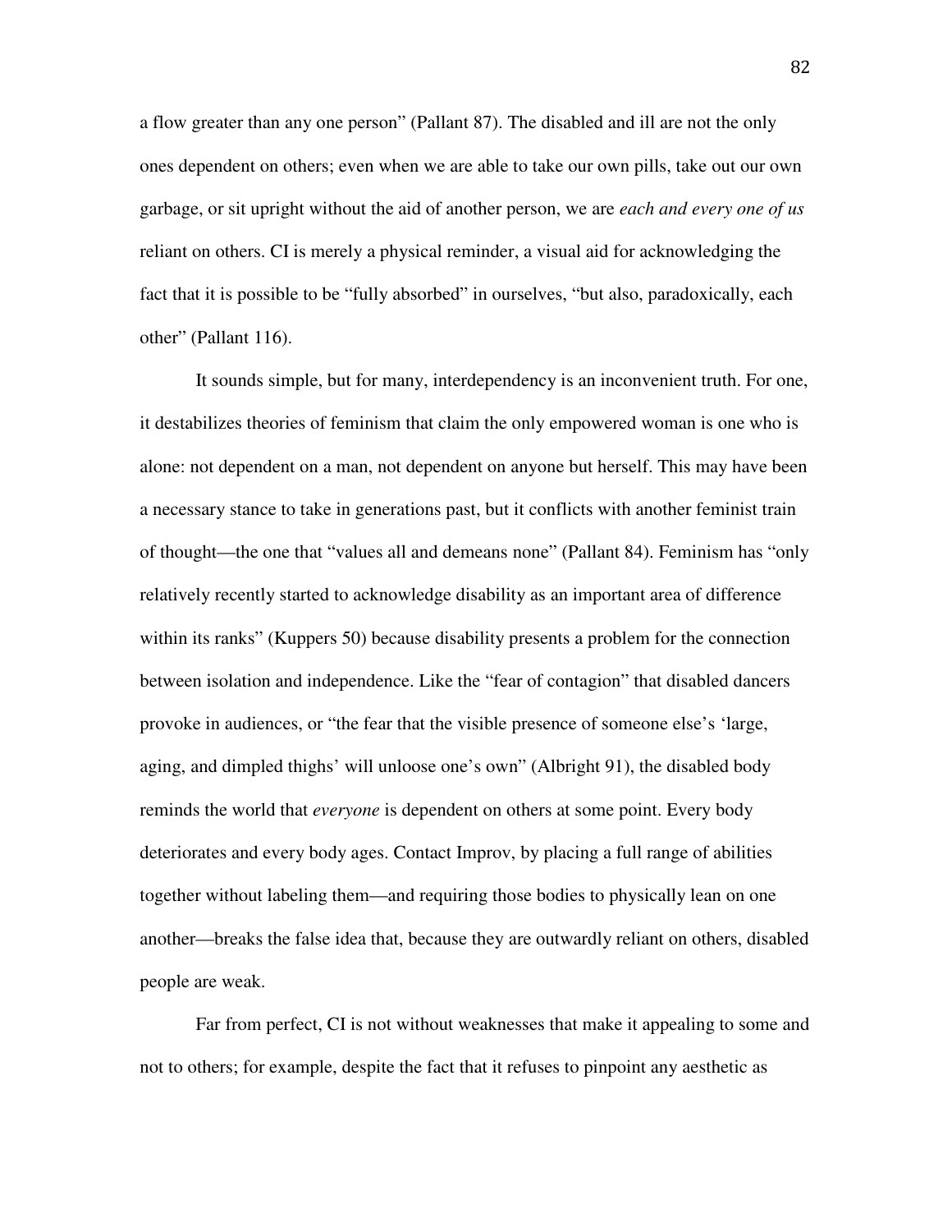a flow greater than any one person" (Pallant 87). The disabled and ill are not the only ones dependent on others; even when we are able to take our own pills, take out our own garbage, or sit upright without the aid of another person, we are *each and every one of us* reliant on others. CI is merely a physical reminder, a visual aid for acknowledging the fact that it is possible to be "fully absorbed" in ourselves, "but also, paradoxically, each other" (Pallant 116).

It sounds simple, but for many, interdependency is an inconvenient truth. For one, it destabilizes theories of feminism that claim the only empowered woman is one who is alone: not dependent on a man, not dependent on anyone but herself. This may have been a necessary stance to take in generations past, but it conflicts with another feminist train of thought—the one that "values all and demeans none" (Pallant 84). Feminism has "only relatively recently started to acknowledge disability as an important area of difference within its ranks" (Kuppers 50) because disability presents a problem for the connection between isolation and independence. Like the "fear of contagion" that disabled dancers provoke in audiences, or "the fear that the visible presence of someone else's 'large, aging, and dimpled thighs' will unloose one's own" (Albright 91), the disabled body reminds the world that *everyone* is dependent on others at some point. Every body deteriorates and every body ages. Contact Improv, by placing a full range of abilities together without labeling them—and requiring those bodies to physically lean on one another—breaks the false idea that, because they are outwardly reliant on others, disabled people are weak.

Far from perfect, CI is not without weaknesses that make it appealing to some and not to others; for example, despite the fact that it refuses to pinpoint any aesthetic as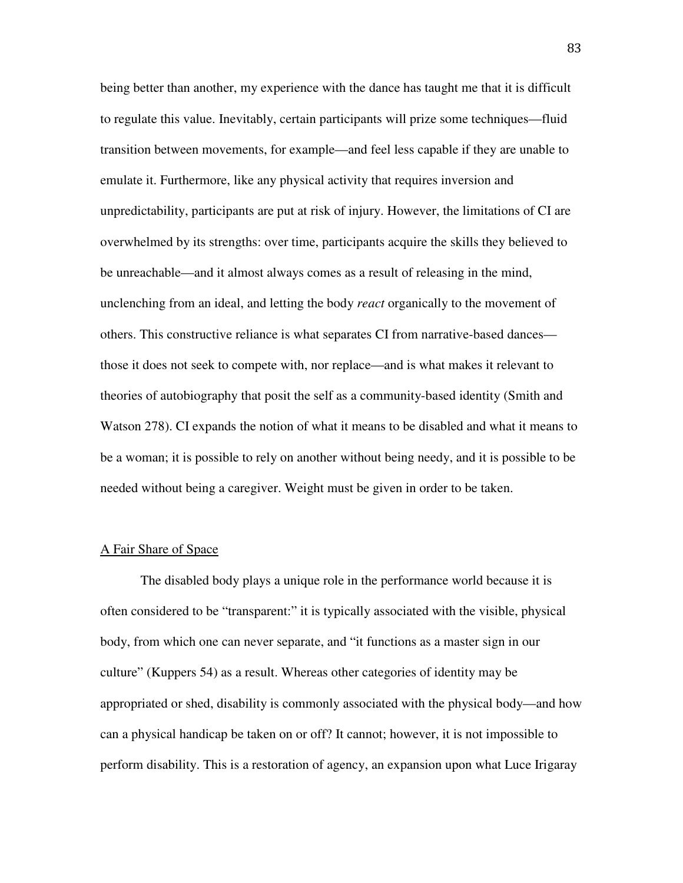being better than another, my experience with the dance has taught me that it is difficult to regulate this value. Inevitably, certain participants will prize some techniques—fluid transition between movements, for example—and feel less capable if they are unable to emulate it. Furthermore, like any physical activity that requires inversion and unpredictability, participants are put at risk of injury. However, the limitations of CI are overwhelmed by its strengths: over time, participants acquire the skills they believed to be unreachable—and it almost always comes as a result of releasing in the mind, unclenching from an ideal, and letting the body *react* organically to the movement of others. This constructive reliance is what separates CI from narrative-based dances—those it does not seek to compete with, nor replace—and is what makes it relevant to theories of autobiography that posit the self as a community-based identity (Smith and Watson 278). CI expands the notion of what it means to be disabled and what it means to be a woman; it is possible to rely on another without being needy, and it is possible to be needed without being a caregiver. Weight must be given in order to be taken.

<u>A Fair Share of Space</u>

The disabled body plays a unique role in the performance world because it is often considered to be "transparent:" it is typically associated with the visible, physical body, from which one can never separate, and "it functions as a master sign in our culture" (Kuppers 54) as a result. Whereas other categories of identity may be appropriated or shed, disability is commonly associated with the physical body—and how can a physical handicap be taken on or off? It cannot; however, it is not impossible to perform disability. This is a restoration of agency, an expansion upon what Luce Irigaray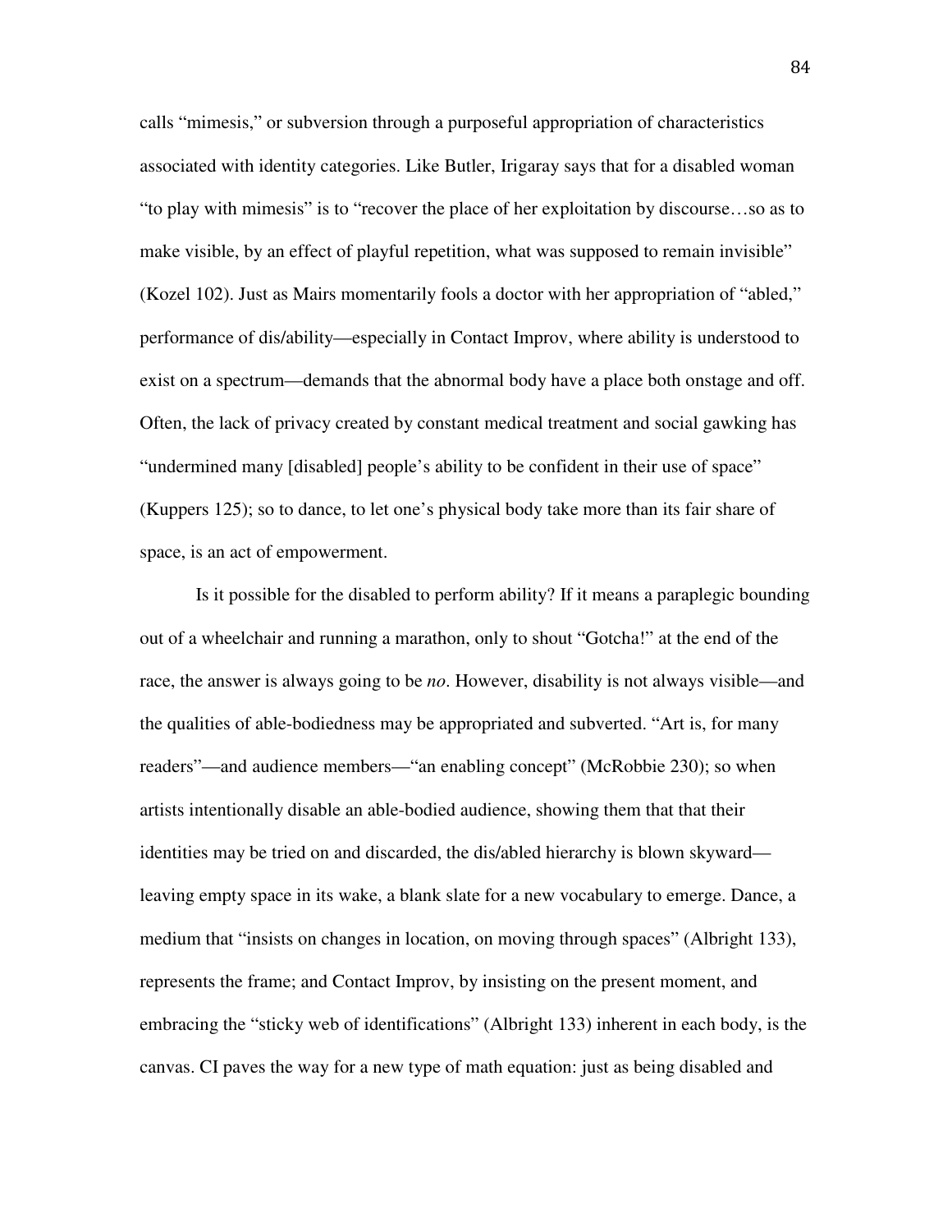calls "mimesis," or subversion through a purposeful appropriation of characteristics associated with identity categories. Like Butler, Irigaray says that for a disabled woman "to play with mimesis" is to "recover the place of her exploitation by discourse…so as to make visible, by an effect of playful repetition, what was supposed to remain invisible" (Kozel 102). Just as Mairs momentarily fools a doctor with her appropriation of "abled," performance of dis/ability—especially in Contact Improv, where ability is understood to exist on a spectrum—demands that the abnormal body have a place both onstage and off. Often, the lack of privacy created by constant medical treatment and social gawking has "undermined many [disabled] people's ability to be confident in their use of space" (Kuppers 125); so to dance, to let one's physical body take more than its fair share of space, is an act of empowerment.

Is it possible for the disabled to perform ability? If it means a paraplegic bounding out of a wheelchair and running a marathon, only to shout "Gotcha!" at the end of the race, the answer is always going to be *no*. However, disability is not always visible—and the qualities of able-bodiedness may be appropriated and subverted. "Art is, for many readers"—and audience members—"an enabling concept" (McRobbie 230); so when artists intentionally disable an able-bodied audience, showing them that that their identities may be tried on and discarded, the dis/abled hierarchy is blown skyward—leaving empty space in its wake, a blank slate for a new vocabulary to emerge. Dance, a medium that "insists on changes in location, on moving through spaces" (Albright 133), represents the frame; and Contact Improv, by insisting on the present moment, and embracing the "sticky web of identifications" (Albright 133) inherent in each body, is the canvas. CI paves the way for a new type of math equation: just as being disabled and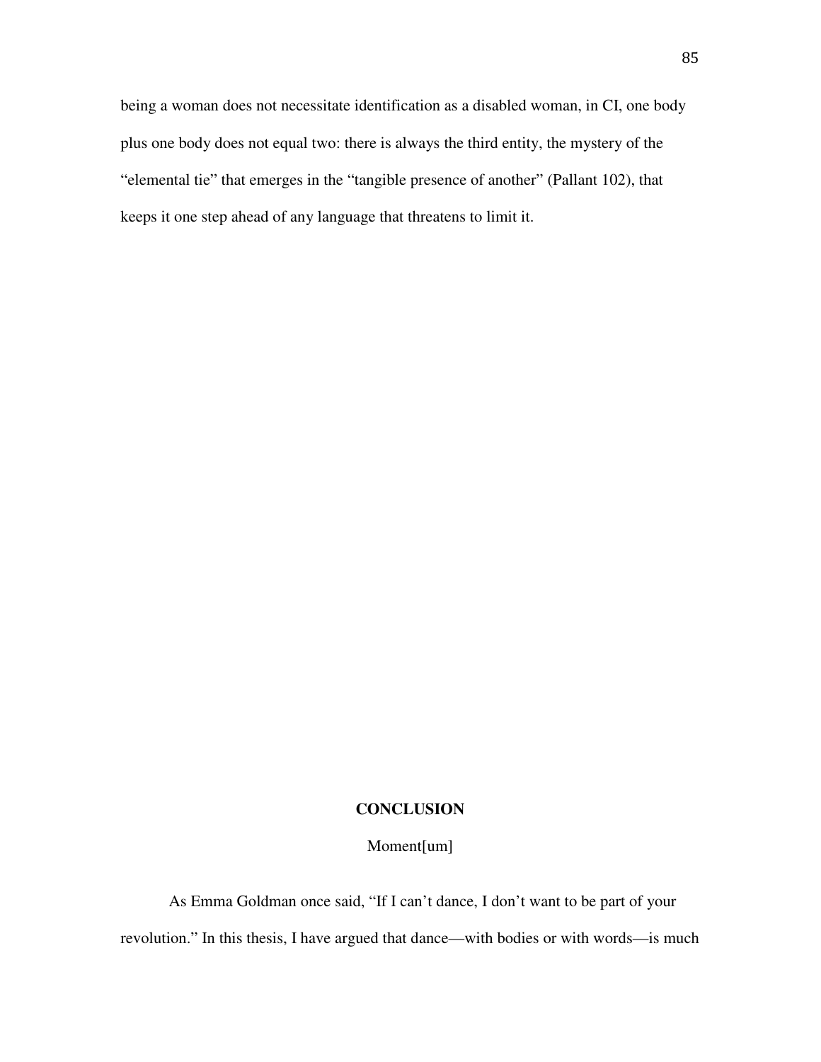being a woman does not necessitate identification as a disabled woman, in CI, one body plus one body does not equal two: there is always the third entity, the mystery of the "elemental tie" that emerges in the "tangible presence of another" (Pallant 102), that keeps it one step ahead of any language that threatens to limit it.

# CONCLUSION

## Moment[um]

As Emma Goldman once said, "If I can't dance, I don't want to be part of your revolution." In this thesis, I have argued that dance—with bodies or with words—is much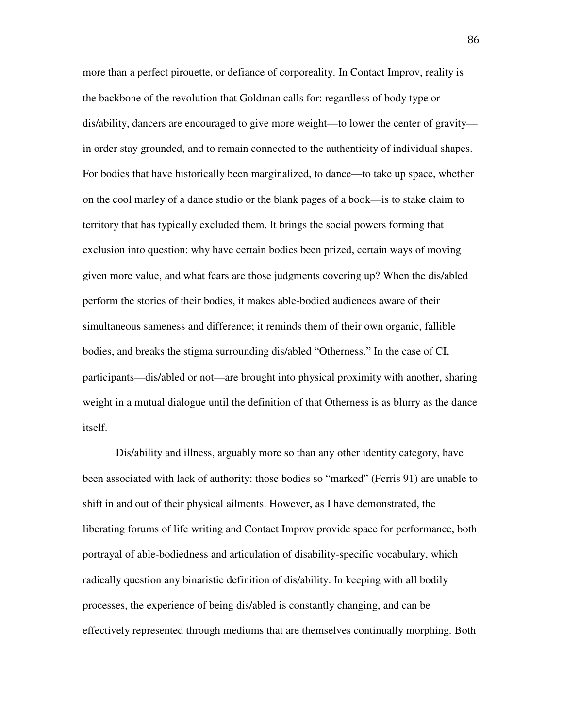more than a perfect pirouette, or defiance of corporeality. In Contact Improv, reality is the backbone of the revolution that Goldman calls for: regardless of body type or dis/ability, dancers are encouraged to give more weight—to lower the center of gravity—in order stay grounded, and to remain connected to the authenticity of individual shapes. For bodies that have historically been marginalized, to dance—to take up space, whether on the cool marley of a dance studio or the blank pages of a book—is to stake claim to territory that has typically excluded them. It brings the social powers forming that exclusion into question: why have certain bodies been prized, certain ways of moving given more value, and what fears are those judgments covering up? When the dis/abled perform the stories of their bodies, it makes able-bodied audiences aware of their simultaneous sameness and difference; it reminds them of their own organic, fallible bodies, and breaks the stigma surrounding dis/abled "Otherness." In the case of CI, participants—dis/abled or not—are brought into physical proximity with another, sharing weight in a mutual dialogue until the definition of that Otherness is as blurry as the dance itself.

Dis/ability and illness, arguably more so than any other identity category, have been associated with lack of authority: those bodies so "marked" (Ferris 91) are unable to shift in and out of their physical ailments. However, as I have demonstrated, the liberating forums of life writing and Contact Improv provide space for performance, both portrayal of able-bodiedness and articulation of disability-specific vocabulary, which radically question any binaristic definition of dis/ability. In keeping with all bodily processes, the experience of being dis/abled is constantly changing, and can be effectively represented through mediums that are themselves continually morphing. Both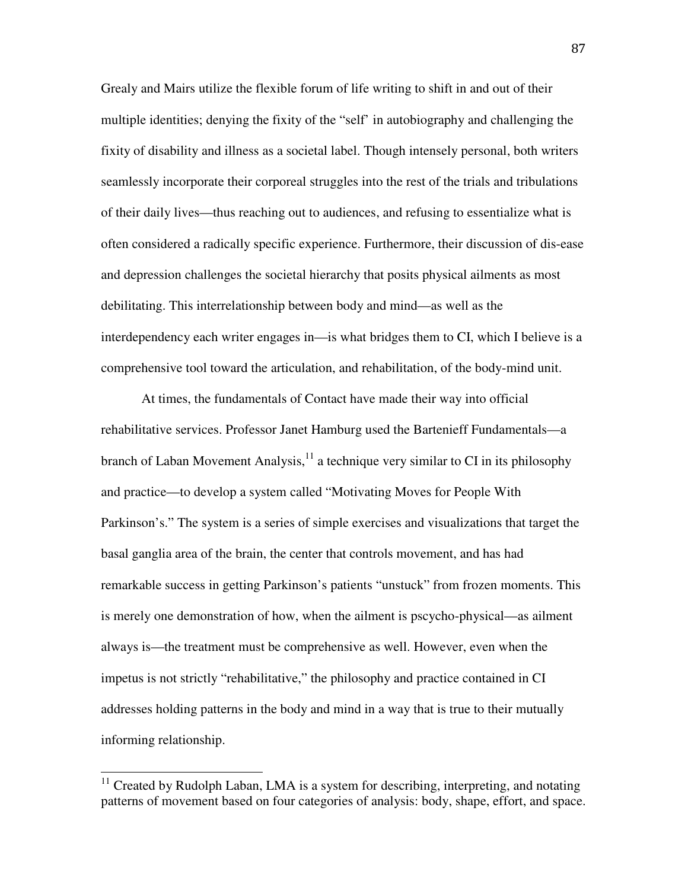Grealy and Mairs utilize the flexible forum of life writing to shift in and out of their multiple identities; denying the fixity of the "self" in autobiography and challenging the fixity of disability and illness as a societal label. Though intensely personal, both writers seamlessly incorporate their corporeal struggles into the rest of the trials and tribulations of their daily lives—thus reaching out to audiences, and refusing to essentialize what is often considered a radically specific experience. Furthermore, their discussion of dis-ease and depression challenges the societal hierarchy that posits physical ailments as most debilitating. This interrelationship between body and mind—as well as the interdependency each writer engages in—is what bridges them to CI, which I believe is a comprehensive tool toward the articulation, and rehabilitation, of the body-mind unit.

At times, the fundamentals of Contact have made their way into official rehabilitative services. Professor Janet Hamburg used the Bartenieff Fundamentals—a branch of Laban Movement Analysis,[11] a technique very similar to CI in its philosophy and practice—to develop a system called "Motivating Moves for People With Parkinson's." The system is a series of simple exercises and visualizations that target the basal ganglia area of the brain, the center that controls movement, and has had remarkable success in getting Parkinson's patients "unstuck" from frozen moments. This is merely one demonstration of how, when the ailment is pscycho-physical—as ailment always is—the treatment must be comprehensive as well. However, even when the impetus is not strictly "rehabilitative," the philosophy and practice contained in CI addresses holding patterns in the body and mind in a way that is true to their mutually informing relationship.

---

[11] Created by Rudolph Laban, LMA is a system for describing, interpreting, and notating patterns of movement based on four categories of analysis: body, shape, effort, and space.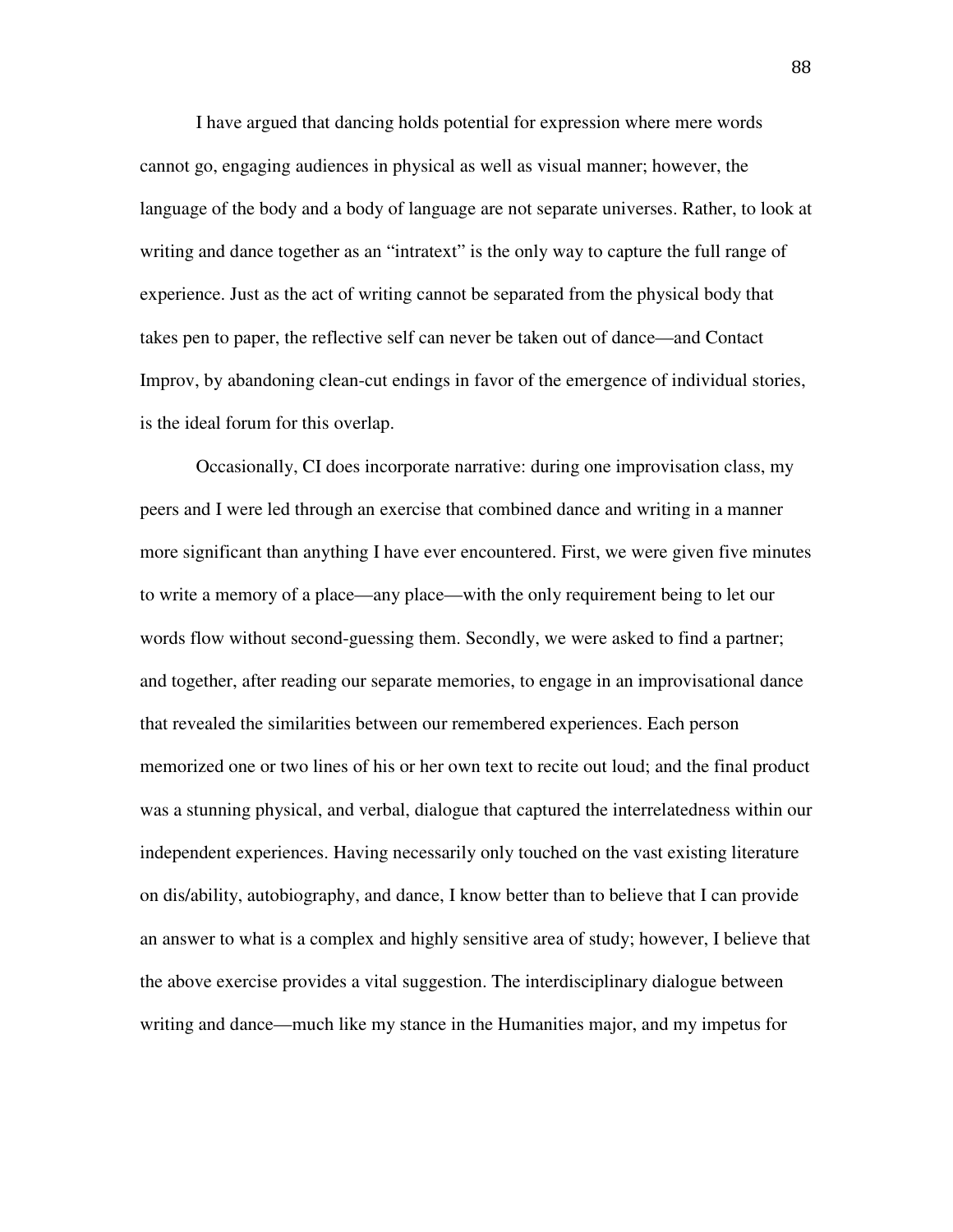I have argued that dancing holds potential for expression where mere words cannot go, engaging audiences in physical as well as visual manner; however, the language of the body and a body of language are not separate universes. Rather, to look at writing and dance together as an "intratext" is the only way to capture the full range of experience. Just as the act of writing cannot be separated from the physical body that takes pen to paper, the reflective self can never be taken out of dance—and Contact Improv, by abandoning clean-cut endings in favor of the emergence of individual stories, is the ideal forum for this overlap.

Occasionally, CI does incorporate narrative: during one improvisation class, my peers and I were led through an exercise that combined dance and writing in a manner more significant than anything I have ever encountered. First, we were given five minutes to write a memory of a place—any place—with the only requirement being to let our words flow without second-guessing them. Secondly, we were asked to find a partner; and together, after reading our separate memories, to engage in an improvisational dance that revealed the similarities between our remembered experiences. Each person memorized one or two lines of his or her own text to recite out loud; and the final product was a stunning physical, and verbal, dialogue that captured the interrelatedness within our independent experiences. Having necessarily only touched on the vast existing literature on dis/ability, autobiography, and dance, I know better than to believe that I can provide an answer to what is a complex and highly sensitive area of study; however, I believe that the above exercise provides a vital suggestion. The interdisciplinary dialogue between writing and dance—much like my stance in the Humanities major, and my impetus for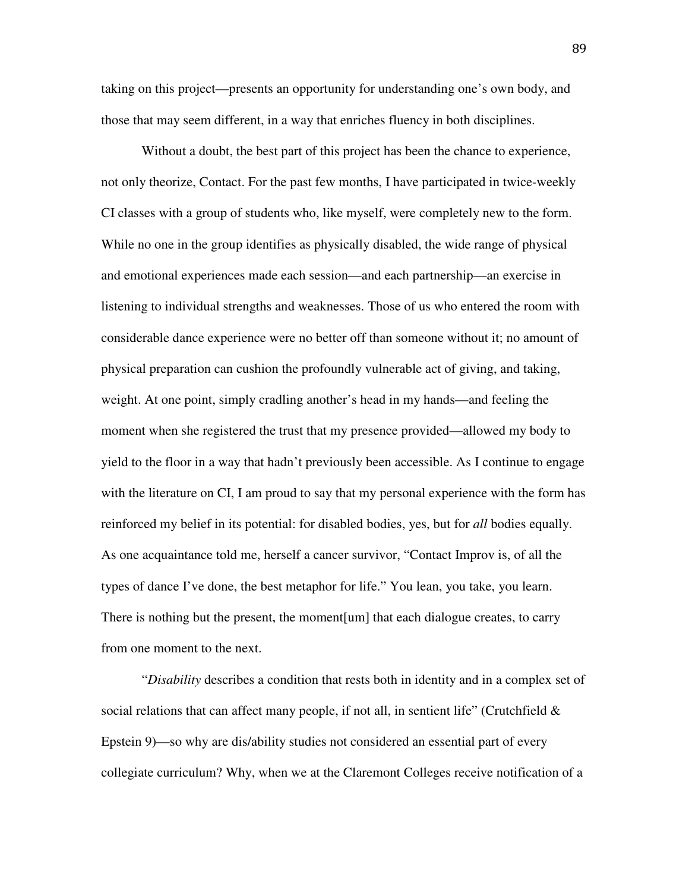taking on this project—presents an opportunity for understanding one's own body, and those that may seem different, in a way that enriches fluency in both disciplines.

Without a doubt, the best part of this project has been the chance to experience, not only theorize, Contact. For the past few months, I have participated in twice-weekly CI classes with a group of students who, like myself, were completely new to the form. While no one in the group identifies as physically disabled, the wide range of physical and emotional experiences made each session—and each partnership—an exercise in listening to individual strengths and weaknesses. Those of us who entered the room with considerable dance experience were no better off than someone without it; no amount of physical preparation can cushion the profoundly vulnerable act of giving, and taking, weight. At one point, simply cradling another's head in my hands—and feeling the moment when she registered the trust that my presence provided—allowed my body to yield to the floor in a way that hadn't previously been accessible. As I continue to engage with the literature on CI, I am proud to say that my personal experience with the form has reinforced my belief in its potential: for disabled bodies, yes, but for *all* bodies equally. As one acquaintance told me, herself a cancer survivor, "Contact Improv is, of all the types of dance I've done, the best metaphor for life." You lean, you take, you learn. There is nothing but the present, the moment[um] that each dialogue creates, to carry from one moment to the next.

"*Disability* describes a condition that rests both in identity and in a complex set of social relations that can affect many people, if not all, in sentient life" (Crutchfield & Epstein 9)—so why are dis/ability studies not considered an essential part of every collegiate curriculum? Why, when we at the Claremont Colleges receive notification of a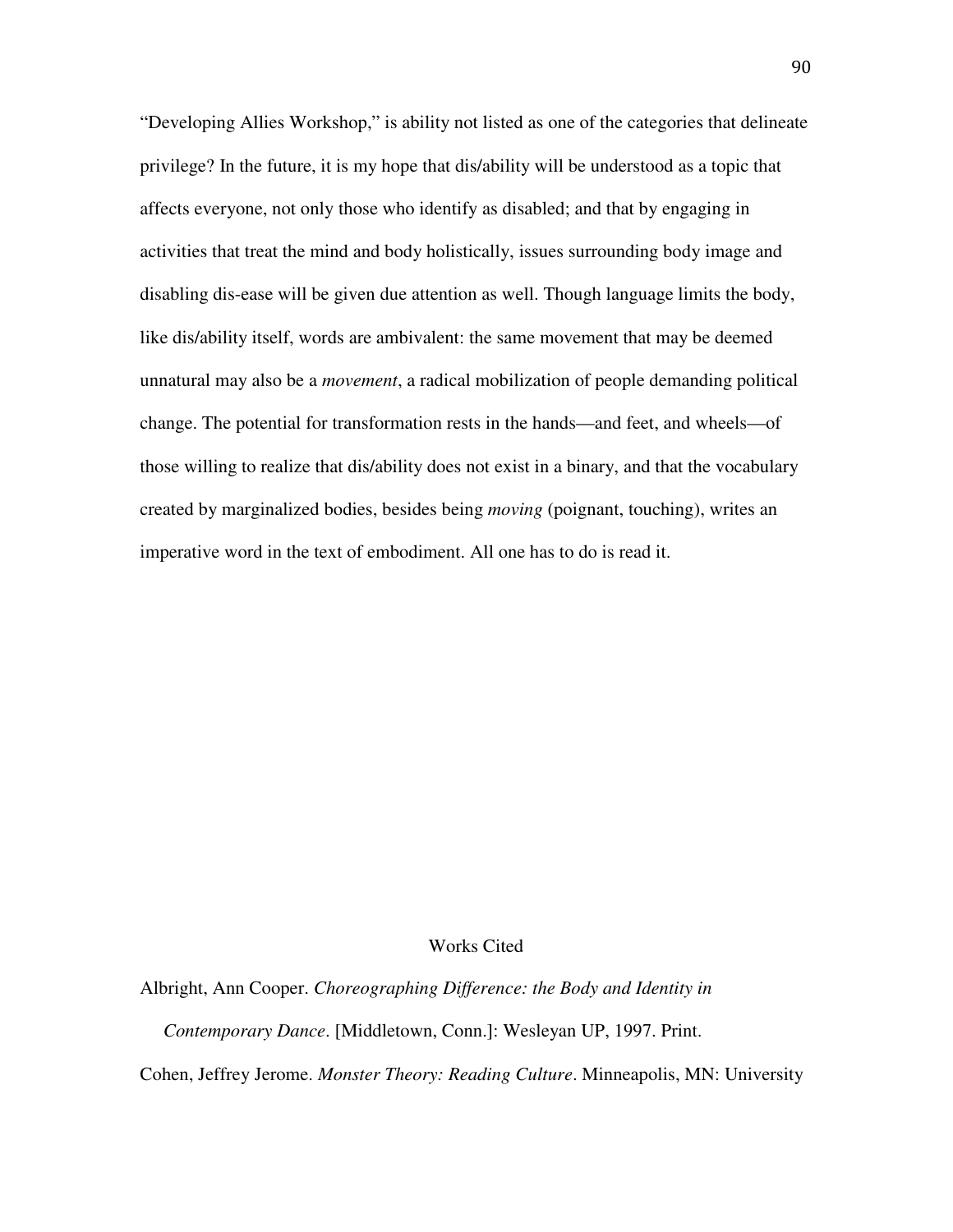"Developing Allies Workshop," is ability not listed as one of the categories that delineate privilege? In the future, it is my hope that dis/ability will be understood as a topic that affects everyone, not only those who identify as disabled; and that by engaging in activities that treat the mind and body holistically, issues surrounding body image and disabling dis-ease will be given due attention as well. Though language limits the body, like dis/ability itself, words are ambivalent: the same movement that may be deemed unnatural may also be a *movement*, a radical mobilization of people demanding political change. The potential for transformation rests in the hands—and feet, and wheels—of those willing to realize that dis/ability does not exist in a binary, and that the vocabulary created by marginalized bodies, besides being *moving* (poignant, touching), writes an imperative word in the text of embodiment. All one has to do is read it.

## Works Cited

Albright, Ann Cooper. *Choreographing Difference: the Body and Identity in Contemporary Dance*. [Middletown, Conn.]: Wesleyan UP, 1997. Print.

Cohen, Jeffrey Jerome. *Monster Theory: Reading Culture*. Minneapolis, MN: University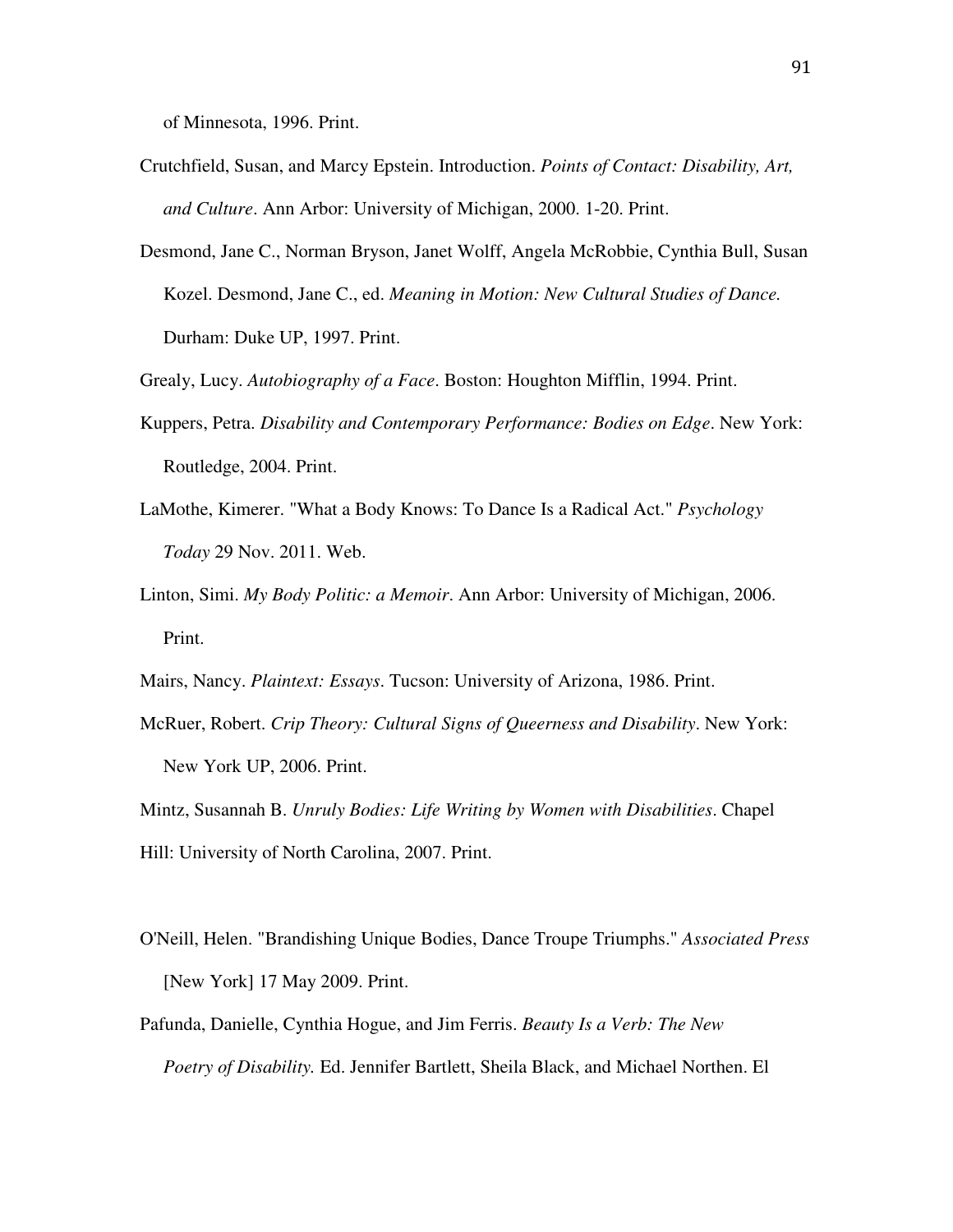of Minnesota, 1996. Print.

Crutchfield, Susan, and Marcy Epstein. Introduction. *Points of Contact: Disability, Art, and Culture*. Ann Arbor: University of Michigan, 2000. 1-20. Print.

Desmond, Jane C., Norman Bryson, Janet Wolff, Angela McRobbie, Cynthia Bull, Susan Kozel. Desmond, Jane C., ed. *Meaning in Motion: New Cultural Studies of Dance.* Durham: Duke UP, 1997. Print.

Grealy, Lucy. *Autobiography of a Face*. Boston: Houghton Mifflin, 1994. Print.

Kuppers, Petra. *Disability and Contemporary Performance: Bodies on Edge*. New York: Routledge, 2004. Print.

LaMothe, Kimerer. "What a Body Knows: To Dance Is a Radical Act." *Psychology Today* 29 Nov. 2011. Web.

Linton, Simi. *My Body Politic: a Memoir*. Ann Arbor: University of Michigan, 2006. Print.

Mairs, Nancy. *Plaintext: Essays*. Tucson: University of Arizona, 1986. Print.

McRuer, Robert. *Crip Theory: Cultural Signs of Queerness and Disability*. New York: New York UP, 2006. Print.

Mintz, Susannah B. *Unruly Bodies: Life Writing by Women with Disabilities*. Chapel Hill: University of North Carolina, 2007. Print.

O'Neill, Helen. "Brandishing Unique Bodies, Dance Troupe Triumphs." *Associated Press* [New York] 17 May 2009. Print.

Pafunda, Danielle, Cynthia Hogue, and Jim Ferris. *Beauty Is a Verb: The New Poetry of Disability.* Ed. Jennifer Bartlett, Sheila Black, and Michael Northen. El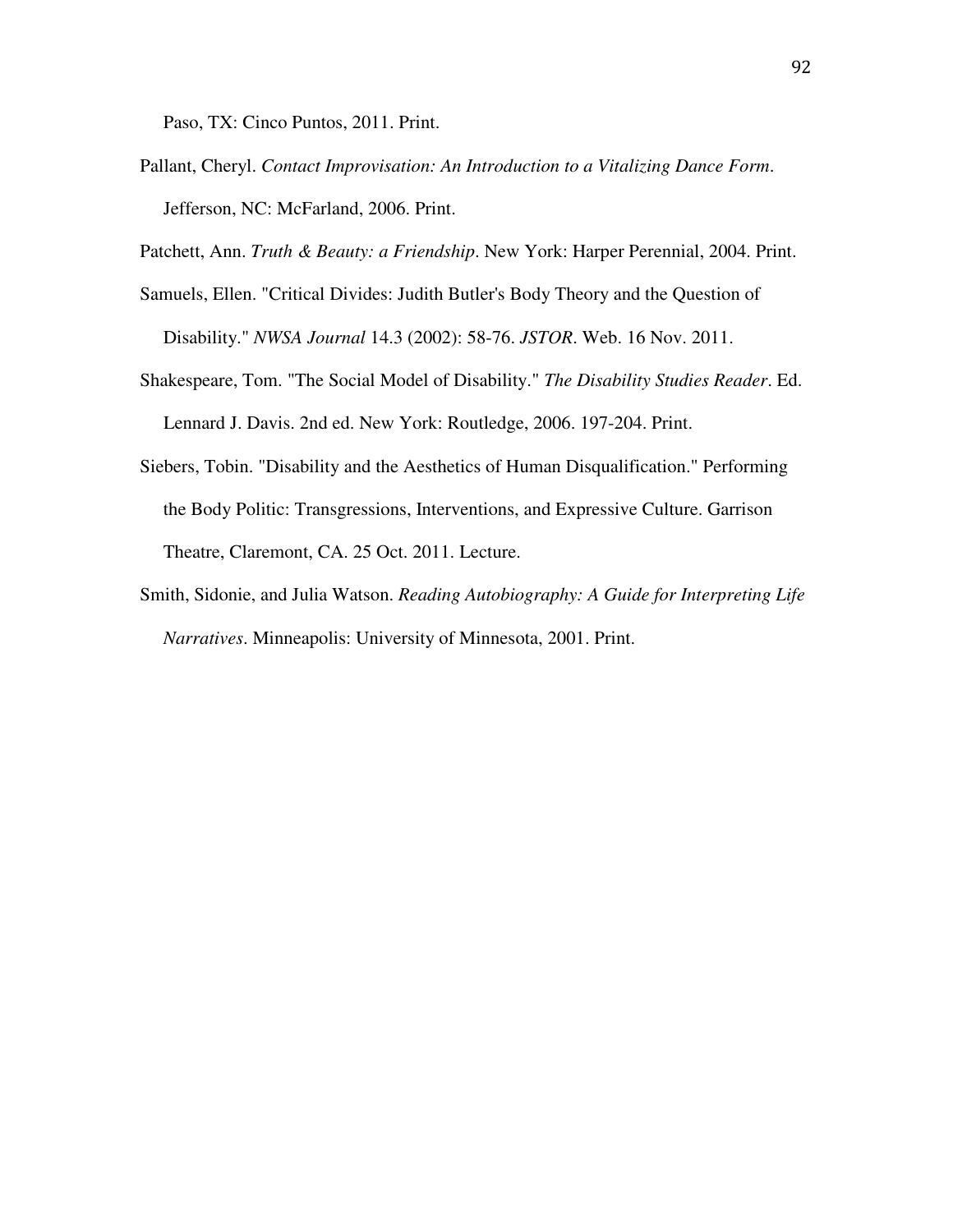Paso, TX: Cinco Puntos, 2011. Print.

Pallant, Cheryl. *Contact Improvisation: An Introduction to a Vitalizing Dance Form*. Jefferson, NC: McFarland, 2006. Print.

Patchett, Ann. *Truth & Beauty: a Friendship*. New York: Harper Perennial, 2004. Print.

Samuels, Ellen. "Critical Divides: Judith Butler's Body Theory and the Question of Disability." *NWSA Journal* 14.3 (2002): 58-76. *JSTOR*. Web. 16 Nov. 2011.

Shakespeare, Tom. "The Social Model of Disability." *The Disability Studies Reader*. Ed. Lennard J. Davis. 2nd ed. New York: Routledge, 2006. 197-204. Print.

Siebers, Tobin. "Disability and the Aesthetics of Human Disqualification." Performing the Body Politic: Transgressions, Interventions, and Expressive Culture. Garrison Theatre, Claremont, CA. 25 Oct. 2011. Lecture.

Smith, Sidonie, and Julia Watson. *Reading Autobiography: A Guide for Interpreting Life Narratives*. Minneapolis: University of Minnesota, 2001. Print.